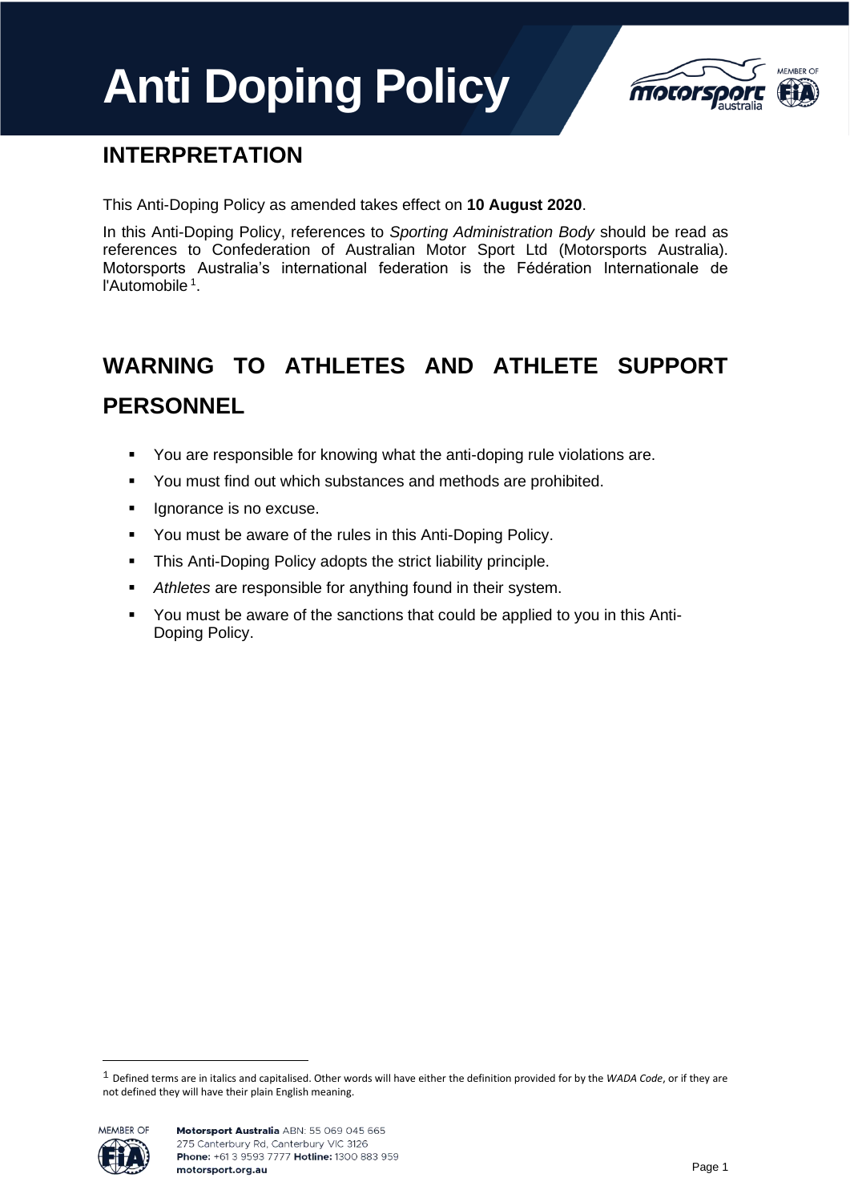# Anti Doping Policy

## INTERPRETATION

This Anti-Doping Policy as amended takes effect on **10 August 2020**.

In this Anti-Doping Policy, references to *Sporting Administration Body* should be read as references to Confederation of Australian Motor Sport Ltd (Motorsports Australia). Motorsports Australia's international federation is the Fédération Internationale de l'Automobile[1].

## WARNING TO ATHLETES AND ATHLETE SUPPORT PERSONNEL

- You are responsible for knowing what the anti-doping rule violations are.
- You must find out which substances and methods are prohibited.
- Ignorance is no excuse.
- You must be aware of the rules in this Anti-Doping Policy.
- This Anti-Doping Policy adopts the strict liability principle.
- *Athletes* are responsible for anything found in their system.
- You must be aware of the sanctions that could be applied to you in this Anti-Doping Policy.

[1] Defined terms are in italics and capitalised. Other words will have either the definition provided for by the *WADA Code*, or if they are not defined they will have their plain English meaning.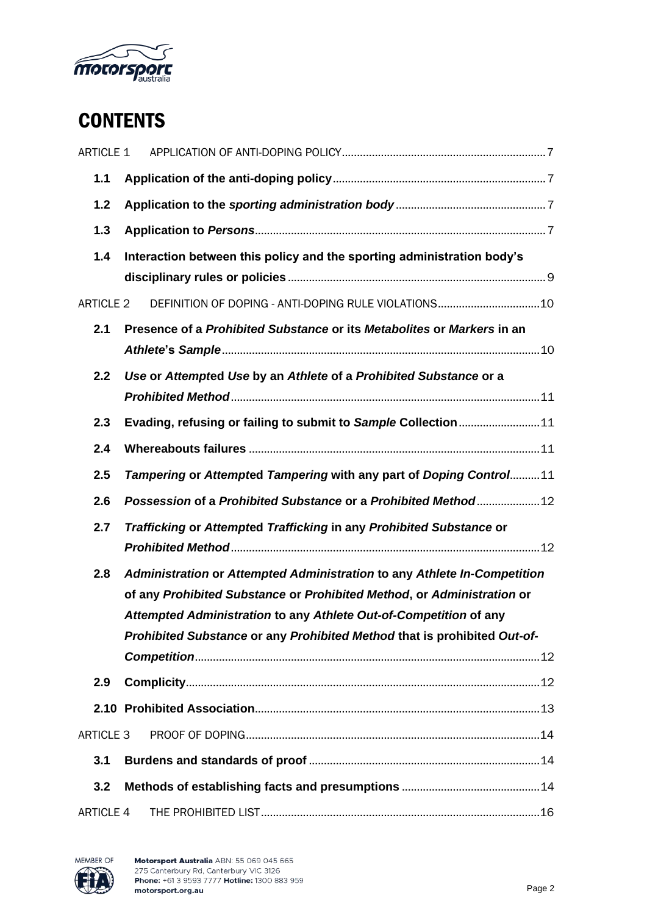# CONTENTS

ARTICLE 1 APPLICATION OF ANTI-DOPING POLICY ..... 7

**1.1 Application of the anti-doping policy** ..... 7

**1.2 Application to the *sporting administration body*** ..... 7

**1.3 Application to *Persons*** ..... 7

**1.4 Interaction between this policy and the sporting administration body's disciplinary rules or policies** ..... 9

ARTICLE 2 DEFINITION OF DOPING - ANTI-DOPING RULE VIOLATIONS ..... 10

**2.1 Presence of a *Prohibited Substance* or its *Metabolites* or *Markers* in an *Athlete*'s *Sample*** ..... 10

**2.2 *Use* or *Attempted Use* by an *Athlete* of a *Prohibited Substance* or a *Prohibited Method*** ..... 11

**2.3 Evading, refusing or failing to submit to *Sample* Collection** ..... 11

**2.4 Whereabouts failures** ..... 11

**2.5 *Tampering* or *Attempted Tampering* with any part of *Doping Control*** ..... 11

**2.6 *Possession* of a *Prohibited Substance* or a *Prohibited Method*** ..... 12

**2.7 *Trafficking* or *Attempted Trafficking* in any *Prohibited Substance* or *Prohibited Method*** ..... 12

**2.8 *Administration* or *Attempted Administration* to any *Athlete In-Competition* of any *Prohibited Substance* or *Prohibited Method*, or *Administration* or *Attempted Administration* to any *Athlete Out-of-Competition* of any *Prohibited Substance* or any *Prohibited Method* that is prohibited *Out-of-Competition*** ..... 12

**2.9 Complicity** ..... 12

**2.10 Prohibited Association** ..... 13

ARTICLE 3 PROOF OF DOPING ..... 14

**3.1 Burdens and standards of proof** ..... 14

**3.2 Methods of establishing facts and presumptions** ..... 14

ARTICLE 4 THE PROHIBITED LIST ..... 16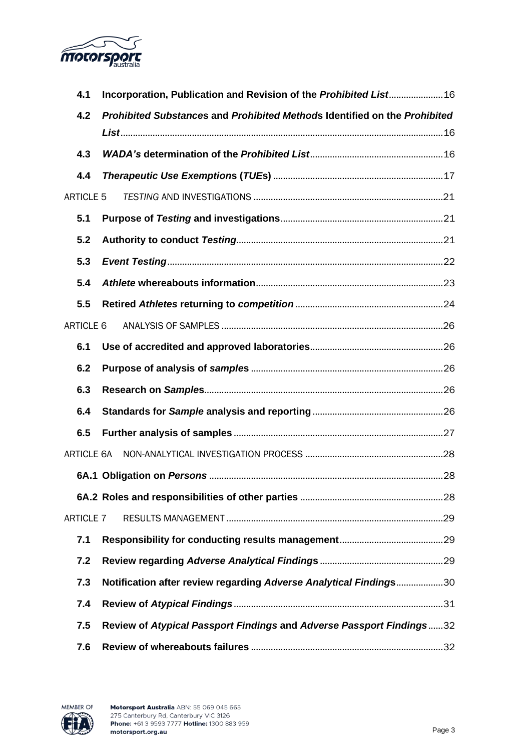| | | |
|---|---|---|
| **4.1** | **Incorporation, Publication and Revision of the *Prohibited List*** | 16 |
| **4.2** | ***Prohibited Substances* and *Prohibited Methods* Identified on the *Prohibited List*** | 16 |
| **4.3** | ***WADA's* determination of the *Prohibited List*** | 16 |
| **4.4** | ***Therapeutic Use Exemptions* (*TUEs*)** | 17 |
| ARTICLE 5 | *TESTING* AND INVESTIGATIONS | 21 |
| **5.1** | **Purpose of *Testing* and investigations** | 21 |
| **5.2** | **Authority to conduct *Testing*** | 21 |
| **5.3** | ***Event Testing*** | 22 |
| **5.4** | ***Athlete* whereabouts information** | 23 |
| **5.5** | **Retired *Athletes* returning to *competition*** | 24 |
| ARTICLE 6 | ANALYSIS OF SAMPLES | 26 |
| **6.1** | **Use of accredited and approved laboratories** | 26 |
| **6.2** | **Purpose of analysis of *samples*** | 26 |
| **6.3** | **Research on *Samples*** | 26 |
| **6.4** | **Standards for *Sample* analysis and reporting** | 26 |
| **6.5** | **Further analysis of samples** | 27 |
| ARTICLE 6A | NON-ANALYTICAL INVESTIGATION PROCESS | 28 |
| **6A.1** | **Obligation on *Persons*** | 28 |
| **6A.2** | **Roles and responsibilities of other parties** | 28 |
| ARTICLE 7 | RESULTS MANAGEMENT | 29 |
| **7.1** | **Responsibility for conducting results management** | 29 |
| **7.2** | **Review regarding *Adverse Analytical Findings*** | 29 |
| **7.3** | **Notification after review regarding *Adverse Analytical Findings*** | 30 |
| **7.4** | **Review of *Atypical Findings*** | 31 |
| **7.5** | **Review of *Atypical Passport Findings* and *Adverse Passport Findings*** | 32 |
| **7.6** | **Review of whereabouts failures** | 32 |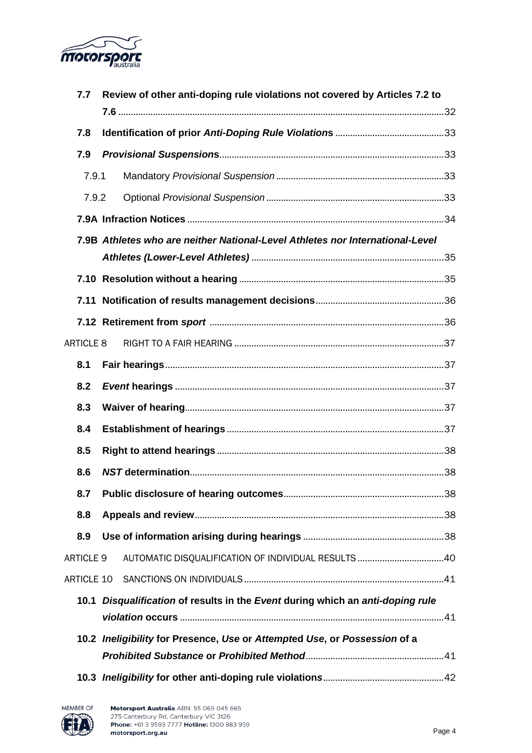**7.7 Review of other anti-doping rule violations not covered by Articles 7.2 to 7.6** ..... 32

**7.8 Identification of prior *Anti-Doping Rule Violations*** ..... 33

**7.9 *Provisional Suspensions*** ..... 33

7.9.1 Mandatory *Provisional Suspension* ..... 33

7.9.2 Optional *Provisional Suspension* ..... 33

**7.9A Infraction Notices** ..... 34

**7.9B *Athletes who are neither National-Level Athletes nor International-Level Athletes (Lower-Level Athletes)*** ..... 35

**7.10 Resolution without a hearing** ..... 35

**7.11 Notification of results management decisions** ..... 36

**7.12 Retirement from *sport*** ..... 36

ARTICLE 8 RIGHT TO A FAIR HEARING ..... 37

**8.1 Fair hearings** ..... 37

**8.2 *Event* hearings** ..... 37

**8.3 Waiver of hearing** ..... 37

**8.4 Establishment of hearings** ..... 37

**8.5 Right to attend hearings** ..... 38

**8.6 *NST* determination** ..... 38

**8.7 Public disclosure of hearing outcomes** ..... 38

**8.8 Appeals and review** ..... 38

**8.9 Use of information arising during hearings** ..... 38

ARTICLE 9 AUTOMATIC DISQUALIFICATION OF INDIVIDUAL RESULTS ..... 40

ARTICLE 10 SANCTIONS ON INDIVIDUALS ..... 41

**10.1 *Disqualification* of results in the *Event* during which an *anti-doping rule violation* occurs** ..... 41

**10.2 *Ineligibility* for Presence, *Use* or *Attempted Use*, or *Possession* of a *Prohibited Substance* or *Prohibited Method*** ..... 41

**10.3 *Ineligibility* for other anti-doping rule violations** ..... 42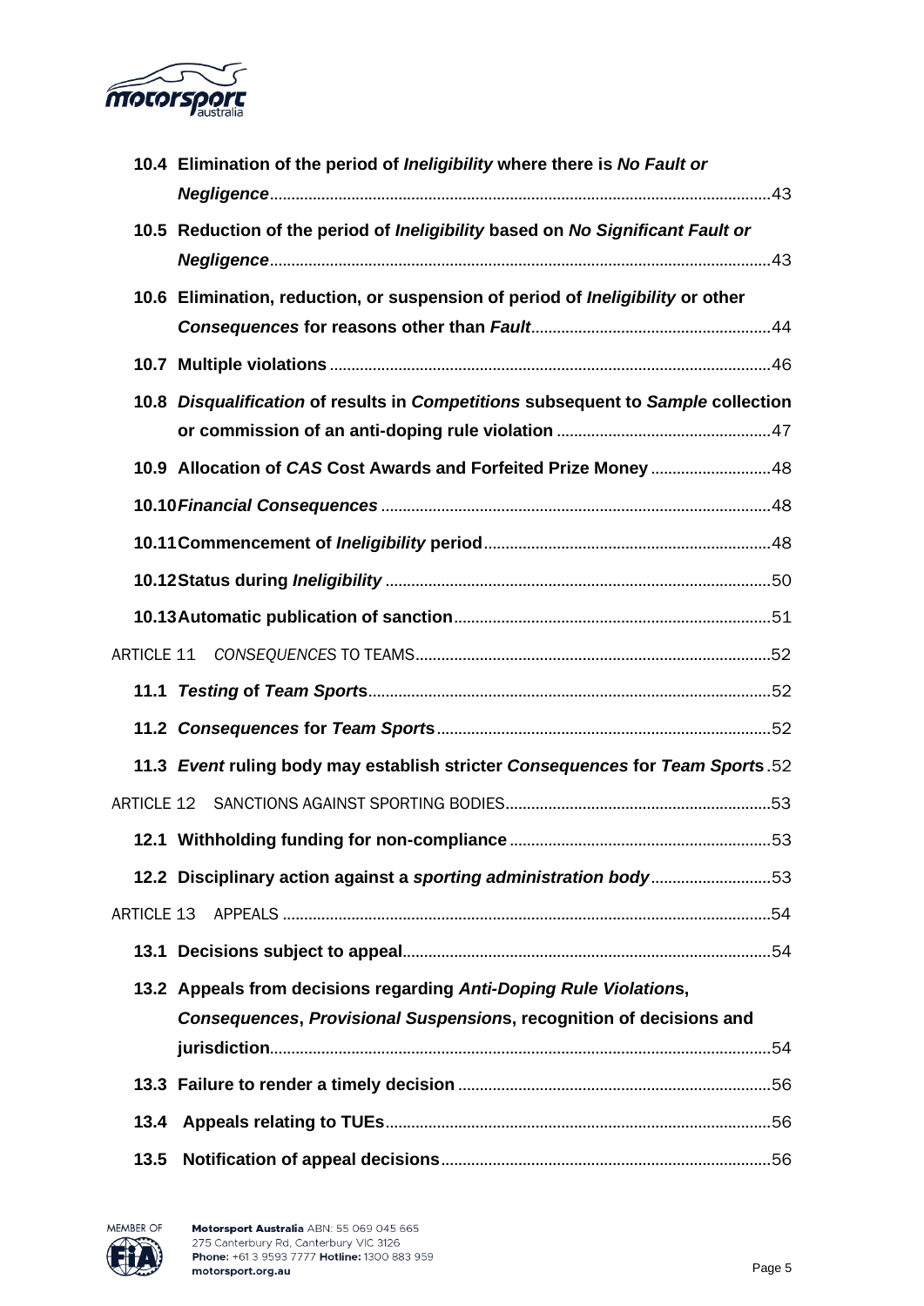**10.4 Elimination of the period of *Ineligibility* where there is *No Fault or Negligence*** .......... 43

**10.5 Reduction of the period of *Ineligibility* based on *No Significant Fault or Negligence*** .......... 43

**10.6 Elimination, reduction, or suspension of period of *Ineligibility* or other *Consequences* for reasons other than *Fault*** .......... 44

**10.7 Multiple violations** .......... 46

**10.8 *Disqualification* of results in *Competitions* subsequent to *Sample* collection or commission of an anti-doping rule violation** .......... 47

**10.9 Allocation of *CAS* Cost Awards and Forfeited Prize Money** .......... 48

**10.10 *Financial Consequences*** .......... 48

**10.11 Commencement of *Ineligibility* period** .......... 48

**10.12 Status during *Ineligibility*** .......... 50

**10.13 Automatic publication of sanction** .......... 51

ARTICLE 11 *CONSEQUENCES* TO TEAMS .......... 52

**11.1 *Testing* of *Team Sports*** .......... 52

**11.2 *Consequences* for *Team Sports*** .......... 52

**11.3 *Event* ruling body may establish stricter *Consequences* for *Team Sports*** .......... 52

ARTICLE 12 SANCTIONS AGAINST SPORTING BODIES .......... 53

**12.1 Withholding funding for non-compliance** .......... 53

**12.2 Disciplinary action against a *sporting administration body*** .......... 53

ARTICLE 13 APPEALS .......... 54

**13.1 Decisions subject to appeal** .......... 54

**13.2 Appeals from decisions regarding *Anti-Doping Rule Violation*s, *Consequences*, *Provisional Suspension*s, recognition of decisions and jurisdiction** .......... 54

**13.3 Failure to render a timely decision** .......... 56

**13.4 Appeals relating to TUEs** .......... 56

**13.5 Notification of appeal decisions** .......... 56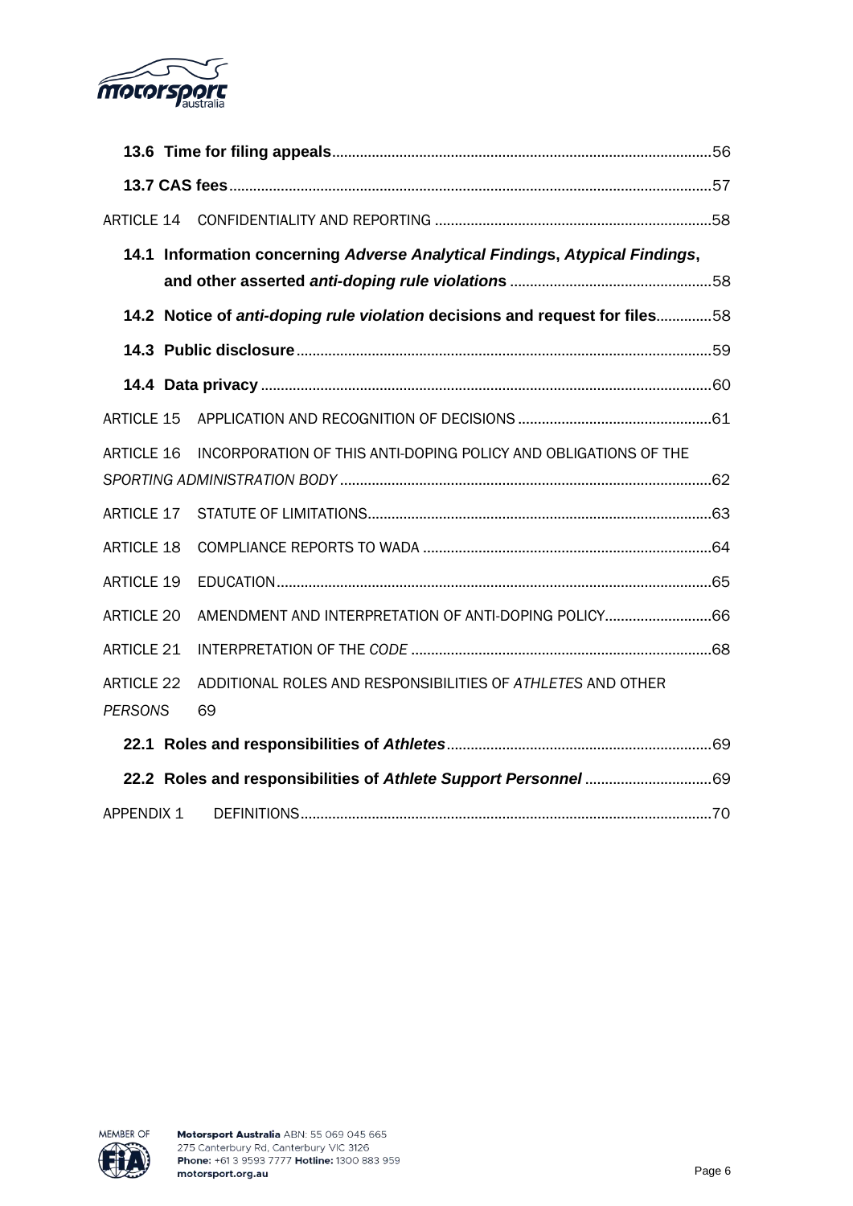**13.6 Time for filing appeals**..........56

**13.7 CAS fees**..........57

ARTICLE 14 CONFIDENTIALITY AND REPORTING..........58

**14.1 Information concerning *Adverse Analytical Finding*s, *Atypical Findings*, and other asserted *anti-doping rule violation*s**..........58

**14.2 Notice of *anti-doping rule violation* decisions and request for files**..........58

**14.3 Public disclosure**..........59

**14.4 Data privacy**..........60

ARTICLE 15 APPLICATION AND RECOGNITION OF DECISIONS..........61

ARTICLE 16 INCORPORATION OF THIS ANTI-DOPING POLICY AND OBLIGATIONS OF THE *SPORTING ADMINISTRATION BODY*..........62

ARTICLE 17 STATUTE OF LIMITATIONS..........63

ARTICLE 18 COMPLIANCE REPORTS TO WADA..........64

ARTICLE 19 EDUCATION..........65

ARTICLE 20 AMENDMENT AND INTERPRETATION OF ANTI-DOPING POLICY..........66

ARTICLE 21 INTERPRETATION OF THE *CODE*..........68

ARTICLE 22 ADDITIONAL ROLES AND RESPONSIBILITIES OF *ATHLETES* AND OTHER *PERSONS* 69

**22.1 Roles and responsibilities of *Athletes***..........69

**22.2 Roles and responsibilities of *Athlete Support Personnel***..........69

APPENDIX 1 DEFINITIONS..........70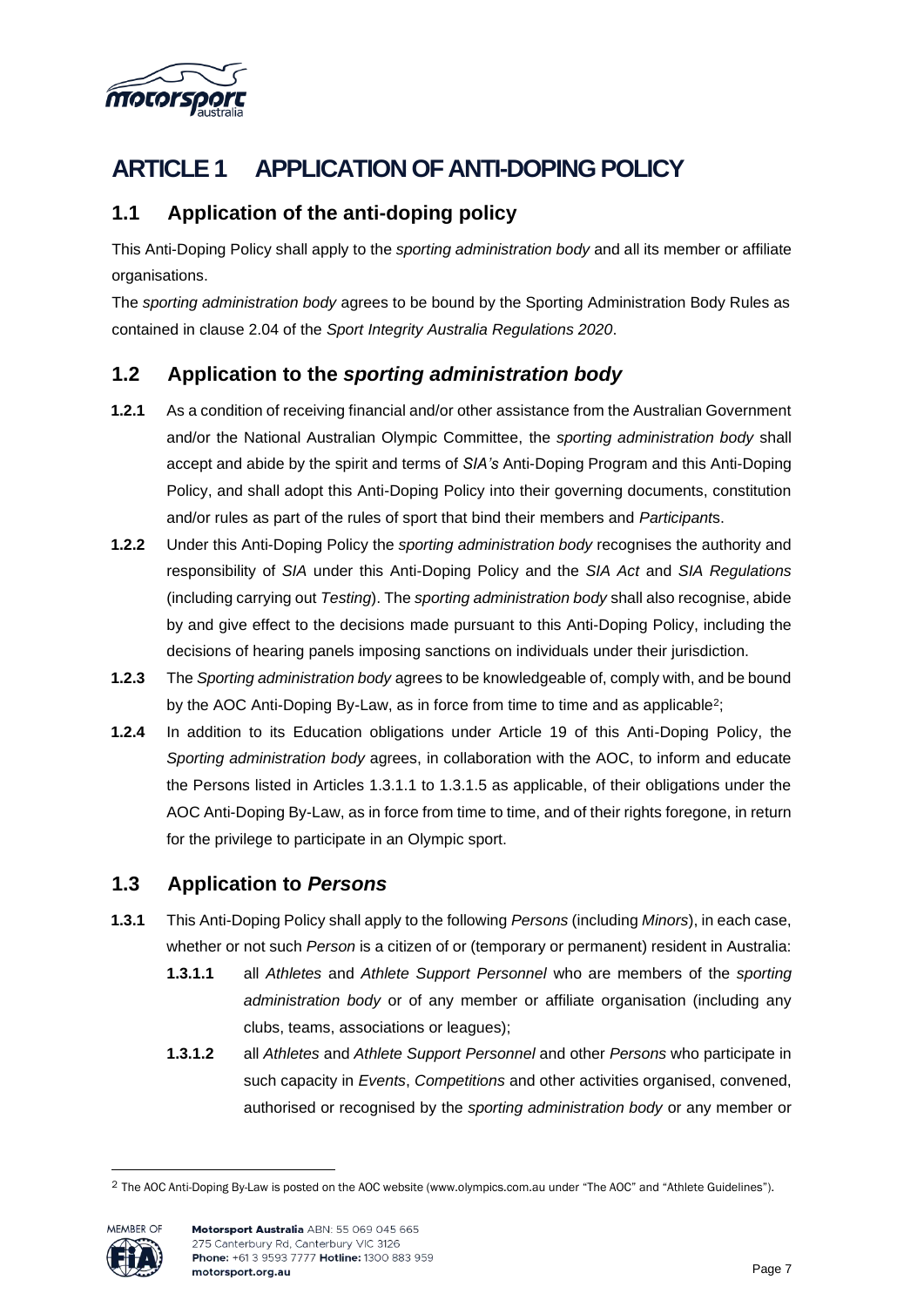# ARTICLE 1 APPLICATION OF ANTI-DOPING POLICY

## 1.1 Application of the anti-doping policy

This Anti-Doping Policy shall apply to the *sporting administration body* and all its member or affiliate organisations.

The *sporting administration body* agrees to be bound by the Sporting Administration Body Rules as contained in clause 2.04 of the *Sport Integrity Australia Regulations 2020*.

## 1.2 Application to the *sporting administration body*

**1.2.1** As a condition of receiving financial and/or other assistance from the Australian Government and/or the National Australian Olympic Committee, the *sporting administration body* shall accept and abide by the spirit and terms of *SIA's* Anti-Doping Program and this Anti-Doping Policy, and shall adopt this Anti-Doping Policy into their governing documents, constitution and/or rules as part of the rules of sport that bind their members and *Participant*s.

**1.2.2** Under this Anti-Doping Policy the *sporting administration body* recognises the authority and responsibility of *SIA* under this Anti-Doping Policy and the *SIA Act* and *SIA Regulations* (including carrying out *Testing*). The *sporting administration body* shall also recognise, abide by and give effect to the decisions made pursuant to this Anti-Doping Policy, including the decisions of hearing panels imposing sanctions on individuals under their jurisdiction.

**1.2.3** The *Sporting administration body* agrees to be knowledgeable of, comply with, and be bound by the AOC Anti-Doping By-Law, as in force from time to time and as applicable[2];

**1.2.4** In addition to its Education obligations under Article 19 of this Anti-Doping Policy, the *Sporting administration body* agrees, in collaboration with the AOC, to inform and educate the Persons listed in Articles 1.3.1.1 to 1.3.1.5 as applicable, of their obligations under the AOC Anti-Doping By-Law, as in force from time to time, and of their rights foregone, in return for the privilege to participate in an Olympic sport.

## 1.3 Application to *Persons*

**1.3.1** This Anti-Doping Policy shall apply to the following *Persons* (including *Minors*), in each case, whether or not such *Person* is a citizen of or (temporary or permanent) resident in Australia:

**1.3.1.1** all *Athletes* and *Athlete Support Personnel* who are members of the *sporting administration body* or of any member or affiliate organisation (including any clubs, teams, associations or leagues);

**1.3.1.2** all *Athletes* and *Athlete Support Personnel* and other *Persons* who participate in such capacity in *Events*, *Competitions* and other activities organised, convened, authorised or recognised by the *sporting administration body* or any member or

[2] The AOC Anti-Doping By-Law is posted on the AOC website (www.olympics.com.au under "The AOC" and "Athlete Guidelines").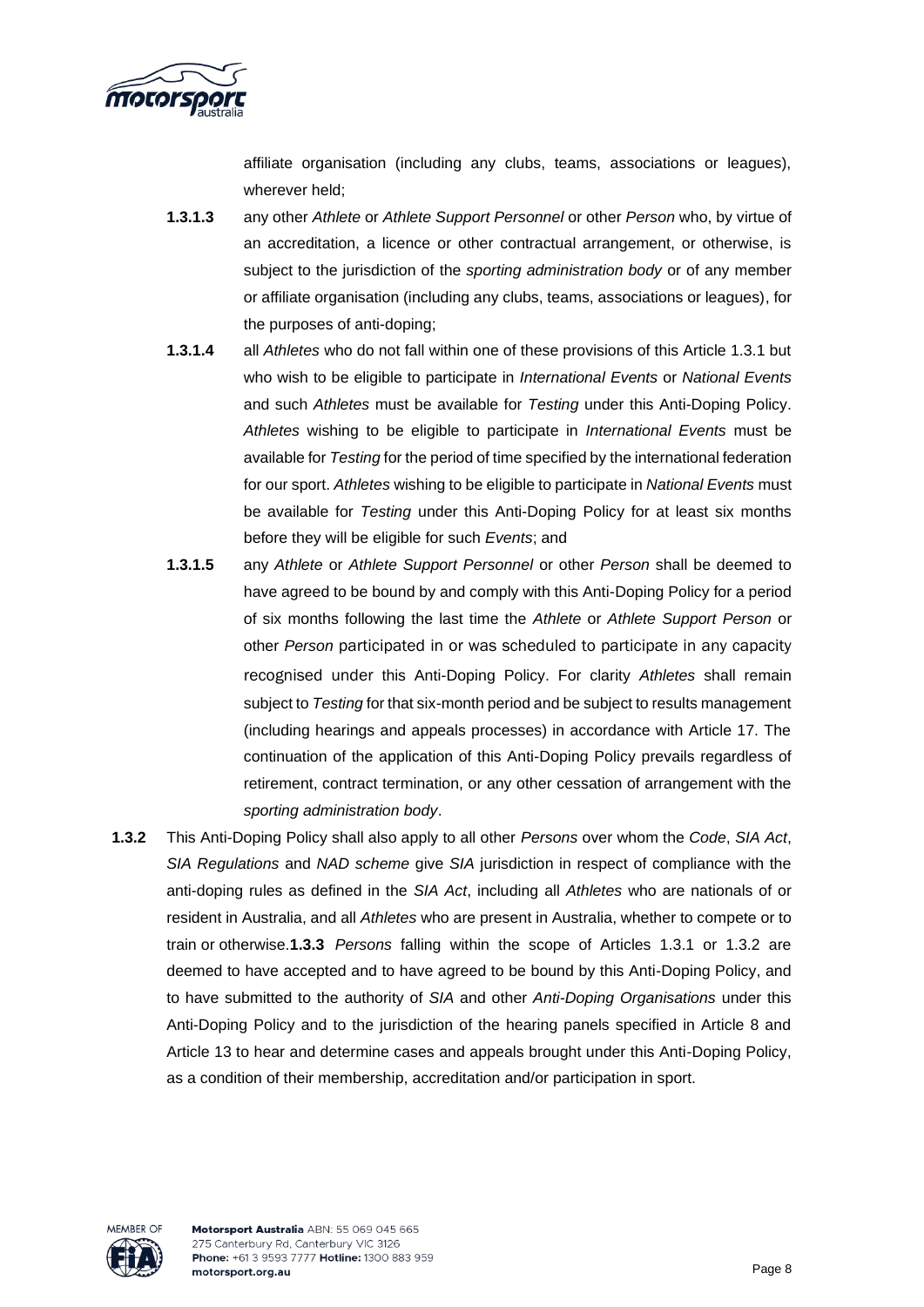affiliate organisation (including any clubs, teams, associations or leagues), wherever held;

**1.3.1.3** any other *Athlete* or *Athlete Support Personnel* or other *Person* who, by virtue of an accreditation, a licence or other contractual arrangement, or otherwise, is subject to the jurisdiction of the *sporting administration body* or of any member or affiliate organisation (including any clubs, teams, associations or leagues), for the purposes of anti-doping;

**1.3.1.4** all *Athletes* who do not fall within one of these provisions of this Article 1.3.1 but who wish to be eligible to participate in *International Events* or *National Events* and such *Athletes* must be available for *Testing* under this Anti-Doping Policy. *Athletes* wishing to be eligible to participate in *International Events* must be available for *Testing* for the period of time specified by the international federation for our sport. *Athletes* wishing to be eligible to participate in *National Events* must be available for *Testing* under this Anti-Doping Policy for at least six months before they will be eligible for such *Events*; and

**1.3.1.5** any *Athlete* or *Athlete Support Personnel* or other *Person* shall be deemed to have agreed to be bound by and comply with this Anti-Doping Policy for a period of six months following the last time the *Athlete* or *Athlete Support Person* or other *Person* participated in or was scheduled to participate in any capacity recognised under this Anti-Doping Policy. For clarity *Athletes* shall remain subject to *Testing* for that six-month period and be subject to results management (including hearings and appeals processes) in accordance with Article 17. The continuation of the application of this Anti-Doping Policy prevails regardless of retirement, contract termination, or any other cessation of arrangement with the *sporting administration body*.

**1.3.2** This Anti-Doping Policy shall also apply to all other *Persons* over whom the *Code*, *SIA Act*, *SIA Regulations* and *NAD scheme* give *SIA* jurisdiction in respect of compliance with the anti-doping rules as defined in the *SIA Act*, including all *Athletes* who are nationals of or resident in Australia, and all *Athletes* who are present in Australia, whether to compete or to train or otherwise.**1.3.3** *Persons* falling within the scope of Articles 1.3.1 or 1.3.2 are deemed to have accepted and to have agreed to be bound by this Anti-Doping Policy, and to have submitted to the authority of *SIA* and other *Anti-Doping Organisations* under this Anti-Doping Policy and to the jurisdiction of the hearing panels specified in Article 8 and Article 13 to hear and determine cases and appeals brought under this Anti-Doping Policy, as a condition of their membership, accreditation and/or participation in sport.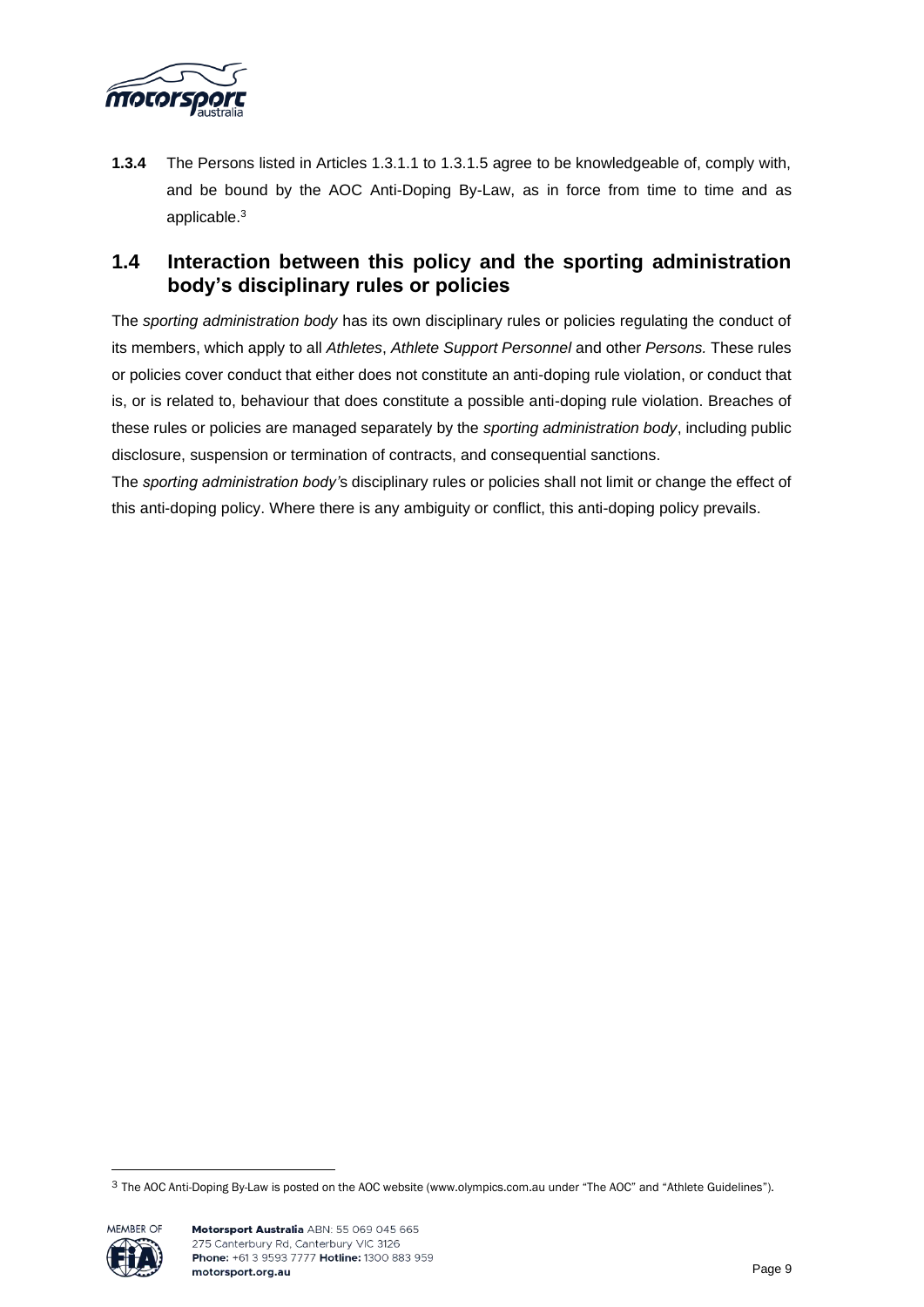**1.3.4** The Persons listed in Articles 1.3.1.1 to 1.3.1.5 agree to be knowledgeable of, comply with, and be bound by the AOC Anti-Doping By-Law, as in force from time to time and as applicable.[3]

## 1.4 Interaction between this policy and the sporting administration body's disciplinary rules or policies

The *sporting administration body* has its own disciplinary rules or policies regulating the conduct of its members, which apply to all *Athletes*, *Athlete Support Personnel* and other *Persons.* These rules or policies cover conduct that either does not constitute an anti-doping rule violation, or conduct that is, or is related to, behaviour that does constitute a possible anti-doping rule violation. Breaches of these rules or policies are managed separately by the *sporting administration body*, including public disclosure, suspension or termination of contracts, and consequential sanctions.

The *sporting administration body'*s disciplinary rules or policies shall not limit or change the effect of this anti-doping policy. Where there is any ambiguity or conflict, this anti-doping policy prevails.

---

[3] The AOC Anti-Doping By-Law is posted on the AOC website (www.olympics.com.au under "The AOC" and "Athlete Guidelines").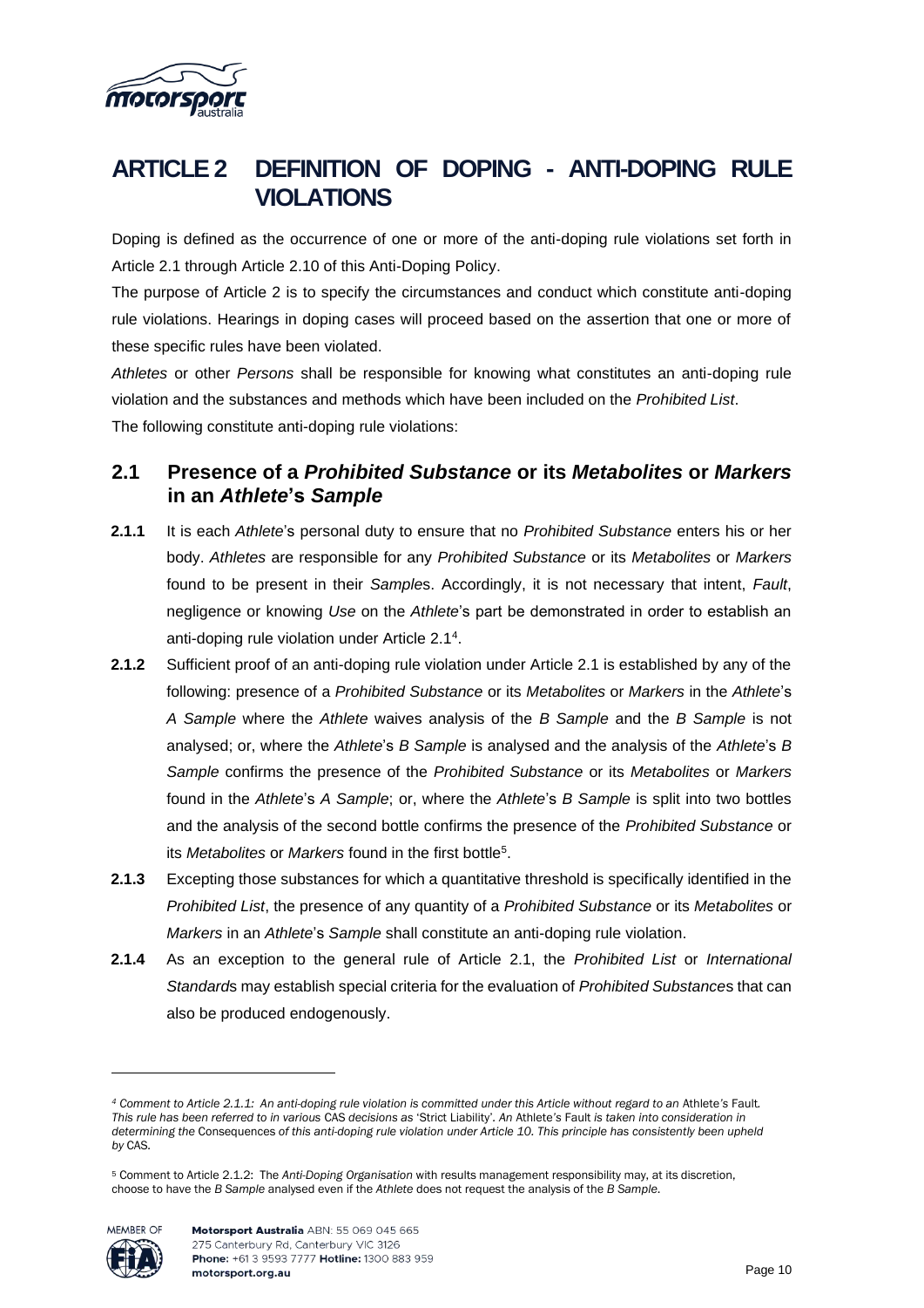# ARTICLE 2 DEFINITION OF DOPING - ANTI-DOPING RULE VIOLATIONS

Doping is defined as the occurrence of one or more of the anti-doping rule violations set forth in Article 2.1 through Article 2.10 of this Anti-Doping Policy.

The purpose of Article 2 is to specify the circumstances and conduct which constitute anti-doping rule violations. Hearings in doping cases will proceed based on the assertion that one or more of these specific rules have been violated.

*Athletes* or other *Persons* shall be responsible for knowing what constitutes an anti-doping rule violation and the substances and methods which have been included on the *Prohibited List*.

The following constitute anti-doping rule violations:

## 2.1 Presence of a *Prohibited Substance* or its *Metabolites* or *Markers* in an *Athlete*'s *Sample*

**2.1.1** It is each *Athlete*'s personal duty to ensure that no *Prohibited Substance* enters his or her body. *Athletes* are responsible for any *Prohibited Substance* or its *Metabolites* or *Markers* found to be present in their *Sample*s. Accordingly, it is not necessary that intent, *Fault*, negligence or knowing *Use* on the *Athlete*'s part be demonstrated in order to establish an anti-doping rule violation under Article 2.1[4].

**2.1.2** Sufficient proof of an anti-doping rule violation under Article 2.1 is established by any of the following: presence of a *Prohibited Substance* or its *Metabolites* or *Markers* in the *Athlete*'s *A Sample* where the *Athlete* waives analysis of the *B Sample* and the *B Sample* is not analysed; or, where the *Athlete*'s *B Sample* is analysed and the analysis of the *Athlete*'s *B Sample* confirms the presence of the *Prohibited Substance* or its *Metabolites* or *Markers* found in the *Athlete*'s *A Sample*; or, where the *Athlete*'s *B Sample* is split into two bottles and the analysis of the second bottle confirms the presence of the *Prohibited Substance* or its *Metabolites* or *Markers* found in the first bottle[5].

**2.1.3** Excepting those substances for which a quantitative threshold is specifically identified in the *Prohibited List*, the presence of any quantity of a *Prohibited Substance* or its *Metabolites* or *Markers* in an *Athlete*'s *Sample* shall constitute an anti-doping rule violation.

**2.1.4** As an exception to the general rule of Article 2.1, the *Prohibited List* or *International Standard*s may establish special criteria for the evaluation of *Prohibited Substance*s that can also be produced endogenously.

---

[4] *Comment to Article 2.1.1: An anti-doping rule violation is committed under this Article without regard to an* Athlete's Fault*. This rule has been referred to in various* CAS *decisions as* 'Strict Liability'. *An* Athlete's Fault *is taken into consideration in determining the* Consequences *of this anti-doping rule violation under Article 10. This principle has consistently been upheld by* CAS.

[5] Comment to Article 2.1.2: The *Anti-Doping Organisation* with results management responsibility may, at its discretion, choose to have the *B Sample* analysed even if the *Athlete* does not request the analysis of the *B Sample*.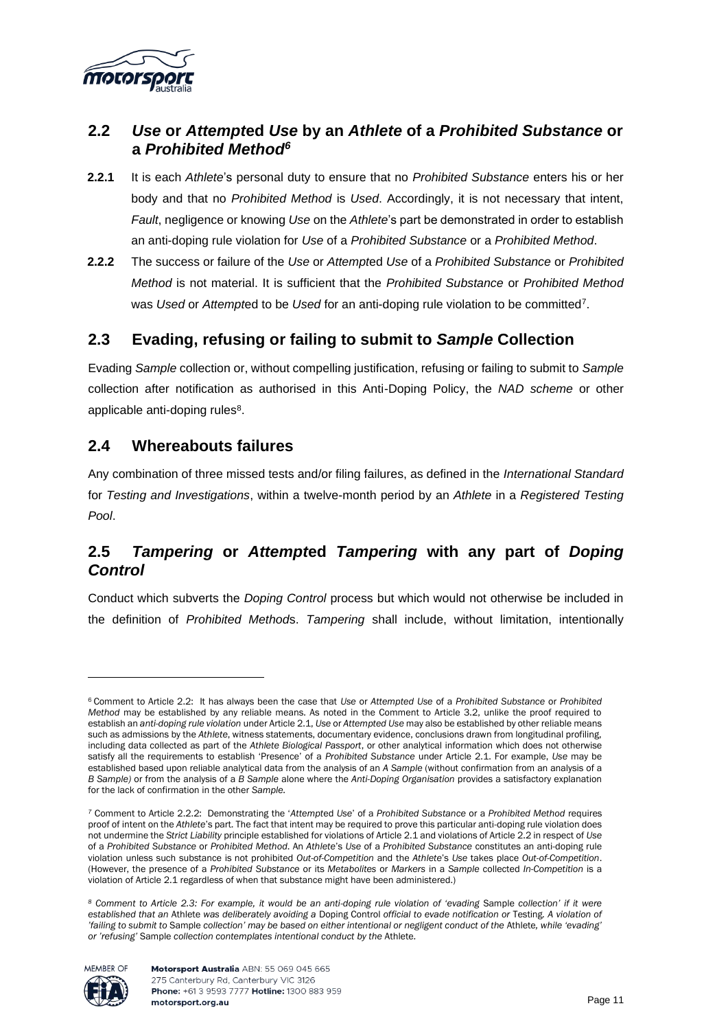## 2.2 *Use* or *Attempt*ed *Use* by an *Athlete* of a *Prohibited Substance* or a *Prohibited Method*[6]

**2.2.1** It is each *Athlete*'s personal duty to ensure that no *Prohibited Substance* enters his or her body and that no *Prohibited Method* is *Used*. Accordingly, it is not necessary that intent, *Fault*, negligence or knowing *Use* on the *Athlete*'s part be demonstrated in order to establish an anti-doping rule violation for *Use* of a *Prohibited Substance* or a *Prohibited Method*.

**2.2.2** The success or failure of the *Use* or *Attempt*ed *Use* of a *Prohibited Substance* or *Prohibited Method* is not material. It is sufficient that the *Prohibited Substance* or *Prohibited Method* was *Used* or *Attempt*ed to be *Used* for an anti-doping rule violation to be committed[7].

## 2.3 Evading, refusing or failing to submit to *Sample* Collection

Evading *Sample* collection or, without compelling justification, refusing or failing to submit to *Sample* collection after notification as authorised in this Anti-Doping Policy, the *NAD scheme* or other applicable anti-doping rules[8].

## 2.4 Whereabouts failures

Any combination of three missed tests and/or filing failures, as defined in the *International Standard* for *Testing and Investigations*, within a twelve-month period by an *Athlete* in a *Registered Testing Pool*.

## 2.5 *Tampering* or *Attempt*ed *Tampering* with any part of *Doping Control*

Conduct which subverts the *Doping Control* process but which would not otherwise be included in the definition of *Prohibited Method*s. *Tampering* shall include, without limitation, intentionally

---

[6] Comment to Article 2.2: It has always been the case that *Use* or *Attempted Use* of a *Prohibited Substance* or *Prohibited Method* may be established by any reliable means. As noted in the Comment to Article 3.2, unlike the proof required to establish an *anti-doping rule violation* under Article 2.1, *Use* or *Attempted Use* may also be established by other reliable means such as admissions by the *Athlete*, witness statements, documentary evidence, conclusions drawn from longitudinal profiling, including data collected as part of the *Athlete Biological Passport*, or other analytical information which does not otherwise satisfy all the requirements to establish 'Presence' of a *Prohibited Substance* under Article 2.1. For example, *Use* may be established based upon reliable analytical data from the analysis of an *A Sample* (without confirmation from an analysis of a *B Sample)* or from the analysis of a *B Sample* alone where the *Anti-Doping Organisation* provides a satisfactory explanation for the lack of confirmation in the other *Sample.*

[7] Comment to Article 2.2.2: Demonstrating the '*Attempted Use*' of a *Prohibited Substance* or a *Prohibited Method* requires proof of intent on the *Athlete*'s part. The fact that intent may be required to prove this particular anti-doping rule violation does not undermine the *Strict Liability* principle established for violations of Article 2.1 and violations of Article 2.2 in respect of *Use* of a *Prohibited Substance* or *Prohibited Method*. An *Athlete*'s *Use* of a *Prohibited Substance* constitutes an anti-doping rule violation unless such substance is not prohibited *Out-of-Competition* and the *Athlete*'s *Use* takes place *Out-of-Competition*. (However, the presence of a *Prohibited Substance* or its *Metabolites* or *Markers* in a *Sample* collected *In-Competition* is a violation of Article 2.1 regardless of when that substance might have been administered.)

[8] *Comment to Article 2.3: For example, it would be an anti-doping rule violation of 'evading* Sample *collection' if it were established that an* Athlete *was deliberately avoiding a* Doping Control *official to evade notification or* Testing*. A violation of 'failing to submit to* Sample *collection' may be based on either intentional or negligent conduct of the* Athlete*, while 'evading' or 'refusing'* Sample *collection contemplates intentional conduct by the* Athlete*.*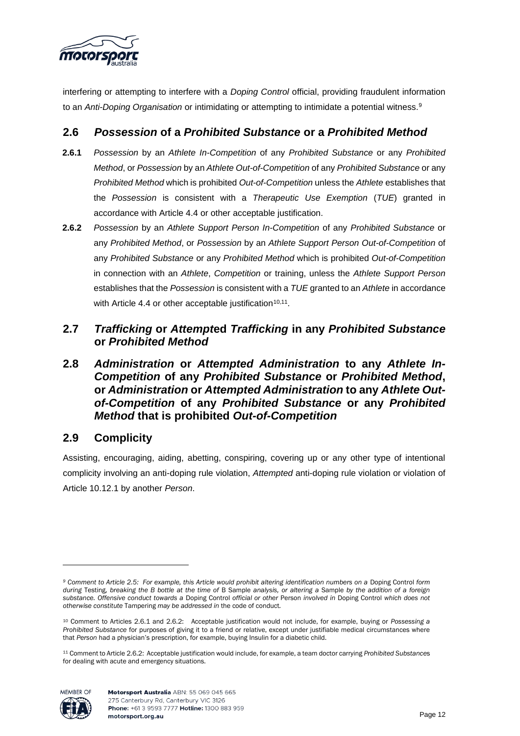interfering or attempting to interfere with a *Doping Control* official, providing fraudulent information to an *Anti-Doping Organisation* or intimidating or attempting to intimidate a potential witness.[9]

## 2.6 *Possession* of a *Prohibited Substance* or a *Prohibited Method*

**2.6.1** *Possession* by an *Athlete In-Competition* of any *Prohibited Substance* or any *Prohibited Method*, or *Possession* by an *Athlete Out-of-Competition* of any *Prohibited Substance* or any *Prohibited Method* which is prohibited *Out-of-Competition* unless the *Athlete* establishes that the *Possession* is consistent with a *Therapeutic Use Exemption* (*TUE*) granted in accordance with Article 4.4 or other acceptable justification.

**2.6.2** *Possession* by an *Athlete Support Person In-Competition* of any *Prohibited Substance* or any *Prohibited Method*, or *Possession* by an *Athlete Support Person Out-of-Competition* of any *Prohibited Substance* or any *Prohibited Method* which is prohibited *Out-of-Competition* in connection with an *Athlete*, *Competition* or training, unless the *Athlete Support Person* establishes that the *Possession* is consistent with a *TUE* granted to an *Athlete* in accordance with Article 4.4 or other acceptable justification[10,11].

## 2.7 *Trafficking* or *Attempt*ed *Trafficking* in any *Prohibited Substance* or *Prohibited Method*

## 2.8 *Administration* or *Attempted Administration* to any *Athlete In-Competition* of any *Prohibited Substance* or *Prohibited Method*, or *Administration* or *Attempted Administration* to any *Athlete Out-of-Competition* of any *Prohibited Substance* or any *Prohibited Method* that is prohibited *Out-of-Competition*

## 2.9 Complicity

Assisting, encouraging, aiding, abetting, conspiring, covering up or any other type of intentional complicity involving an anti-doping rule violation, *Attempted* anti-doping rule violation or violation of Article 10.12.1 by another *Person*.

---

[9] *Comment to Article 2.5: For example, this Article would prohibit altering identification numbers on a* Doping Control *form during* Testing*, breaking the B bottle at the time of* B Sample *analysis, or altering a* Sample *by the addition of a foreign substance. Offensive conduct towards a* Doping Control *official or other* Person *involved in* Doping Control *which does not otherwise constitute* Tampering *may be addressed in* the code of conduct*.*

[10] Comment to Articles 2.6.1 and 2.6.2: Acceptable justification would not include, for example, buying or *Possessing a Prohibited Substance* for purposes of giving it to a friend or relative, except under justifiable medical circumstances where that *Person* had a physician's prescription, for example, buying Insulin for a diabetic child.

[11] Comment to Article 2.6.2: Acceptable justification would include, for example, a team doctor carrying *Prohibited Substance*s for dealing with acute and emergency situations.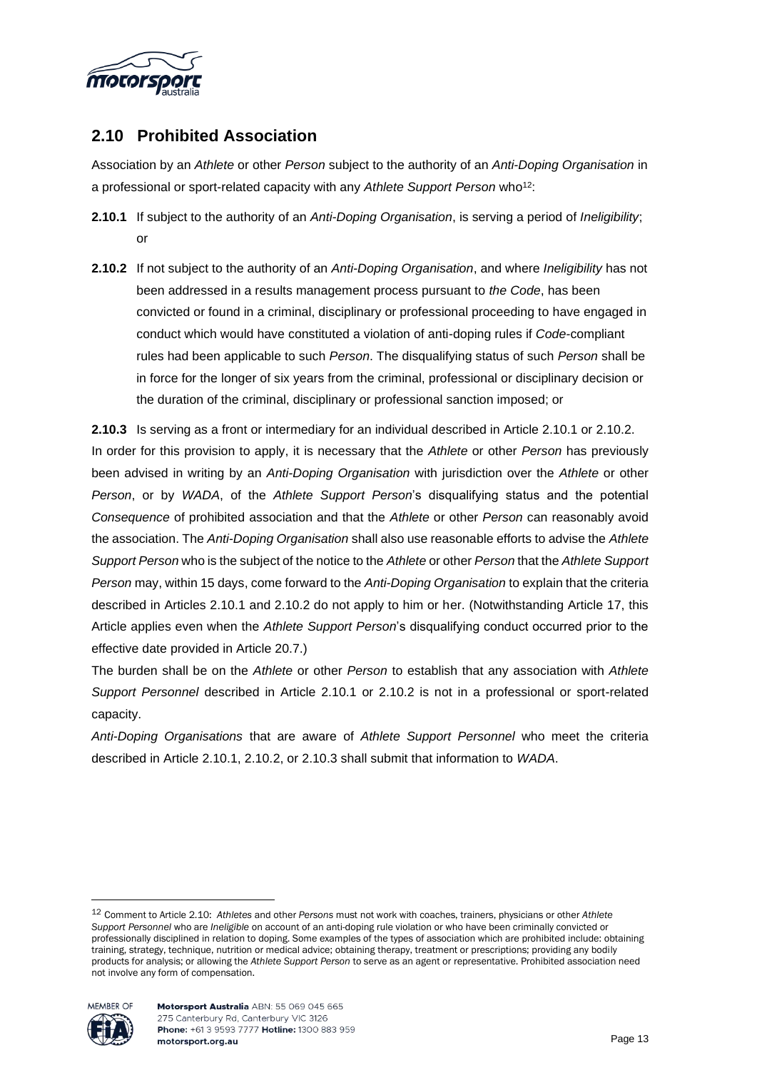## 2.10 Prohibited Association

Association by an *Athlete* or other *Person* subject to the authority of an *Anti-Doping Organisation* in a professional or sport-related capacity with any *Athlete Support Person* who[12]:

**2.10.1** If subject to the authority of an *Anti-Doping Organisation*, is serving a period of *Ineligibility*; or

**2.10.2** If not subject to the authority of an *Anti-Doping Organisation*, and where *Ineligibility* has not been addressed in a results management process pursuant to *the Code*, has been convicted or found in a criminal, disciplinary or professional proceeding to have engaged in conduct which would have constituted a violation of anti-doping rules if *Code*-compliant rules had been applicable to such *Person*. The disqualifying status of such *Person* shall be in force for the longer of six years from the criminal, professional or disciplinary decision or the duration of the criminal, disciplinary or professional sanction imposed; or

**2.10.3** Is serving as a front or intermediary for an individual described in Article 2.10.1 or 2.10.2.

In order for this provision to apply, it is necessary that the *Athlete* or other *Person* has previously been advised in writing by an *Anti-Doping Organisation* with jurisdiction over the *Athlete* or other *Person*, or by *WADA*, of the *Athlete Support Person*'s disqualifying status and the potential *Consequence* of prohibited association and that the *Athlete* or other *Person* can reasonably avoid the association. The *Anti-Doping Organisation* shall also use reasonable efforts to advise the *Athlete Support Person* who is the subject of the notice to the *Athlete* or other *Person* that the *Athlete Support Person* may, within 15 days, come forward to the *Anti-Doping Organisation* to explain that the criteria described in Articles 2.10.1 and 2.10.2 do not apply to him or her. (Notwithstanding Article 17, this Article applies even when the *Athlete Support Person*'s disqualifying conduct occurred prior to the effective date provided in Article 20.7.)

The burden shall be on the *Athlete* or other *Person* to establish that any association with *Athlete Support Personnel* described in Article 2.10.1 or 2.10.2 is not in a professional or sport-related capacity.

*Anti-Doping Organisations* that are aware of *Athlete Support Personnel* who meet the criteria described in Article 2.10.1, 2.10.2, or 2.10.3 shall submit that information to *WADA*.

---

[12] Comment to Article 2.10: *Athletes* and other *Persons* must not work with coaches, trainers, physicians or other *Athlete Support Personnel* who are *Ineligible* on account of an anti-doping rule violation or who have been criminally convicted or professionally disciplined in relation to doping. Some examples of the types of association which are prohibited include: obtaining training, strategy, technique, nutrition or medical advice; obtaining therapy, treatment or prescriptions; providing any bodily products for analysis; or allowing the *Athlete Support Person* to serve as an agent or representative. Prohibited association need not involve any form of compensation.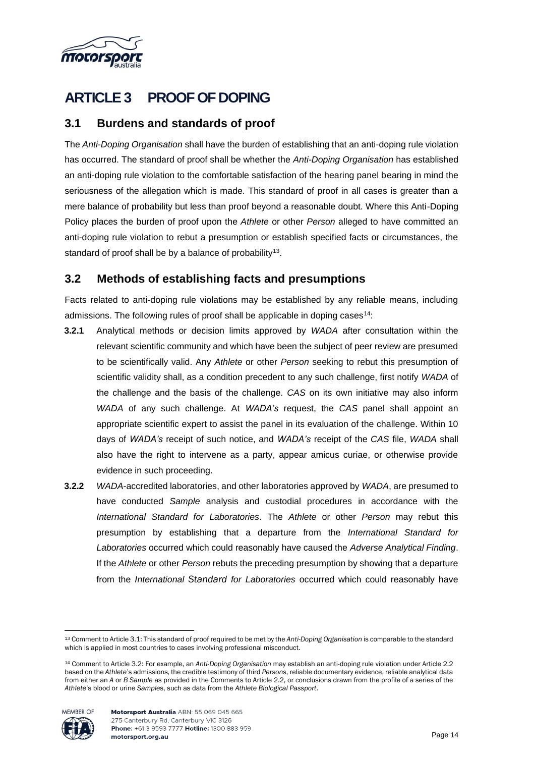# ARTICLE 3 PROOF OF DOPING

## 3.1 Burdens and standards of proof

The *Anti-Doping Organisation* shall have the burden of establishing that an anti-doping rule violation has occurred. The standard of proof shall be whether the *Anti-Doping Organisation* has established an anti-doping rule violation to the comfortable satisfaction of the hearing panel bearing in mind the seriousness of the allegation which is made. This standard of proof in all cases is greater than a mere balance of probability but less than proof beyond a reasonable doubt. Where this Anti-Doping Policy places the burden of proof upon the *Athlete* or other *Person* alleged to have committed an anti-doping rule violation to rebut a presumption or establish specified facts or circumstances, the standard of proof shall be by a balance of probability[13].

## 3.2 Methods of establishing facts and presumptions

Facts related to anti-doping rule violations may be established by any reliable means, including admissions. The following rules of proof shall be applicable in doping cases[14]:

**3.2.1** Analytical methods or decision limits approved by *WADA* after consultation within the relevant scientific community and which have been the subject of peer review are presumed to be scientifically valid. Any *Athlete* or other *Person* seeking to rebut this presumption of scientific validity shall, as a condition precedent to any such challenge, first notify *WADA* of the challenge and the basis of the challenge. *CAS* on its own initiative may also inform *WADA* of any such challenge. At *WADA's* request, the *CAS* panel shall appoint an appropriate scientific expert to assist the panel in its evaluation of the challenge. Within 10 days of *WADA's* receipt of such notice, and *WADA's* receipt of the *CAS* file, *WADA* shall also have the right to intervene as a party, appear amicus curiae, or otherwise provide evidence in such proceeding.

**3.2.2** *WADA*-accredited laboratories, and other laboratories approved by *WADA*, are presumed to have conducted *Sample* analysis and custodial procedures in accordance with the *International Standard for Laboratories*. The *Athlete* or other *Person* may rebut this presumption by establishing that a departure from the *International Standard for Laboratories* occurred which could reasonably have caused the *Adverse Analytical Finding*. If the *Athlete* or other *Person* rebuts the preceding presumption by showing that a departure from the *International Standard for Laboratories* occurred which could reasonably have

---

[13] Comment to Article 3.1: This standard of proof required to be met by the *Anti-Doping Organisation* is comparable to the standard which is applied in most countries to cases involving professional misconduct.

[14] Comment to Article 3.2: For example, an *Anti-Doping Organisation* may establish an anti-doping rule violation under Article 2.2 based on the *Athlete*'s admissions, the credible testimony of third *Persons*, reliable documentary evidence, reliable analytical data from either an *A* or *B Sample* as provided in the Comments to Article 2.2, or conclusions drawn from the profile of a series of the *Athlete*'s blood or urine *Samples*, such as data from the *Athlete Biological Passport*.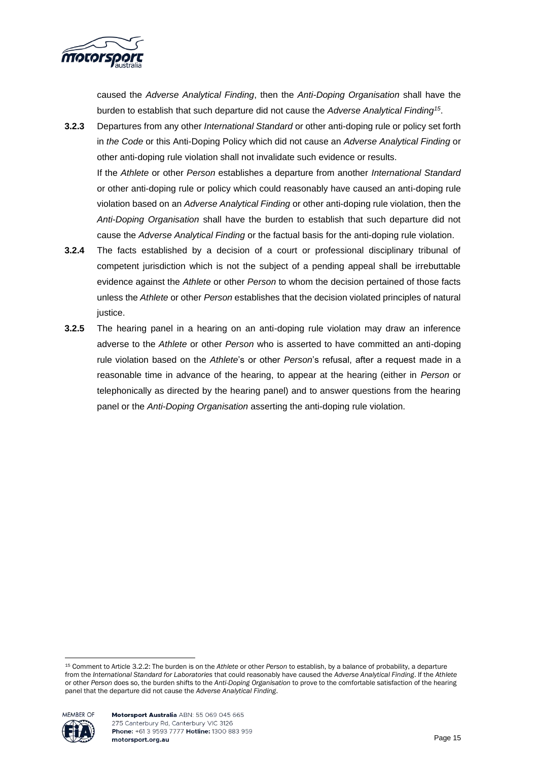caused the *Adverse Analytical Finding*, then the *Anti-Doping Organisation* shall have the burden to establish that such departure did not cause the *Adverse Analytical Finding*[15].

**3.2.3** Departures from any other *International Standard* or other anti-doping rule or policy set forth in *the Code* or this Anti-Doping Policy which did not cause an *Adverse Analytical Finding* or other anti-doping rule violation shall not invalidate such evidence or results.

If the *Athlete* or other *Person* establishes a departure from another *International Standard* or other anti-doping rule or policy which could reasonably have caused an anti-doping rule violation based on an *Adverse Analytical Finding* or other anti-doping rule violation, then the *Anti-Doping Organisation* shall have the burden to establish that such departure did not cause the *Adverse Analytical Finding* or the factual basis for the anti-doping rule violation.

**3.2.4** The facts established by a decision of a court or professional disciplinary tribunal of competent jurisdiction which is not the subject of a pending appeal shall be irrebuttable evidence against the *Athlete* or other *Person* to whom the decision pertained of those facts unless the *Athlete* or other *Person* establishes that the decision violated principles of natural justice.

**3.2.5** The hearing panel in a hearing on an anti-doping rule violation may draw an inference adverse to the *Athlete* or other *Person* who is asserted to have committed an anti-doping rule violation based on the *Athlete*'s or other *Person*'s refusal, after a request made in a reasonable time in advance of the hearing, to appear at the hearing (either in *Person* or telephonically as directed by the hearing panel) and to answer questions from the hearing panel or the *Anti-Doping Organisation* asserting the anti-doping rule violation.

---

[15] Comment to Article 3.2.2: The burden is on the *Athlete* or other *Person* to establish, by a balance of probability, a departure from the *International Standard for Laboratories* that could reasonably have caused the *Adverse Analytical Finding*. If the *Athlete* or other *Person* does so, the burden shifts to the *Anti-Doping Organisation* to prove to the comfortable satisfaction of the hearing panel that the departure did not cause the *Adverse Analytical Finding*.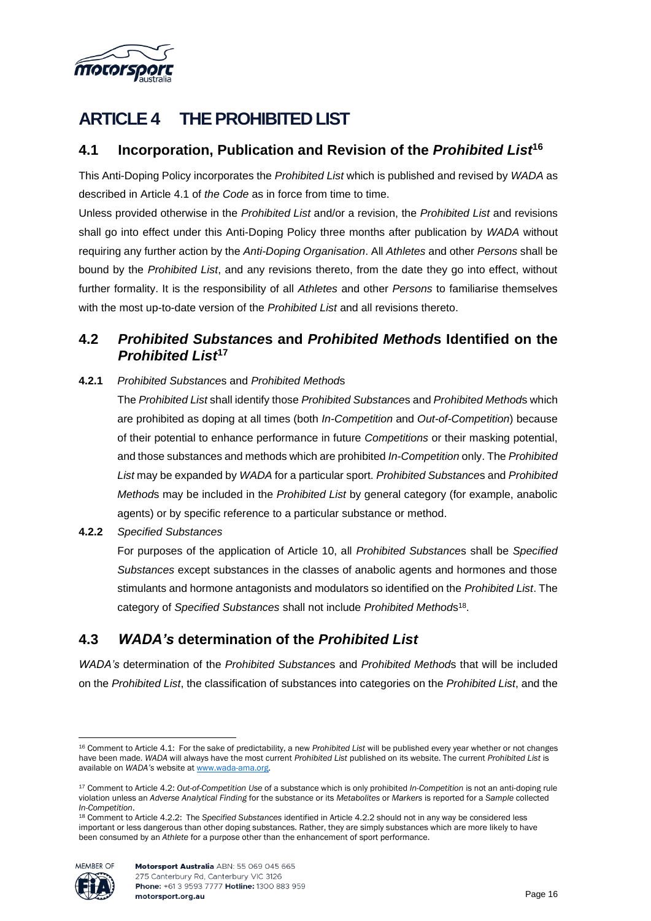# ARTICLE 4 THE PROHIBITED LIST

## 4.1 Incorporation, Publication and Revision of the *Prohibited List*[16]

This Anti-Doping Policy incorporates the *Prohibited List* which is published and revised by *WADA* as described in Article 4.1 of *the Code* as in force from time to time.

Unless provided otherwise in the *Prohibited List* and/or a revision, the *Prohibited List* and revisions shall go into effect under this Anti-Doping Policy three months after publication by *WADA* without requiring any further action by the *Anti-Doping Organisation*. All *Athletes* and other *Persons* shall be bound by the *Prohibited List*, and any revisions thereto, from the date they go into effect, without further formality. It is the responsibility of all *Athletes* and other *Persons* to familiarise themselves with the most up-to-date version of the *Prohibited List* and all revisions thereto.

## 4.2 *Prohibited Substances* and *Prohibited Methods* Identified on the *Prohibited List*[17]

**4.2.1** *Prohibited Substances* and *Prohibited Methods*

The *Prohibited List* shall identify those *Prohibited Substances* and *Prohibited Methods* which are prohibited as doping at all times (both *In-Competition* and *Out-of-Competition*) because of their potential to enhance performance in future *Competitions* or their masking potential, and those substances and methods which are prohibited *In-Competition* only. The *Prohibited List* may be expanded by *WADA* for a particular sport. *Prohibited Substances* and *Prohibited Methods* may be included in the *Prohibited List* by general category (for example, anabolic agents) or by specific reference to a particular substance or method.

**4.2.2** *Specified Substances*

For purposes of the application of Article 10, all *Prohibited Substances* shall be *Specified Substances* except substances in the classes of anabolic agents and hormones and those stimulants and hormone antagonists and modulators so identified on the *Prohibited List*. The category of *Specified Substances* shall not include *Prohibited Methods*[18].

## 4.3 *WADA's* determination of the *Prohibited List*

*WADA's* determination of the *Prohibited Substances* and *Prohibited Methods* that will be included on the *Prohibited List*, the classification of substances into categories on the *Prohibited List*, and the

---

[16] Comment to Article 4.1: For the sake of predictability, a new *Prohibited List* will be published every year whether or not changes have been made. *WADA* will always have the most current *Prohibited List* published on its website. The current *Prohibited List* is available on *WADA's* website at www.wada-ama.org.

[17] Comment to Article 4.2: *Out-of-Competition Use* of a substance which is only prohibited *In-Competition* is not an anti-doping rule violation unless an *Adverse Analytical Finding* for the substance or its *Metabolites* or *Markers* is reported for a *Sample* collected *In-Competition*.

[18] Comment to Article 4.2.2: The *Specified Substances* identified in Article 4.2.2 should not in any way be considered less important or less dangerous than other doping substances. Rather, they are simply substances which are more likely to have been consumed by an *Athlete* for a purpose other than the enhancement of sport performance.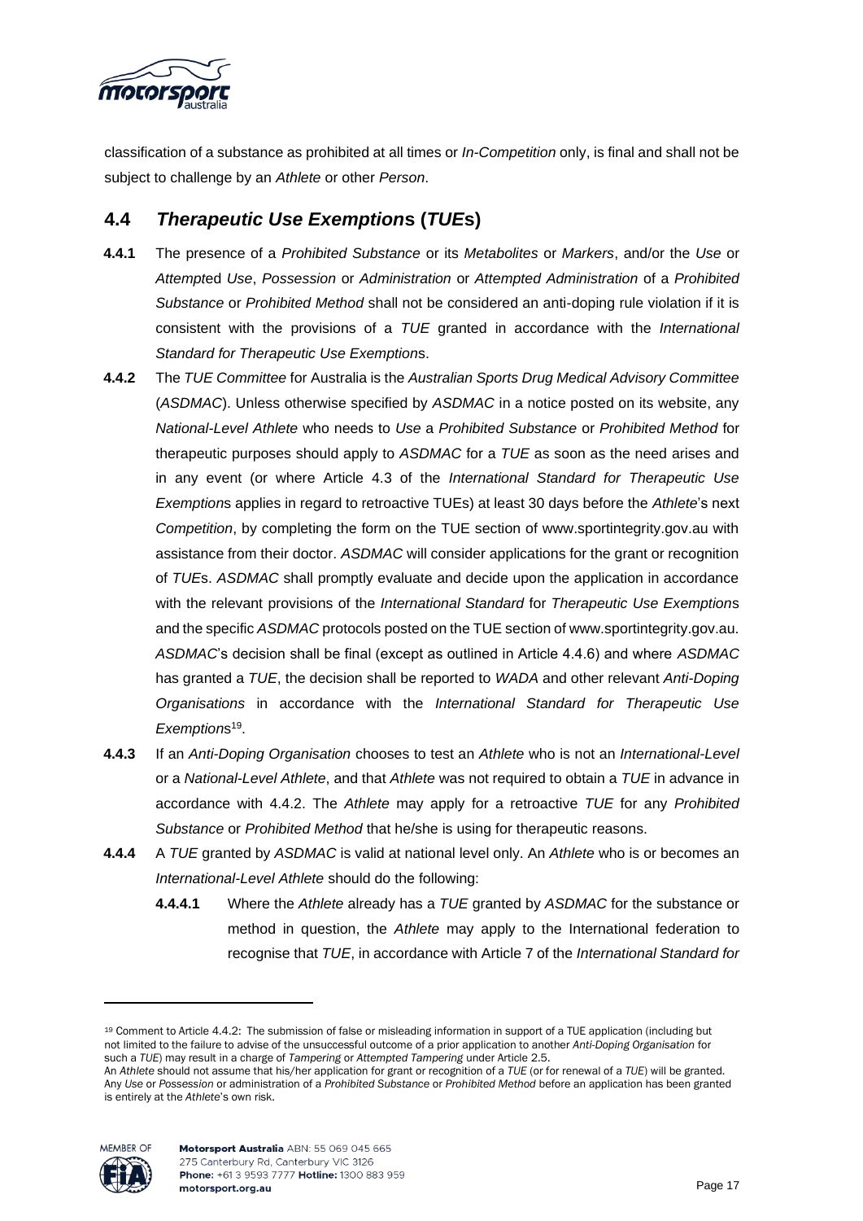classification of a substance as prohibited at all times or *In-Competition* only, is final and shall not be subject to challenge by an *Athlete* or other *Person*.

## 4.4 *Therapeutic Use Exemptions* (*TUEs*)

**4.4.1** The presence of a *Prohibited Substance* or its *Metabolites* or *Markers*, and/or the *Use* or *Attempted Use*, *Possession* or *Administration* or *Attempted Administration* of a *Prohibited Substance* or *Prohibited Method* shall not be considered an anti-doping rule violation if it is consistent with the provisions of a *TUE* granted in accordance with the *International Standard for Therapeutic Use Exemptions*.

**4.4.2** The *TUE Committee* for Australia is the *Australian Sports Drug Medical Advisory Committee* (*ASDMAC*). Unless otherwise specified by *ASDMAC* in a notice posted on its website, any *National-Level Athlete* who needs to *Use* a *Prohibited Substance* or *Prohibited Method* for therapeutic purposes should apply to *ASDMAC* for a *TUE* as soon as the need arises and in any event (or where Article 4.3 of the *International Standard for Therapeutic Use Exemptions* applies in regard to retroactive TUEs) at least 30 days before the *Athlete*'s next *Competition*, by completing the form on the TUE section of www.sportintegrity.gov.au with assistance from their doctor. *ASDMAC* will consider applications for the grant or recognition of *TUEs*. *ASDMAC* shall promptly evaluate and decide upon the application in accordance with the relevant provisions of the *International Standard* for *Therapeutic Use Exemptions* and the specific *ASDMAC* protocols posted on the TUE section of www.sportintegrity.gov.au. *ASDMAC*'s decision shall be final (except as outlined in Article 4.4.6) and where *ASDMAC* has granted a *TUE*, the decision shall be reported to *WADA* and other relevant *Anti-Doping Organisations* in accordance with the *International Standard for Therapeutic Use Exemptions*[19].

**4.4.3** If an *Anti-Doping Organisation* chooses to test an *Athlete* who is not an *International-Level* or a *National-Level Athlete*, and that *Athlete* was not required to obtain a *TUE* in advance in accordance with 4.4.2. The *Athlete* may apply for a retroactive *TUE* for any *Prohibited Substance* or *Prohibited Method* that he/she is using for therapeutic reasons.

**4.4.4** A *TUE* granted by *ASDMAC* is valid at national level only. An *Athlete* who is or becomes an *International-Level Athlete* should do the following:

- **4.4.4.1** Where the *Athlete* already has a *TUE* granted by *ASDMAC* for the substance or method in question, the *Athlete* may apply to the International federation to recognise that *TUE*, in accordance with Article 7 of the *International Standard for*

---

[19] Comment to Article 4.4.2: The submission of false or misleading information in support of a TUE application (including but not limited to the failure to advise of the unsuccessful outcome of a prior application to another *Anti-Doping Organisation* for such a *TUE*) may result in a charge of *Tampering* or *Attempted Tampering* under Article 2.5.
An *Athlete* should not assume that his/her application for grant or recognition of a *TUE* (or for renewal of a *TUE*) will be granted. Any *Use* or *Possession* or administration of a *Prohibited Substance* or *Prohibited Method* before an application has been granted is entirely at the *Athlete*'s own risk.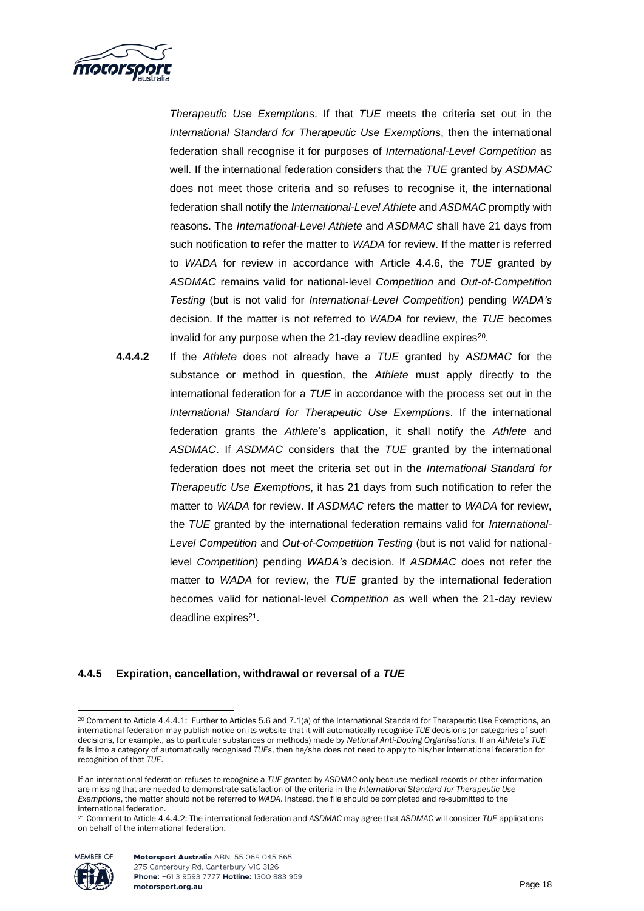*Therapeutic Use Exemption*s. If that *TUE* meets the criteria set out in the *International Standard for Therapeutic Use Exemption*s, then the international federation shall recognise it for purposes of *International-Level Competition* as well. If the international federation considers that the *TUE* granted by *ASDMAC* does not meet those criteria and so refuses to recognise it, the international federation shall notify the *International-Level Athlete* and *ASDMAC* promptly with reasons. The *International-Level Athlete* and *ASDMAC* shall have 21 days from such notification to refer the matter to *WADA* for review. If the matter is referred to *WADA* for review in accordance with Article 4.4.6, the *TUE* granted by *ASDMAC* remains valid for national-level *Competition* and *Out-of-Competition Testing* (but is not valid for *International-Level Competition*) pending *WADA's* decision. If the matter is not referred to *WADA* for review, the *TUE* becomes invalid for any purpose when the 21-day review deadline expires[20].

**4.4.4.2** If the *Athlete* does not already have a *TUE* granted by *ASDMAC* for the substance or method in question, the *Athlete* must apply directly to the international federation for a *TUE* in accordance with the process set out in the *International Standard for Therapeutic Use Exemption*s. If the international federation grants the *Athlete*'s application, it shall notify the *Athlete* and *ASDMAC*. If *ASDMAC* considers that the *TUE* granted by the international federation does not meet the criteria set out in the *International Standard for Therapeutic Use Exemption*s, it has 21 days from such notification to refer the matter to *WADA* for review. If *ASDMAC* refers the matter to *WADA* for review, the *TUE* granted by the international federation remains valid for *International-Level Competition* and *Out-of-Competition Testing* (but is not valid for national-level *Competition*) pending *WADA's* decision. If *ASDMAC* does not refer the matter to *WADA* for review, the *TUE* granted by the international federation becomes valid for national-level *Competition* as well when the 21-day review deadline expires[21].

#### 4.4.5 Expiration, cancellation, withdrawal or reversal of a *TUE*

---

[20] Comment to Article 4.4.4.1: Further to Articles 5.6 and 7.1(a) of the International Standard for Therapeutic Use Exemptions, an international federation may publish notice on its website that it will automatically recognise *TUE* decisions (or categories of such decisions, for example., as to particular substances or methods) made by *National Anti-Doping Organisations*. If an *Athlete's TUE* falls into a category of automatically recognised *TUEs*, then he/she does not need to apply to his/her international federation for recognition of that *TUE*.

If an international federation refuses to recognise a *TUE* granted by *ASDMAC* only because medical records or other information are missing that are needed to demonstrate satisfaction of the criteria in the *International Standard for Therapeutic Use Exemptions*, the matter should not be referred to *WADA*. Instead, the file should be completed and re-submitted to the international federation.

[21] Comment to Article 4.4.4.2: The international federation and *ASDMAC* may agree that *ASDMAC* will consider *TUE* applications on behalf of the international federation.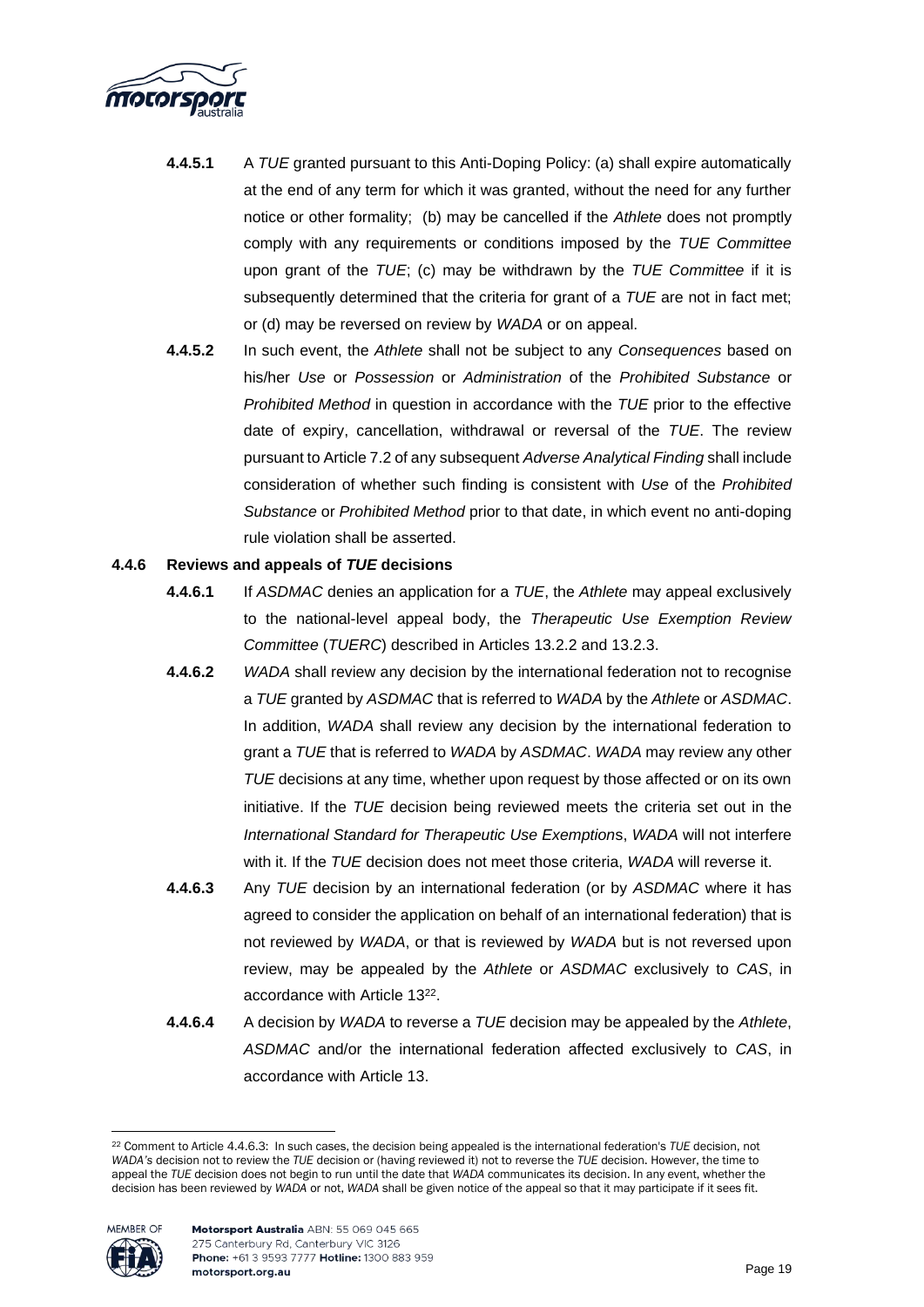**4.4.5.1** A *TUE* granted pursuant to this Anti-Doping Policy: (a) shall expire automatically at the end of any term for which it was granted, without the need for any further notice or other formality; (b) may be cancelled if the *Athlete* does not promptly comply with any requirements or conditions imposed by the *TUE Committee* upon grant of the *TUE*; (c) may be withdrawn by the *TUE Committee* if it is subsequently determined that the criteria for grant of a *TUE* are not in fact met; or (d) may be reversed on review by *WADA* or on appeal.

**4.4.5.2** In such event, the *Athlete* shall not be subject to any *Consequences* based on his/her *Use* or *Possession* or *Administration* of the *Prohibited Substance* or *Prohibited Method* in question in accordance with the *TUE* prior to the effective date of expiry, cancellation, withdrawal or reversal of the *TUE*. The review pursuant to Article 7.2 of any subsequent *Adverse Analytical Finding* shall include consideration of whether such finding is consistent with *Use* of the *Prohibited Substance* or *Prohibited Method* prior to that date, in which event no anti-doping rule violation shall be asserted.

**4.4.6 Reviews and appeals of *TUE* decisions**

**4.4.6.1** If *ASDMAC* denies an application for a *TUE*, the *Athlete* may appeal exclusively to the national-level appeal body, the *Therapeutic Use Exemption Review Committee* (*TUERC*) described in Articles 13.2.2 and 13.2.3.

**4.4.6.2** *WADA* shall review any decision by the international federation not to recognise a *TUE* granted by *ASDMAC* that is referred to *WADA* by the *Athlete* or *ASDMAC*. In addition, *WADA* shall review any decision by the international federation to grant a *TUE* that is referred to *WADA* by *ASDMAC*. *WADA* may review any other *TUE* decisions at any time, whether upon request by those affected or on its own initiative. If the *TUE* decision being reviewed meets the criteria set out in the *International Standard for Therapeutic Use Exemptions*, *WADA* will not interfere with it. If the *TUE* decision does not meet those criteria, *WADA* will reverse it.

**4.4.6.3** Any *TUE* decision by an international federation (or by *ASDMAC* where it has agreed to consider the application on behalf of an international federation) that is not reviewed by *WADA*, or that is reviewed by *WADA* but is not reversed upon review, may be appealed by the *Athlete* or *ASDMAC* exclusively to *CAS*, in accordance with Article 13[22].

**4.4.6.4** A decision by *WADA* to reverse a *TUE* decision may be appealed by the *Athlete*, *ASDMAC* and/or the international federation affected exclusively to *CAS*, in accordance with Article 13.

[22] Comment to Article 4.4.6.3: In such cases, the decision being appealed is the international federation's *TUE* decision, not *WADA's* decision not to review the *TUE* decision or (having reviewed it) not to reverse the *TUE* decision. However, the time to appeal the *TUE* decision does not begin to run until the date that *WADA* communicates its decision. In any event, whether the decision has been reviewed by *WADA* or not, *WADA* shall be given notice of the appeal so that it may participate if it sees fit.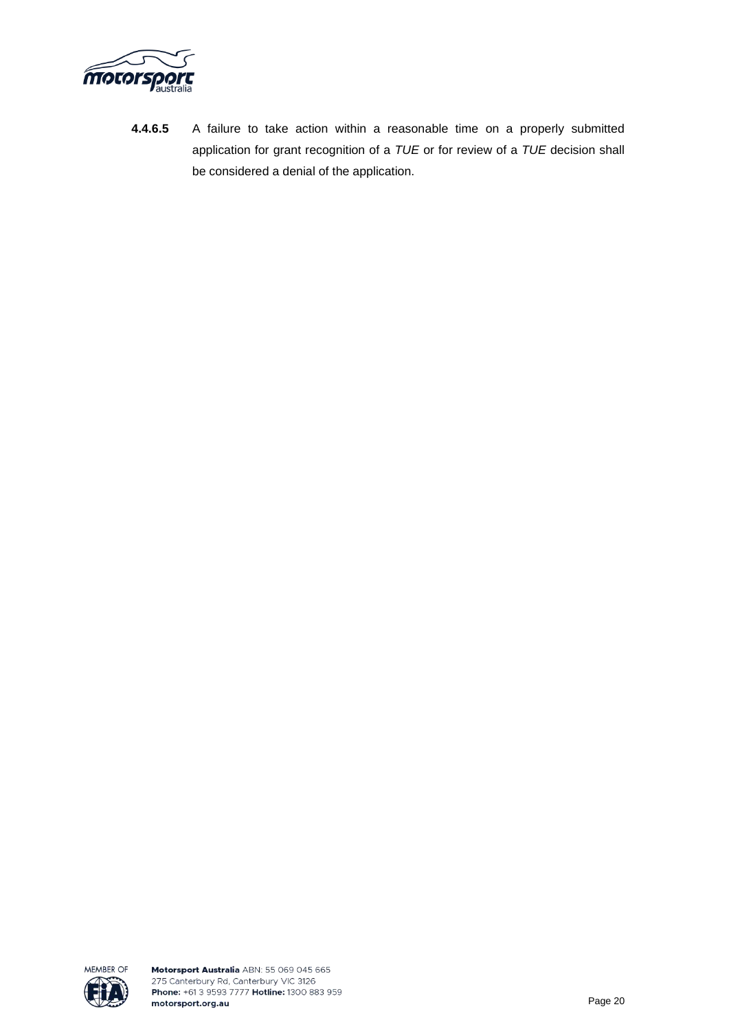**4.4.6.5** A failure to take action within a reasonable time on a properly submitted application for grant recognition of a *TUE* or for review of a *TUE* decision shall be considered a denial of the application.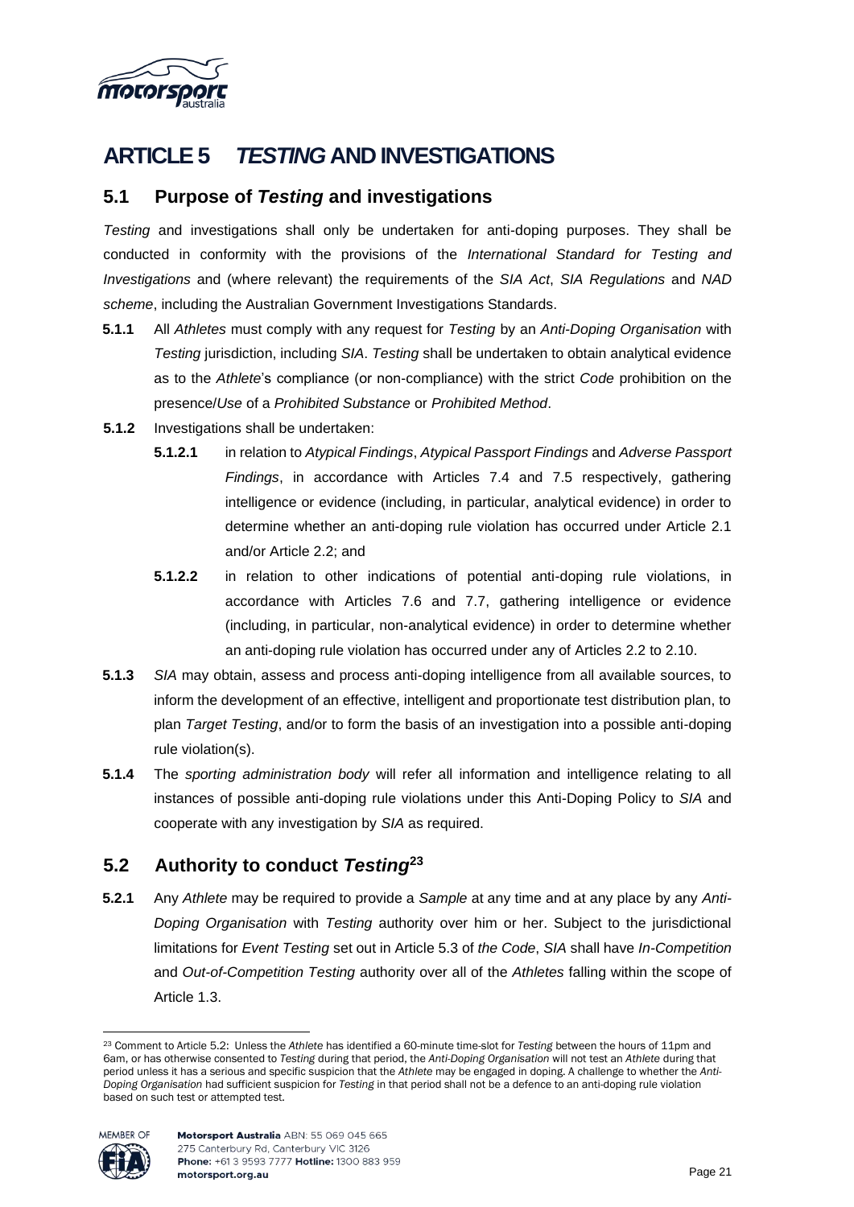# ARTICLE 5 *TESTING* AND INVESTIGATIONS

## 5.1 Purpose of *Testing* and investigations

*Testing* and investigations shall only be undertaken for anti-doping purposes. They shall be conducted in conformity with the provisions of the *International Standard for Testing and Investigations* and (where relevant) the requirements of the *SIA Act*, *SIA Regulations* and *NAD scheme*, including the Australian Government Investigations Standards.

**5.1.1** All *Athletes* must comply with any request for *Testing* by an *Anti-Doping Organisation* with *Testing* jurisdiction, including *SIA*. *Testing* shall be undertaken to obtain analytical evidence as to the *Athlete*'s compliance (or non-compliance) with the strict *Code* prohibition on the presence/*Use* of a *Prohibited Substance* or *Prohibited Method*.

**5.1.2** Investigations shall be undertaken:

**5.1.2.1** in relation to *Atypical Findings*, *Atypical Passport Findings* and *Adverse Passport Findings*, in accordance with Articles 7.4 and 7.5 respectively, gathering intelligence or evidence (including, in particular, analytical evidence) in order to determine whether an anti-doping rule violation has occurred under Article 2.1 and/or Article 2.2; and

**5.1.2.2** in relation to other indications of potential anti-doping rule violations, in accordance with Articles 7.6 and 7.7, gathering intelligence or evidence (including, in particular, non-analytical evidence) in order to determine whether an anti-doping rule violation has occurred under any of Articles 2.2 to 2.10.

**5.1.3** *SIA* may obtain, assess and process anti-doping intelligence from all available sources, to inform the development of an effective, intelligent and proportionate test distribution plan, to plan *Target Testing*, and/or to form the basis of an investigation into a possible anti-doping rule violation(s).

**5.1.4** The *sporting administration body* will refer all information and intelligence relating to all instances of possible anti-doping rule violations under this Anti-Doping Policy to *SIA* and cooperate with any investigation by *SIA* as required.

## 5.2 Authority to conduct *Testing*[23]

**5.2.1** Any *Athlete* may be required to provide a *Sample* at any time and at any place by any *Anti-Doping Organisation* with *Testing* authority over him or her. Subject to the jurisdictional limitations for *Event Testing* set out in Article 5.3 of *the Code*, *SIA* shall have *In-Competition* and *Out-of-Competition Testing* authority over all of the *Athletes* falling within the scope of Article 1.3.

---

[23] Comment to Article 5.2: Unless the *Athlete* has identified a 60-minute time-slot for *Testing* between the hours of 11pm and 6am, or has otherwise consented to *Testing* during that period, the *Anti-Doping Organisation* will not test an *Athlete* during that period unless it has a serious and specific suspicion that the *Athlete* may be engaged in doping. A challenge to whether the *Anti-Doping Organisation* had sufficient suspicion for *Testing* in that period shall not be a defence to an anti-doping rule violation based on such test or attempted test.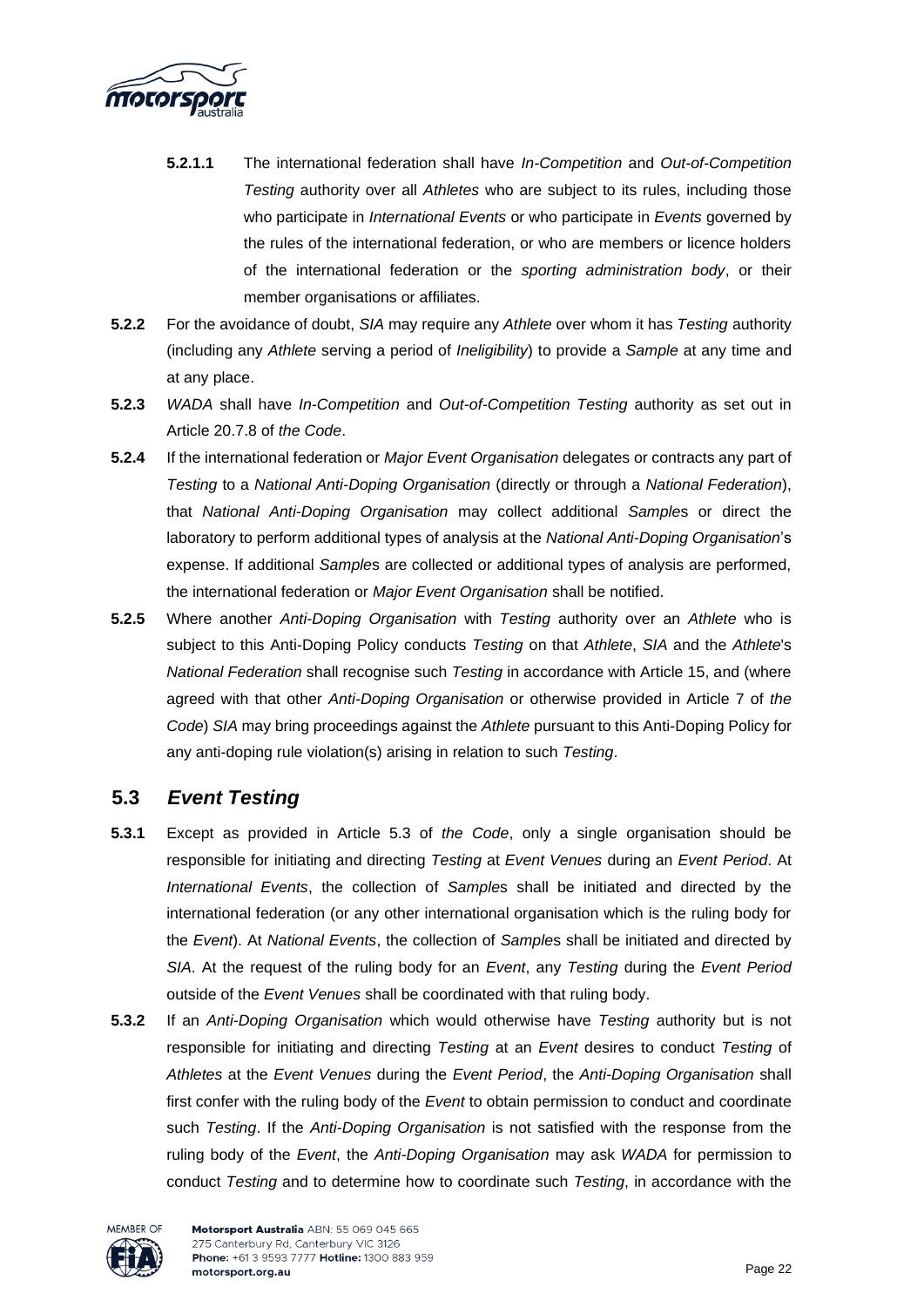**5.2.1.1** The international federation shall have *In-Competition* and *Out-of-Competition Testing* authority over all *Athletes* who are subject to its rules, including those who participate in *International Events* or who participate in *Events* governed by the rules of the international federation, or who are members or licence holders of the international federation or the *sporting administration body*, or their member organisations or affiliates.

**5.2.2** For the avoidance of doubt, *SIA* may require any *Athlete* over whom it has *Testing* authority (including any *Athlete* serving a period of *Ineligibility*) to provide a *Sample* at any time and at any place.

**5.2.3** *WADA* shall have *In-Competition* and *Out-of-Competition Testing* authority as set out in Article 20.7.8 of *the Code*.

**5.2.4** If the international federation or *Major Event Organisation* delegates or contracts any part of *Testing* to a *National Anti-Doping Organisation* (directly or through a *National Federation*), that *National Anti-Doping Organisation* may collect additional *Sample*s or direct the laboratory to perform additional types of analysis at the *National Anti-Doping Organisation*'s expense. If additional *Sample*s are collected or additional types of analysis are performed, the international federation or *Major Event Organisation* shall be notified.

**5.2.5** Where another *Anti-Doping Organisation* with *Testing* authority over an *Athlete* who is subject to this Anti-Doping Policy conducts *Testing* on that *Athlete*, *SIA* and the *Athlete*'s *National Federation* shall recognise such *Testing* in accordance with Article 15, and (where agreed with that other *Anti-Doping Organisation* or otherwise provided in Article 7 of *the Code*) *SIA* may bring proceedings against the *Athlete* pursuant to this Anti-Doping Policy for any anti-doping rule violation(s) arising in relation to such *Testing*.

## 5.3 *Event Testing*

**5.3.1** Except as provided in Article 5.3 of *the Code*, only a single organisation should be responsible for initiating and directing *Testing* at *Event Venues* during an *Event Period*. At *International Events*, the collection of *Sample*s shall be initiated and directed by the international federation (or any other international organisation which is the ruling body for the *Event*). At *National Events*, the collection of *Sample*s shall be initiated and directed by *SIA*. At the request of the ruling body for an *Event*, any *Testing* during the *Event Period* outside of the *Event Venues* shall be coordinated with that ruling body.

**5.3.2** If an *Anti-Doping Organisation* which would otherwise have *Testing* authority but is not responsible for initiating and directing *Testing* at an *Event* desires to conduct *Testing* of *Athletes* at the *Event Venues* during the *Event Period*, the *Anti-Doping Organisation* shall first confer with the ruling body of the *Event* to obtain permission to conduct and coordinate such *Testing*. If the *Anti-Doping Organisation* is not satisfied with the response from the ruling body of the *Event*, the *Anti-Doping Organisation* may ask *WADA* for permission to conduct *Testing* and to determine how to coordinate such *Testing*, in accordance with the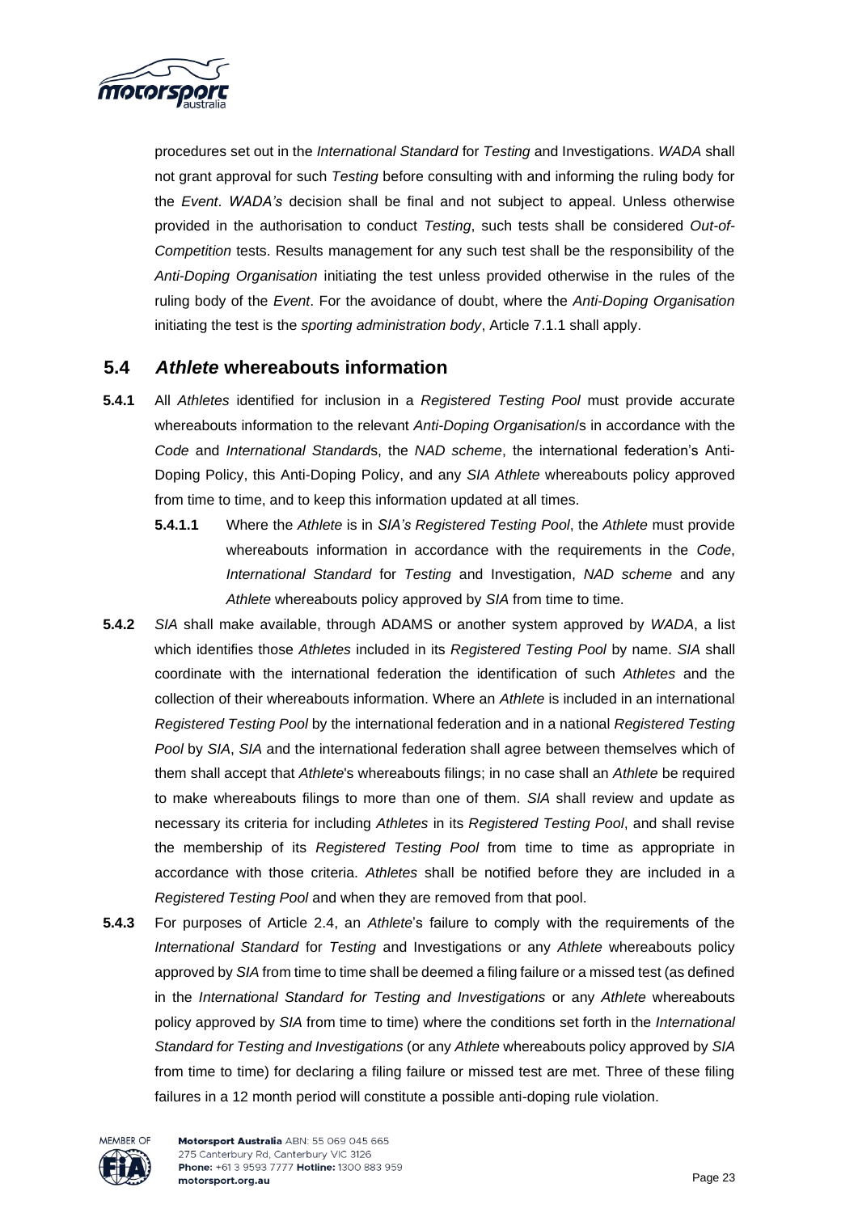procedures set out in the *International Standard* for *Testing* and Investigations. *WADA* shall not grant approval for such *Testing* before consulting with and informing the ruling body for the *Event*. *WADA's* decision shall be final and not subject to appeal. Unless otherwise provided in the authorisation to conduct *Testing*, such tests shall be considered *Out-of-Competition* tests. Results management for any such test shall be the responsibility of the *Anti-Doping Organisation* initiating the test unless provided otherwise in the rules of the ruling body of the *Event*. For the avoidance of doubt, where the *Anti-Doping Organisation* initiating the test is the *sporting administration body*, Article 7.1.1 shall apply.

## 5.4 *Athlete* whereabouts information

**5.4.1** All *Athletes* identified for inclusion in a *Registered Testing Pool* must provide accurate whereabouts information to the relevant *Anti-Doping Organisation*/s in accordance with the *Code* and *International Standard*s, the *NAD scheme*, the international federation's Anti-Doping Policy, this Anti-Doping Policy, and any *SIA Athlete* whereabouts policy approved from time to time, and to keep this information updated at all times.

**5.4.1.1** Where the *Athlete* is in *SIA's Registered Testing Pool*, the *Athlete* must provide whereabouts information in accordance with the requirements in the *Code*, *International Standard* for *Testing* and Investigation, *NAD scheme* and any *Athlete* whereabouts policy approved by *SIA* from time to time.

**5.4.2** *SIA* shall make available, through ADAMS or another system approved by *WADA*, a list which identifies those *Athletes* included in its *Registered Testing Pool* by name. *SIA* shall coordinate with the international federation the identification of such *Athletes* and the collection of their whereabouts information. Where an *Athlete* is included in an international *Registered Testing Pool* by the international federation and in a national *Registered Testing Pool* by *SIA*, *SIA* and the international federation shall agree between themselves which of them shall accept that *Athlete*'s whereabouts filings; in no case shall an *Athlete* be required to make whereabouts filings to more than one of them. *SIA* shall review and update as necessary its criteria for including *Athletes* in its *Registered Testing Pool*, and shall revise the membership of its *Registered Testing Pool* from time to time as appropriate in accordance with those criteria. *Athletes* shall be notified before they are included in a *Registered Testing Pool* and when they are removed from that pool.

**5.4.3** For purposes of Article 2.4, an *Athlete*'s failure to comply with the requirements of the *International Standard* for *Testing* and Investigations or any *Athlete* whereabouts policy approved by *SIA* from time to time shall be deemed a filing failure or a missed test (as defined in the *International Standard for Testing and Investigations* or any *Athlete* whereabouts policy approved by *SIA* from time to time) where the conditions set forth in the *International Standard for Testing and Investigations* (or any *Athlete* whereabouts policy approved by *SIA* from time to time) for declaring a filing failure or missed test are met. Three of these filing failures in a 12 month period will constitute a possible anti-doping rule violation.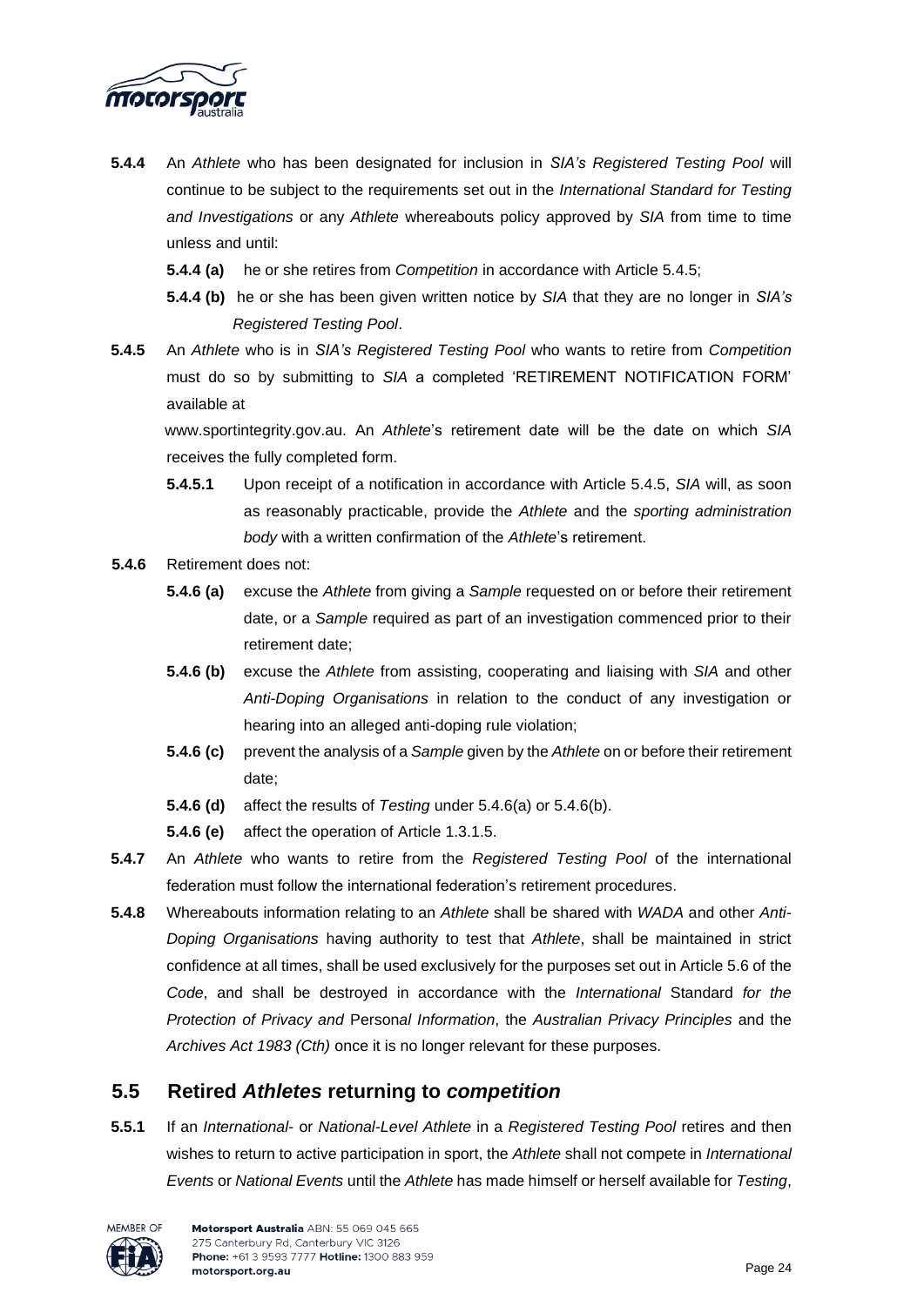**5.4.4** An *Athlete* who has been designated for inclusion in *SIA's Registered Testing Pool* will continue to be subject to the requirements set out in the *International Standard for Testing and Investigations* or any *Athlete* whereabouts policy approved by *SIA* from time to time unless and until:

**5.4.4 (a)** he or she retires from *Competition* in accordance with Article 5.4.5;

**5.4.4 (b)** he or she has been given written notice by *SIA* that they are no longer in *SIA's Registered Testing Pool*.

**5.4.5** An *Athlete* who is in *SIA's Registered Testing Pool* who wants to retire from *Competition* must do so by submitting to *SIA* a completed 'RETIREMENT NOTIFICATION FORM' available at www.sportintegrity.gov.au. An *Athlete*'s retirement date will be the date on which *SIA* receives the fully completed form.

**5.4.5.1** Upon receipt of a notification in accordance with Article 5.4.5, *SIA* will, as soon as reasonably practicable, provide the *Athlete* and the *sporting administration body* with a written confirmation of the *Athlete*'s retirement.

**5.4.6** Retirement does not:

**5.4.6 (a)** excuse the *Athlete* from giving a *Sample* requested on or before their retirement date, or a *Sample* required as part of an investigation commenced prior to their retirement date;

**5.4.6 (b)** excuse the *Athlete* from assisting, cooperating and liaising with *SIA* and other *Anti-Doping Organisations* in relation to the conduct of any investigation or hearing into an alleged anti-doping rule violation;

**5.4.6 (c)** prevent the analysis of a *Sample* given by the *Athlete* on or before their retirement date;

**5.4.6 (d)** affect the results of *Testing* under 5.4.6(a) or 5.4.6(b).

**5.4.6 (e)** affect the operation of Article 1.3.1.5.

**5.4.7** An *Athlete* who wants to retire from the *Registered Testing Pool* of the international federation must follow the international federation's retirement procedures.

**5.4.8** Whereabouts information relating to an *Athlete* shall be shared with *WADA* and other *Anti-Doping Organisations* having authority to test that *Athlete*, shall be maintained in strict confidence at all times, shall be used exclusively for the purposes set out in Article 5.6 of the *Code*, and shall be destroyed in accordance with the *International* Standard *for the Protection of Privacy and* Personal *Information*, the *Australian Privacy Principles* and the *Archives Act 1983 (Cth)* once it is no longer relevant for these purposes.

## 5.5 Retired *Athletes* returning to *competition*

**5.5.1** If an *International*- or *National-Level Athlete* in a *Registered Testing Pool* retires and then wishes to return to active participation in sport, the *Athlete* shall not compete in *International Events* or *National Events* until the *Athlete* has made himself or herself available for *Testing*,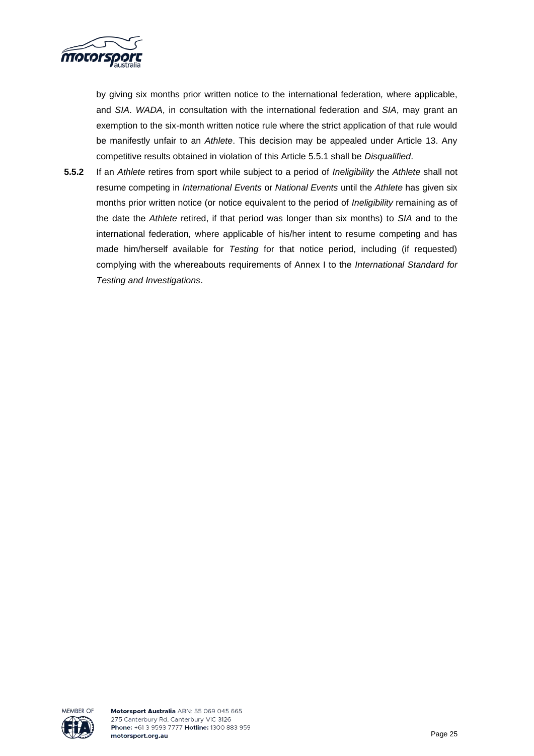by giving six months prior written notice to the international federation*,* where applicable, and *SIA*. *WADA*, in consultation with the international federation and *SIA*, may grant an exemption to the six-month written notice rule where the strict application of that rule would be manifestly unfair to an *Athlete*. This decision may be appealed under Article 13. Any competitive results obtained in violation of this Article 5.5.1 shall be *Disqualified*.

**5.5.2** If an *Athlete* retires from sport while subject to a period of *Ineligibility* the *Athlete* shall not resume competing in *International Events* or *National Events* until the *Athlete* has given six months prior written notice (or notice equivalent to the period of *Ineligibility* remaining as of the date the *Athlete* retired, if that period was longer than six months) to *SIA* and to the international federation*,* where applicable of his/her intent to resume competing and has made him/herself available for *Testing* for that notice period, including (if requested) complying with the whereabouts requirements of Annex I to the *International Standard for Testing and Investigations*.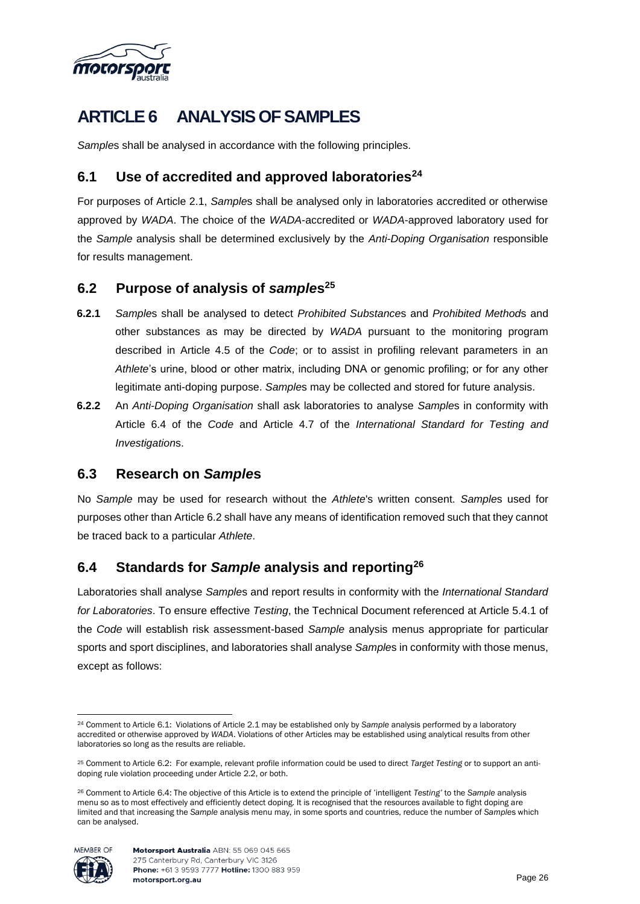# ARTICLE 6 ANALYSIS OF SAMPLES

*Sample*s shall be analysed in accordance with the following principles.

## 6.1 Use of accredited and approved laboratories[24]

For purposes of Article 2.1, *Sample*s shall be analysed only in laboratories accredited or otherwise approved by *WADA*. The choice of the *WADA*-accredited or *WADA*-approved laboratory used for the *Sample* analysis shall be determined exclusively by the *Anti-Doping Organisation* responsible for results management.

## 6.2 Purpose of analysis of *samples*[25]

**6.2.1** *Sample*s shall be analysed to detect *Prohibited Substance*s and *Prohibited Method*s and other substances as may be directed by *WADA* pursuant to the monitoring program described in Article 4.5 of the *Code*; or to assist in profiling relevant parameters in an *Athlete*'s urine, blood or other matrix, including DNA or genomic profiling; or for any other legitimate anti-doping purpose. *Sample*s may be collected and stored for future analysis.

**6.2.2** An *Anti-Doping Organisation* shall ask laboratories to analyse *Sample*s in conformity with Article 6.4 of the *Code* and Article 4.7 of the *International Standard for Testing and Investigation*s.

## 6.3 Research on *Sample*s

No *Sample* may be used for research without the *Athlete*'s written consent. *Sample*s used for purposes other than Article 6.2 shall have any means of identification removed such that they cannot be traced back to a particular *Athlete*.

## 6.4 Standards for *Sample* analysis and reporting[26]

Laboratories shall analyse *Sample*s and report results in conformity with the *International Standard for Laboratories*. To ensure effective *Testing*, the Technical Document referenced at Article 5.4.1 of the *Code* will establish risk assessment-based *Sample* analysis menus appropriate for particular sports and sport disciplines, and laboratories shall analyse *Sample*s in conformity with those menus, except as follows:

---

[24] Comment to Article 6.1: Violations of Article 2.1 may be established only by *Sample* analysis performed by a laboratory accredited or otherwise approved by *WADA*. Violations of other Articles may be established using analytical results from other laboratories so long as the results are reliable.

[25] Comment to Article 6.2: For example, relevant profile information could be used to direct *Target Testing* or to support an anti-doping rule violation proceeding under Article 2.2, or both.

[26] Comment to Article 6.4: The objective of this Article is to extend the principle of 'intelligent *Testing*' to the *Sample* analysis menu so as to most effectively and efficiently detect doping. It is recognised that the resources available to fight doping are limited and that increasing the *Sample* analysis menu may, in some sports and countries, reduce the number of *Sample*s which can be analysed.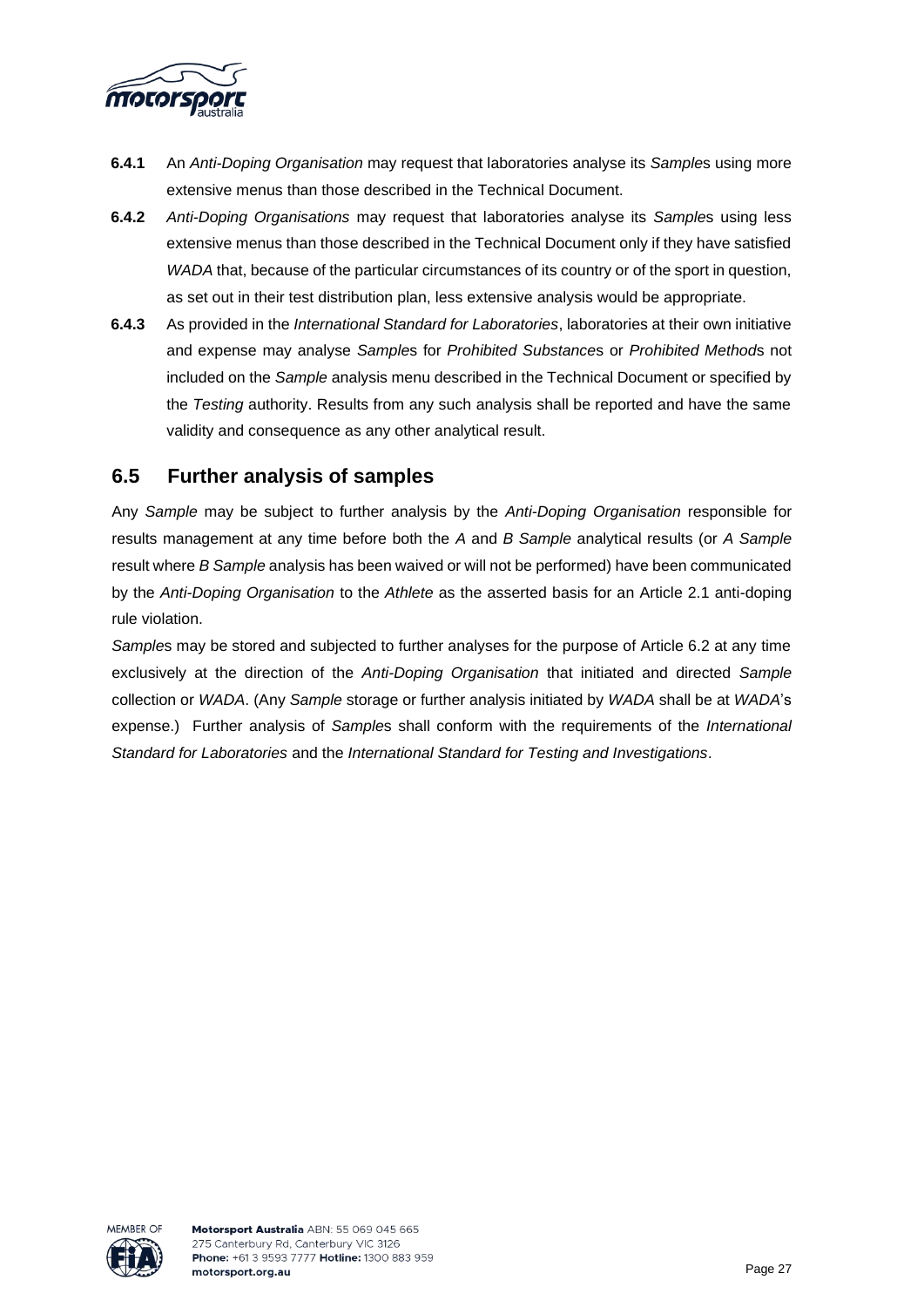**6.4.1** An *Anti-Doping Organisation* may request that laboratories analyse its *Sample*s using more extensive menus than those described in the Technical Document.

**6.4.2** *Anti-Doping Organisations* may request that laboratories analyse its *Sample*s using less extensive menus than those described in the Technical Document only if they have satisfied *WADA* that, because of the particular circumstances of its country or of the sport in question, as set out in their test distribution plan, less extensive analysis would be appropriate.

**6.4.3** As provided in the *International Standard for Laboratories*, laboratories at their own initiative and expense may analyse *Sample*s for *Prohibited Substance*s or *Prohibited Method*s not included on the *Sample* analysis menu described in the Technical Document or specified by the *Testing* authority. Results from any such analysis shall be reported and have the same validity and consequence as any other analytical result.

## 6.5 Further analysis of samples

Any *Sample* may be subject to further analysis by the *Anti-Doping Organisation* responsible for results management at any time before both the *A* and *B Sample* analytical results (or *A Sample* result where *B Sample* analysis has been waived or will not be performed) have been communicated by the *Anti-Doping Organisation* to the *Athlete* as the asserted basis for an Article 2.1 anti-doping rule violation.

*Sample*s may be stored and subjected to further analyses for the purpose of Article 6.2 at any time exclusively at the direction of the *Anti-Doping Organisation* that initiated and directed *Sample* collection or *WADA*. (Any *Sample* storage or further analysis initiated by *WADA* shall be at *WADA*'s expense.) Further analysis of *Sample*s shall conform with the requirements of the *International Standard for Laboratories* and the *International Standard for Testing and Investigations*.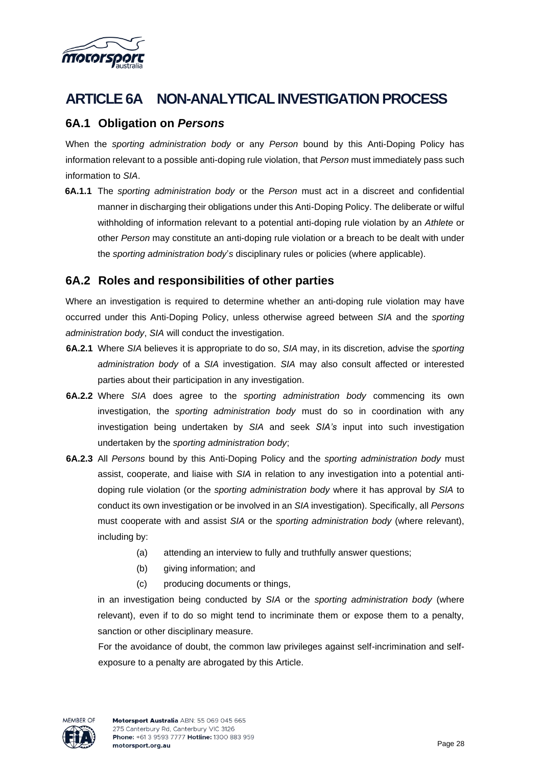# ARTICLE 6A NON-ANALYTICAL INVESTIGATION PROCESS

## 6A.1 Obligation on *Persons*

When the *sporting administration body* or any *Person* bound by this Anti-Doping Policy has information relevant to a possible anti-doping rule violation, that *Person* must immediately pass such information to *SIA*.

**6A.1.1** The *sporting administration body* or the *Person* must act in a discreet and confidential manner in discharging their obligations under this Anti-Doping Policy. The deliberate or wilful withholding of information relevant to a potential anti-doping rule violation by an *Athlete* or other *Person* may constitute an anti-doping rule violation or a breach to be dealt with under the *sporting administration body's* disciplinary rules or policies (where applicable).

## 6A.2 Roles and responsibilities of other parties

Where an investigation is required to determine whether an anti-doping rule violation may have occurred under this Anti-Doping Policy, unless otherwise agreed between *SIA* and the *sporting administration body*, *SIA* will conduct the investigation.

**6A.2.1** Where *SIA* believes it is appropriate to do so, *SIA* may, in its discretion, advise the *sporting administration body* of a *SIA* investigation. *SIA* may also consult affected or interested parties about their participation in any investigation.

**6A.2.2** Where *SIA* does agree to the *sporting administration body* commencing its own investigation, the *sporting administration body* must do so in coordination with any investigation being undertaken by *SIA* and seek *SIA's* input into such investigation undertaken by the *sporting administration body*;

**6A.2.3** All *Persons* bound by this Anti-Doping Policy and the *sporting administration body* must assist, cooperate, and liaise with *SIA* in relation to any investigation into a potential anti-doping rule violation (or the *sporting administration body* where it has approval by *SIA* to conduct its own investigation or be involved in an *SIA* investigation). Specifically, all *Persons* must cooperate with and assist *SIA* or the *sporting administration body* (where relevant), including by:

(a) attending an interview to fully and truthfully answer questions;

(b) giving information; and

(c) producing documents or things,

in an investigation being conducted by *SIA* or the *sporting administration body* (where relevant), even if to do so might tend to incriminate them or expose them to a penalty, sanction or other disciplinary measure.

For the avoidance of doubt, the common law privileges against self-incrimination and self-exposure to a penalty are abrogated by this Article.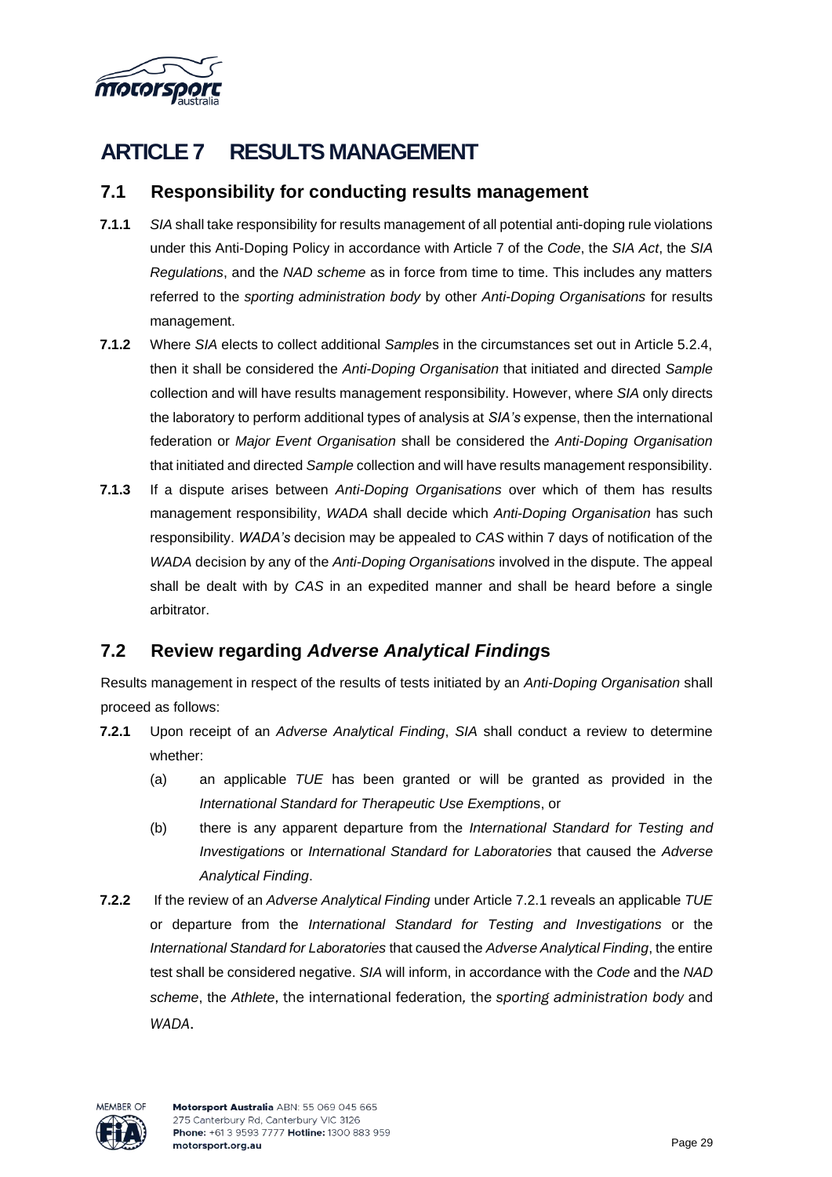# ARTICLE 7 RESULTS MANAGEMENT

## 7.1 Responsibility for conducting results management

**7.1.1** *SIA* shall take responsibility for results management of all potential anti-doping rule violations under this Anti-Doping Policy in accordance with Article 7 of the *Code*, the *SIA Act*, the *SIA Regulations*, and the *NAD scheme* as in force from time to time. This includes any matters referred to the *sporting administration body* by other *Anti-Doping Organisations* for results management.

**7.1.2** Where *SIA* elects to collect additional *Sample*s in the circumstances set out in Article 5.2.4, then it shall be considered the *Anti-Doping Organisation* that initiated and directed *Sample* collection and will have results management responsibility. However, where *SIA* only directs the laboratory to perform additional types of analysis at *SIA's* expense, then the international federation or *Major Event Organisation* shall be considered the *Anti-Doping Organisation* that initiated and directed *Sample* collection and will have results management responsibility.

**7.1.3** If a dispute arises between *Anti-Doping Organisations* over which of them has results management responsibility, *WADA* shall decide which *Anti-Doping Organisation* has such responsibility. *WADA's* decision may be appealed to *CAS* within 7 days of notification of the *WADA* decision by any of the *Anti-Doping Organisations* involved in the dispute. The appeal shall be dealt with by *CAS* in an expedited manner and shall be heard before a single arbitrator.

## 7.2 Review regarding *Adverse Analytical Finding*s

Results management in respect of the results of tests initiated by an *Anti-Doping Organisation* shall proceed as follows:

**7.2.1** Upon receipt of an *Adverse Analytical Finding*, *SIA* shall conduct a review to determine whether:

(a) an applicable *TUE* has been granted or will be granted as provided in the *International Standard for Therapeutic Use Exemption*s, or

(b) there is any apparent departure from the *International Standard for Testing and Investigations* or *International Standard for Laboratories* that caused the *Adverse Analytical Finding*.

**7.2.2** If the review of an *Adverse Analytical Finding* under Article 7.2.1 reveals an applicable *TUE* or departure from the *International Standard for Testing and Investigations* or the *International Standard for Laboratories* that caused the *Adverse Analytical Finding*, the entire test shall be considered negative. *SIA* will inform, in accordance with the *Code* and the *NAD scheme*, the *Athlete*, the international federation, the *sporting administration body* and *WADA*.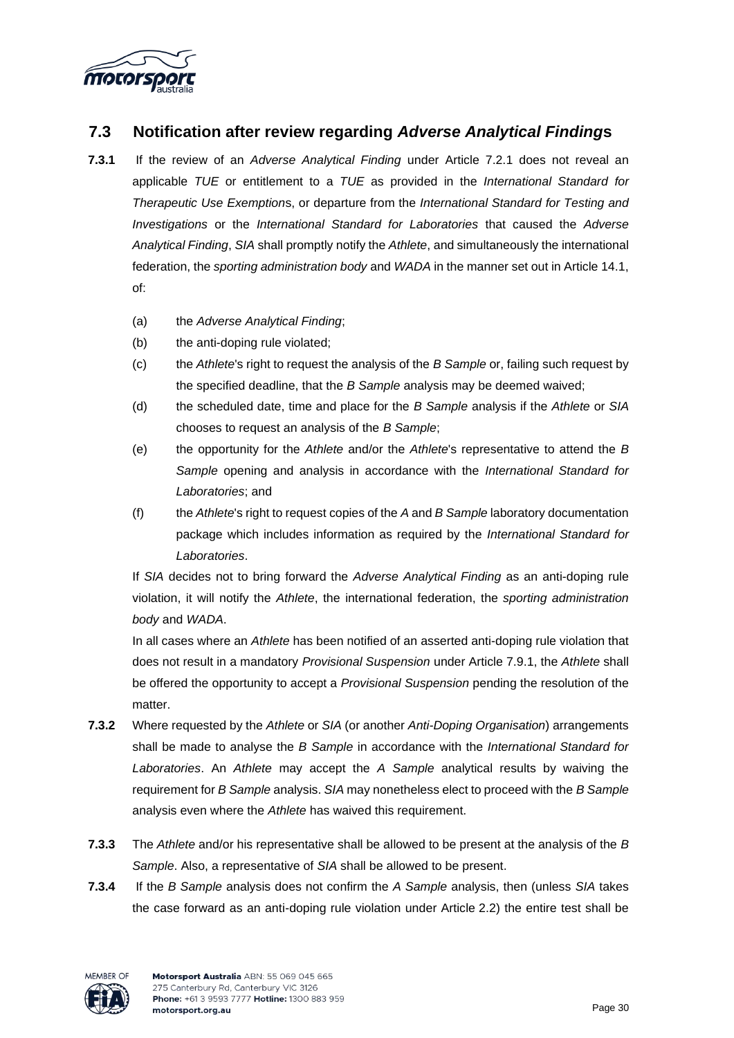## 7.3 Notification after review regarding *Adverse Analytical Finding*s

**7.3.1** If the review of an *Adverse Analytical Finding* under Article 7.2.1 does not reveal an applicable *TUE* or entitlement to a *TUE* as provided in the *International Standard for Therapeutic Use Exemption*s, or departure from the *International Standard for Testing and Investigations* or the *International Standard for Laboratories* that caused the *Adverse Analytical Finding*, *SIA* shall promptly notify the *Athlete*, and simultaneously the international federation, the *sporting administration body* and *WADA* in the manner set out in Article 14.1, of:

(a) the *Adverse Analytical Finding*;

(b) the anti-doping rule violated;

(c) the *Athlete*'s right to request the analysis of the *B Sample* or, failing such request by the specified deadline, that the *B Sample* analysis may be deemed waived;

(d) the scheduled date, time and place for the *B Sample* analysis if the *Athlete* or *SIA* chooses to request an analysis of the *B Sample*;

(e) the opportunity for the *Athlete* and/or the *Athlete*'s representative to attend the *B Sample* opening and analysis in accordance with the *International Standard for Laboratories*; and

(f) the *Athlete*'s right to request copies of the *A* and *B Sample* laboratory documentation package which includes information as required by the *International Standard for Laboratories*.

If *SIA* decides not to bring forward the *Adverse Analytical Finding* as an anti-doping rule violation, it will notify the *Athlete*, the international federation, the *sporting administration body* and *WADA*.

In all cases where an *Athlete* has been notified of an asserted anti-doping rule violation that does not result in a mandatory *Provisional Suspension* under Article 7.9.1, the *Athlete* shall be offered the opportunity to accept a *Provisional Suspension* pending the resolution of the matter.

**7.3.2** Where requested by the *Athlete* or *SIA* (or another *Anti-Doping Organisation*) arrangements shall be made to analyse the *B Sample* in accordance with the *International Standard for Laboratories*. An *Athlete* may accept the *A Sample* analytical results by waiving the requirement for *B Sample* analysis. *SIA* may nonetheless elect to proceed with the *B Sample* analysis even where the *Athlete* has waived this requirement.

**7.3.3** The *Athlete* and/or his representative shall be allowed to be present at the analysis of the *B Sample*. Also, a representative of *SIA* shall be allowed to be present.

**7.3.4** If the *B Sample* analysis does not confirm the *A Sample* analysis, then (unless *SIA* takes the case forward as an anti-doping rule violation under Article 2.2) the entire test shall be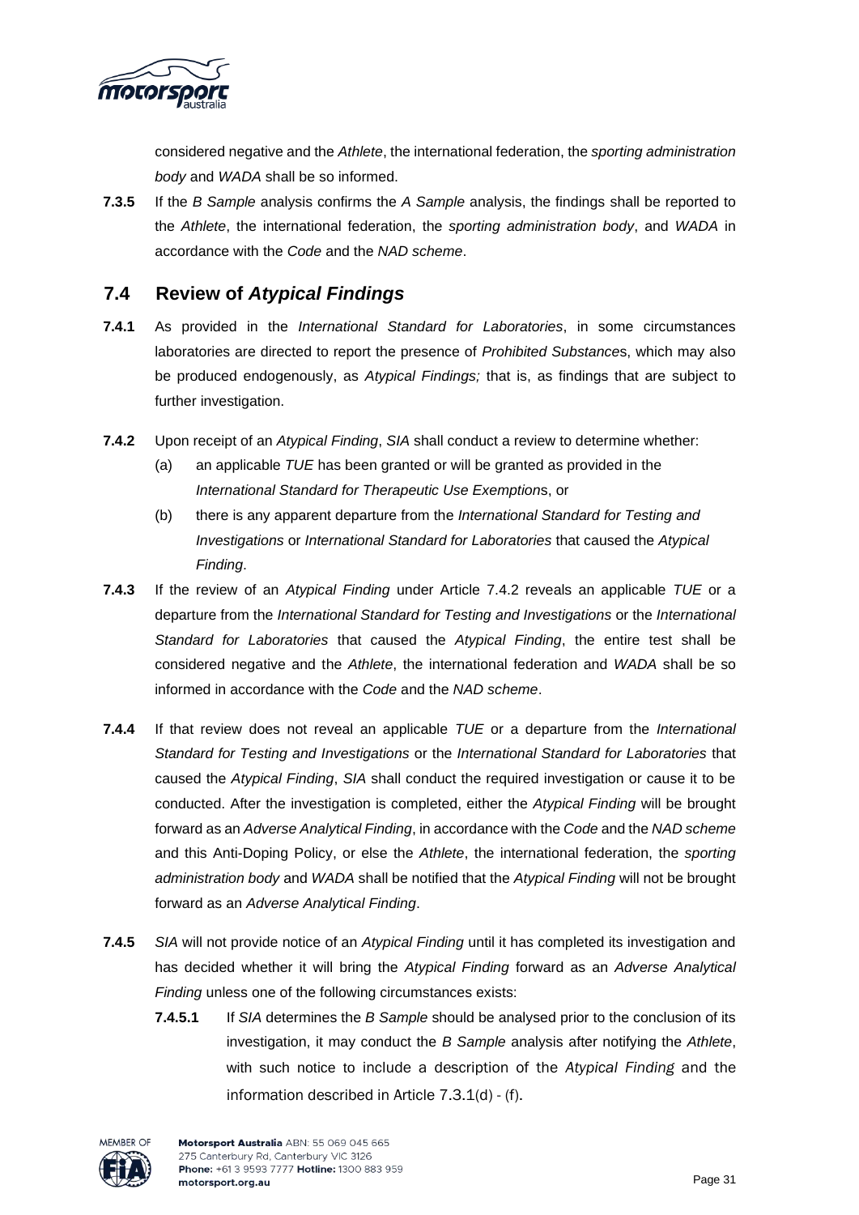considered negative and the *Athlete*, the international federation, the *sporting administration body* and *WADA* shall be so informed.

**7.3.5** If the *B Sample* analysis confirms the *A Sample* analysis, the findings shall be reported to the *Athlete*, the international federation, the *sporting administration body*, and *WADA* in accordance with the *Code* and the *NAD scheme*.

## 7.4 Review of *Atypical Findings*

**7.4.1** As provided in the *International Standard for Laboratories*, in some circumstances laboratories are directed to report the presence of *Prohibited Substance*s, which may also be produced endogenously, as *Atypical Findings;* that is, as findings that are subject to further investigation.

**7.4.2** Upon receipt of an *Atypical Finding*, *SIA* shall conduct a review to determine whether:

(a) an applicable *TUE* has been granted or will be granted as provided in the *International Standard for Therapeutic Use Exemption*s, or

(b) there is any apparent departure from the *International Standard for Testing and Investigations* or *International Standard for Laboratories* that caused the *Atypical Finding*.

**7.4.3** If the review of an *Atypical Finding* under Article 7.4.2 reveals an applicable *TUE* or a departure from the *International Standard for Testing and Investigations* or the *International Standard for Laboratories* that caused the *Atypical Finding*, the entire test shall be considered negative and the *Athlete*, the international federation and *WADA* shall be so informed in accordance with the *Code* and the *NAD scheme*.

**7.4.4** If that review does not reveal an applicable *TUE* or a departure from the *International Standard for Testing and Investigations* or the *International Standard for Laboratories* that caused the *Atypical Finding*, *SIA* shall conduct the required investigation or cause it to be conducted. After the investigation is completed, either the *Atypical Finding* will be brought forward as an *Adverse Analytical Finding*, in accordance with the *Code* and the *NAD scheme* and this Anti-Doping Policy, or else the *Athlete*, the international federation, the *sporting administration body* and *WADA* shall be notified that the *Atypical Finding* will not be brought forward as an *Adverse Analytical Finding*.

**7.4.5** *SIA* will not provide notice of an *Atypical Finding* until it has completed its investigation and has decided whether it will bring the *Atypical Finding* forward as an *Adverse Analytical Finding* unless one of the following circumstances exists:

**7.4.5.1** If *SIA* determines the *B Sample* should be analysed prior to the conclusion of its investigation, it may conduct the *B Sample* analysis after notifying the *Athlete*, with such notice to include a description of the *Atypical Finding* and the information described in Article 7.3.1(d) - (f).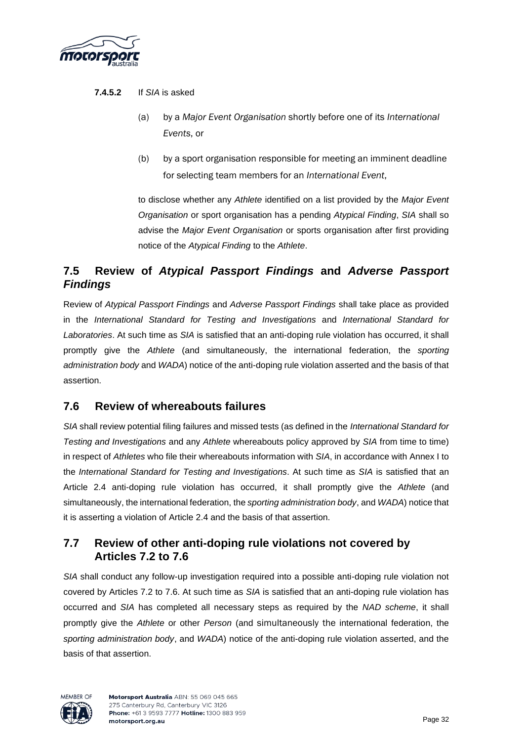**7.4.5.2** If *SIA* is asked

(a) by a *Major Event Organisation* shortly before one of its *International Events*, or

(b) by a sport organisation responsible for meeting an imminent deadline for selecting team members for an *International Event*,

to disclose whether any *Athlete* identified on a list provided by the *Major Event Organisation* or sport organisation has a pending *Atypical Finding*, *SIA* shall so advise the *Major Event Organisation* or sports organisation after first providing notice of the *Atypical Finding* to the *Athlete*.

## 7.5 Review of *Atypical Passport Findings* and *Adverse Passport Findings*

Review of *Atypical Passport Findings* and *Adverse Passport Findings* shall take place as provided in the *International Standard for Testing and Investigations* and *International Standard for Laboratories*. At such time as *SIA* is satisfied that an anti-doping rule violation has occurred, it shall promptly give the *Athlete* (and simultaneously, the international federation, the *sporting administration body* and *WADA*) notice of the anti-doping rule violation asserted and the basis of that assertion.

## 7.6 Review of whereabouts failures

*SIA* shall review potential filing failures and missed tests (as defined in the *International Standard for Testing and Investigations* and any *Athlete* whereabouts policy approved by *SIA* from time to time) in respect of *Athletes* who file their whereabouts information with *SIA*, in accordance with Annex I to the *International Standard for Testing and Investigations*. At such time as *SIA* is satisfied that an Article 2.4 anti-doping rule violation has occurred, it shall promptly give the *Athlete* (and simultaneously, the international federation, the *sporting administration body*, and *WADA*) notice that it is asserting a violation of Article 2.4 and the basis of that assertion.

## 7.7 Review of other anti-doping rule violations not covered by Articles 7.2 to 7.6

*SIA* shall conduct any follow-up investigation required into a possible anti-doping rule violation not covered by Articles 7.2 to 7.6. At such time as *SIA* is satisfied that an anti-doping rule violation has occurred and *SIA* has completed all necessary steps as required by the *NAD scheme*, it shall promptly give the *Athlete* or other *Person* (and simultaneously the international federation, the *sporting administration body*, and *WADA*) notice of the anti-doping rule violation asserted, and the basis of that assertion.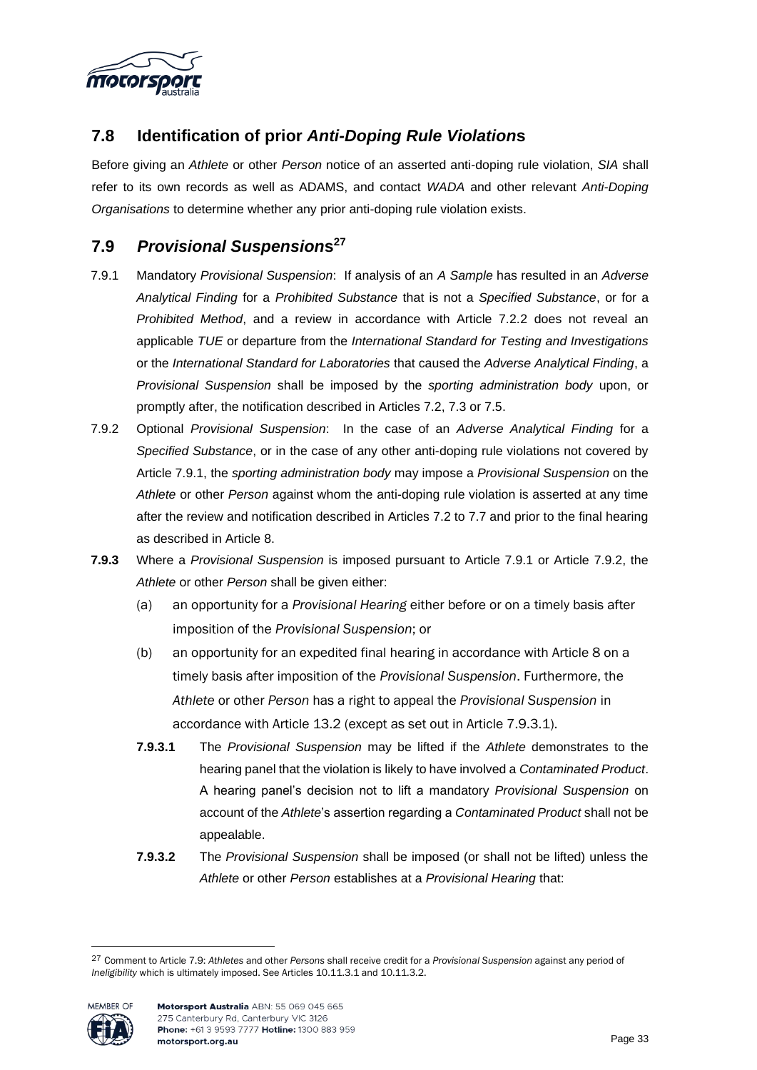## 7.8 Identification of prior *Anti-Doping Rule Violation*s

Before giving an *Athlete* or other *Person* notice of an asserted anti-doping rule violation, *SIA* shall refer to its own records as well as ADAMS, and contact *WADA* and other relevant *Anti-Doping Organisations* to determine whether any prior anti-doping rule violation exists.

## 7.9 *Provisional Suspension*s[27]

7.9.1 Mandatory *Provisional Suspension*: If analysis of an *A Sample* has resulted in an *Adverse Analytical Finding* for a *Prohibited Substance* that is not a *Specified Substance*, or for a *Prohibited Method*, and a review in accordance with Article 7.2.2 does not reveal an applicable *TUE* or departure from the *International Standard for Testing and Investigations* or the *International Standard for Laboratories* that caused the *Adverse Analytical Finding*, a *Provisional Suspension* shall be imposed by the *sporting administration body* upon, or promptly after, the notification described in Articles 7.2, 7.3 or 7.5.

7.9.2 Optional *Provisional Suspension*: In the case of an *Adverse Analytical Finding* for a *Specified Substance*, or in the case of any other anti-doping rule violations not covered by Article 7.9.1, the *sporting administration body* may impose a *Provisional Suspension* on the *Athlete* or other *Person* against whom the anti-doping rule violation is asserted at any time after the review and notification described in Articles 7.2 to 7.7 and prior to the final hearing as described in Article 8.

**7.9.3** Where a *Provisional Suspension* is imposed pursuant to Article 7.9.1 or Article 7.9.2, the *Athlete* or other *Person* shall be given either:

(a) an opportunity for a *Provisional Hearing* either before or on a timely basis after imposition of the *Provisional Suspension*; or

(b) an opportunity for an expedited final hearing in accordance with Article 8 on a timely basis after imposition of the *Provisional Suspension*. Furthermore, the *Athlete* or other *Person* has a right to appeal the *Provisional Suspension* in accordance with Article 13.2 (except as set out in Article 7.9.3.1).

**7.9.3.1** The *Provisional Suspension* may be lifted if the *Athlete* demonstrates to the hearing panel that the violation is likely to have involved a *Contaminated Product*. A hearing panel's decision not to lift a mandatory *Provisional Suspension* on account of the *Athlete*'s assertion regarding a *Contaminated Product* shall not be appealable.

**7.9.3.2** The *Provisional Suspension* shall be imposed (or shall not be lifted) unless the *Athlete* or other *Person* establishes at a *Provisional Hearing* that:

---

[27] Comment to Article 7.9: *Athletes* and other *Persons* shall receive credit for a *Provisional Suspension* against any period of *Ineligibility* which is ultimately imposed. See Articles 10.11.3.1 and 10.11.3.2.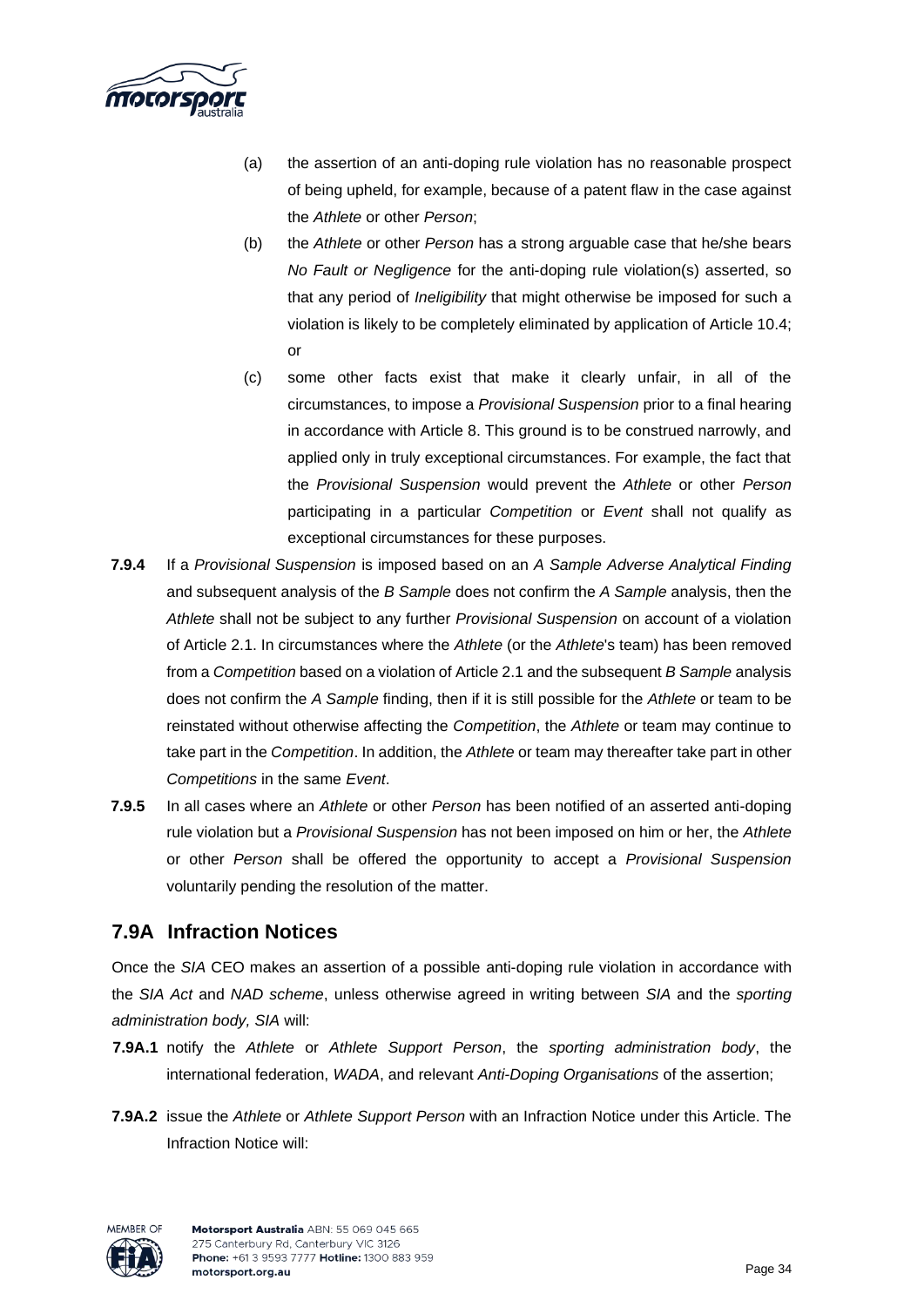(a) the assertion of an anti-doping rule violation has no reasonable prospect of being upheld, for example, because of a patent flaw in the case against the *Athlete* or other *Person*;

(b) the *Athlete* or other *Person* has a strong arguable case that he/she bears *No Fault or Negligence* for the anti-doping rule violation(s) asserted, so that any period of *Ineligibility* that might otherwise be imposed for such a violation is likely to be completely eliminated by application of Article 10.4; or

(c) some other facts exist that make it clearly unfair, in all of the circumstances, to impose a *Provisional Suspension* prior to a final hearing in accordance with Article 8. This ground is to be construed narrowly, and applied only in truly exceptional circumstances. For example, the fact that the *Provisional Suspension* would prevent the *Athlete* or other *Person* participating in a particular *Competition* or *Event* shall not qualify as exceptional circumstances for these purposes.

**7.9.4** If a *Provisional Suspension* is imposed based on an *A Sample Adverse Analytical Finding* and subsequent analysis of the *B Sample* does not confirm the *A Sample* analysis, then the *Athlete* shall not be subject to any further *Provisional Suspension* on account of a violation of Article 2.1. In circumstances where the *Athlete* (or the *Athlete*'s team) has been removed from a *Competition* based on a violation of Article 2.1 and the subsequent *B Sample* analysis does not confirm the *A Sample* finding, then if it is still possible for the *Athlete* or team to be reinstated without otherwise affecting the *Competition*, the *Athlete* or team may continue to take part in the *Competition*. In addition, the *Athlete* or team may thereafter take part in other *Competitions* in the same *Event*.

**7.9.5** In all cases where an *Athlete* or other *Person* has been notified of an asserted anti-doping rule violation but a *Provisional Suspension* has not been imposed on him or her, the *Athlete* or other *Person* shall be offered the opportunity to accept a *Provisional Suspension* voluntarily pending the resolution of the matter.

## 7.9A Infraction Notices

Once the *SIA* CEO makes an assertion of a possible anti-doping rule violation in accordance with the *SIA Act* and *NAD scheme*, unless otherwise agreed in writing between *SIA* and the *sporting administration body, SIA* will:

**7.9A.1** notify the *Athlete* or *Athlete Support Person*, the *sporting administration body*, the international federation, *WADA*, and relevant *Anti-Doping Organisations* of the assertion;

**7.9A.2** issue the *Athlete* or *Athlete Support Person* with an Infraction Notice under this Article. The Infraction Notice will: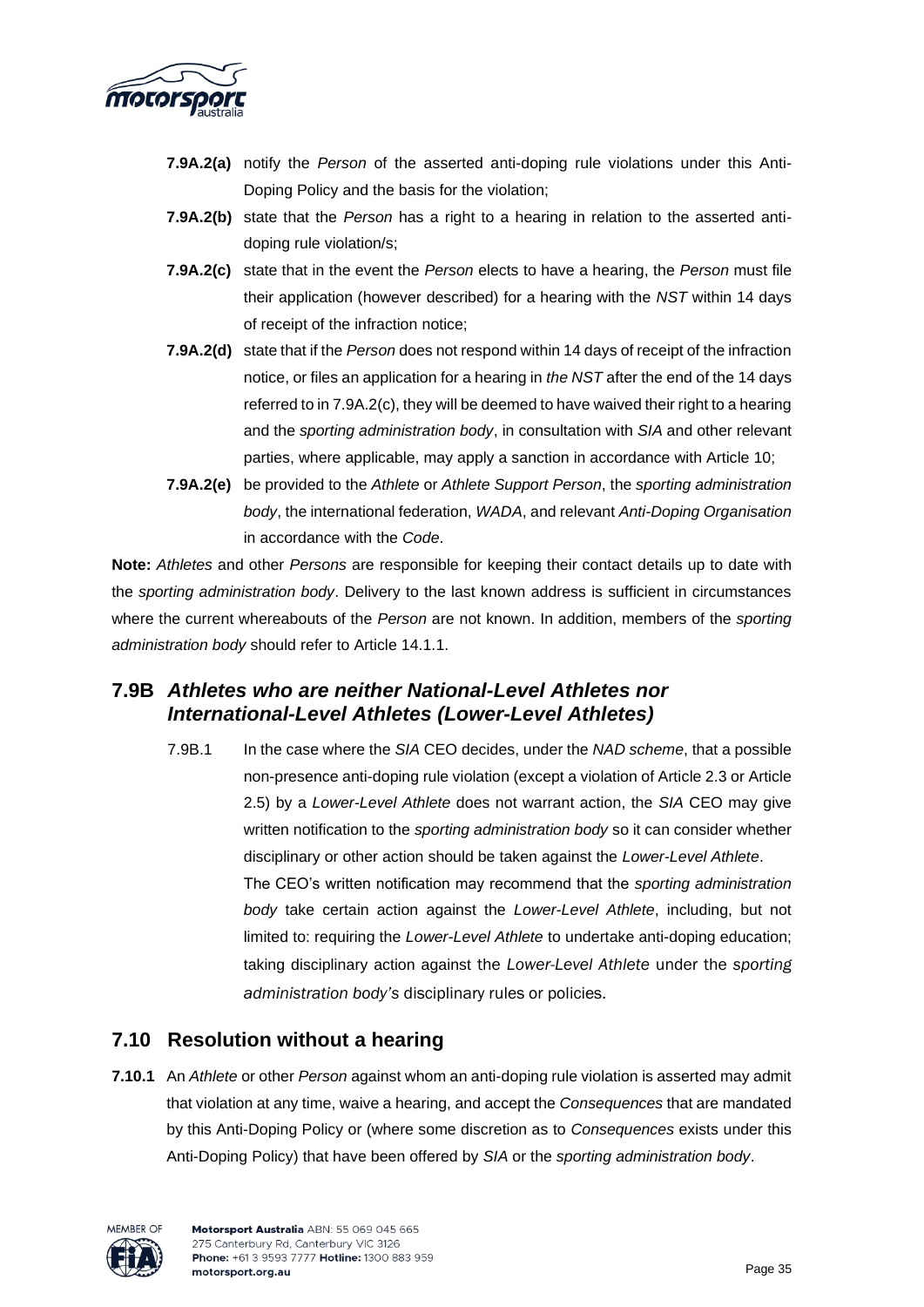**7.9A.2(a)** notify the *Person* of the asserted anti-doping rule violations under this Anti-Doping Policy and the basis for the violation;

**7.9A.2(b)** state that the *Person* has a right to a hearing in relation to the asserted anti-doping rule violation/s;

**7.9A.2(c)** state that in the event the *Person* elects to have a hearing, the *Person* must file their application (however described) for a hearing with the *NST* within 14 days of receipt of the infraction notice;

**7.9A.2(d)** state that if the *Person* does not respond within 14 days of receipt of the infraction notice, or files an application for a hearing in *the NST* after the end of the 14 days referred to in 7.9A.2(c), they will be deemed to have waived their right to a hearing and the *sporting administration body*, in consultation with *SIA* and other relevant parties, where applicable, may apply a sanction in accordance with Article 10;

**7.9A.2(e)** be provided to the *Athlete* or *Athlete Support Person*, the *sporting administration body*, the international federation, *WADA*, and relevant *Anti-Doping Organisation* in accordance with the *Code*.

**Note:** *Athletes* and other *Persons* are responsible for keeping their contact details up to date with the *sporting administration body*. Delivery to the last known address is sufficient in circumstances where the current whereabouts of the *Person* are not known. In addition, members of the *sporting administration body* should refer to Article 14.1.1.

## 7.9B *Athletes who are neither National-Level Athletes nor International-Level Athletes (Lower-Level Athletes)*

7.9B.1 In the case where the *SIA* CEO decides, under the *NAD scheme*, that a possible non-presence anti-doping rule violation (except a violation of Article 2.3 or Article 2.5) by a *Lower-Level Athlete* does not warrant action, the *SIA* CEO may give written notification to the *sporting administration body* so it can consider whether disciplinary or other action should be taken against the *Lower-Level Athlete*. The CEO's written notification may recommend that the *sporting administration body* take certain action against the *Lower-Level Athlete*, including, but not limited to: requiring the *Lower-Level Athlete* to undertake anti-doping education; taking disciplinary action against the *Lower-Level Athlete* under the *sporting administration body's* disciplinary rules or policies.

## 7.10 Resolution without a hearing

**7.10.1** An *Athlete* or other *Person* against whom an anti-doping rule violation is asserted may admit that violation at any time, waive a hearing, and accept the *Consequences* that are mandated by this Anti-Doping Policy or (where some discretion as to *Consequences* exists under this Anti-Doping Policy) that have been offered by *SIA* or the *sporting administration body*.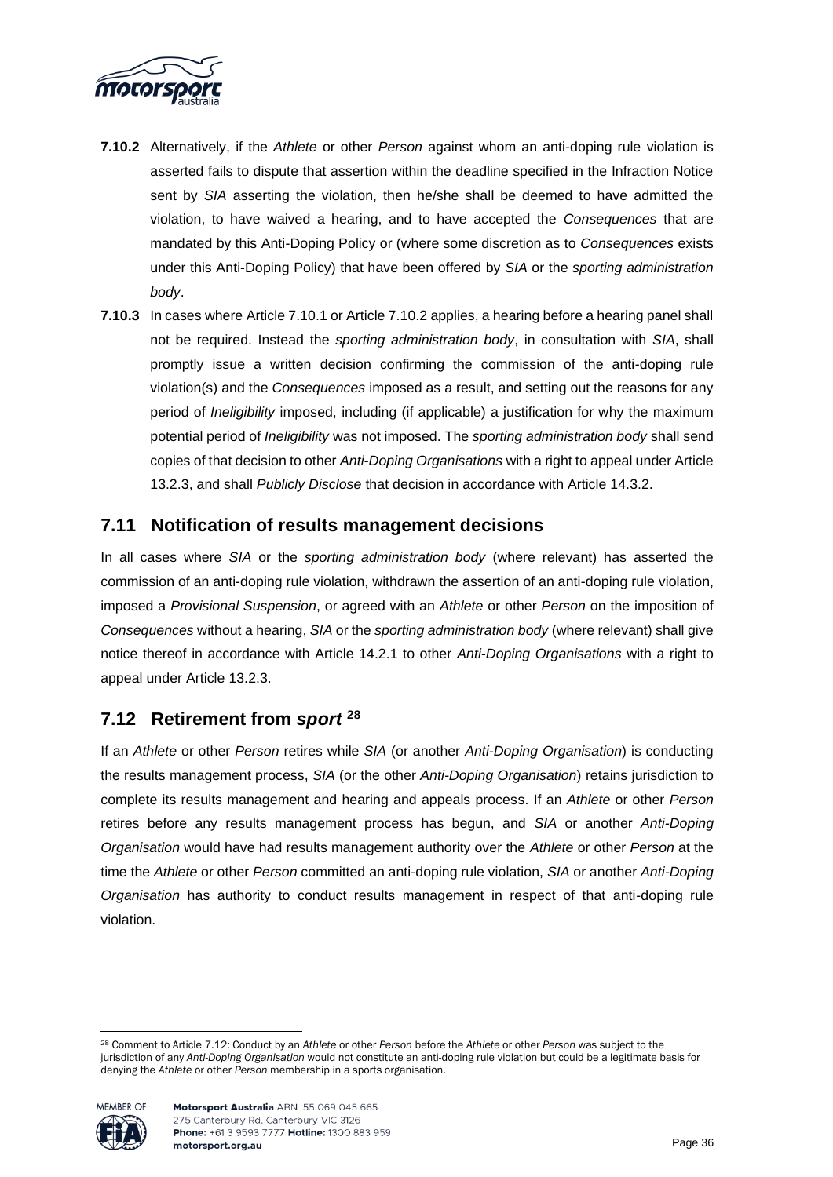**7.10.2** Alternatively, if the *Athlete* or other *Person* against whom an anti-doping rule violation is asserted fails to dispute that assertion within the deadline specified in the Infraction Notice sent by *SIA* asserting the violation, then he/she shall be deemed to have admitted the violation, to have waived a hearing, and to have accepted the *Consequences* that are mandated by this Anti-Doping Policy or (where some discretion as to *Consequences* exists under this Anti-Doping Policy) that have been offered by *SIA* or the *sporting administration body*.

**7.10.3** In cases where Article 7.10.1 or Article 7.10.2 applies, a hearing before a hearing panel shall not be required. Instead the *sporting administration body*, in consultation with *SIA*, shall promptly issue a written decision confirming the commission of the anti-doping rule violation(s) and the *Consequences* imposed as a result, and setting out the reasons for any period of *Ineligibility* imposed, including (if applicable) a justification for why the maximum potential period of *Ineligibility* was not imposed. The *sporting administration body* shall send copies of that decision to other *Anti-Doping Organisations* with a right to appeal under Article 13.2.3, and shall *Publicly Disclose* that decision in accordance with Article 14.3.2.

## 7.11 Notification of results management decisions

In all cases where *SIA* or the *sporting administration body* (where relevant) has asserted the commission of an anti-doping rule violation, withdrawn the assertion of an anti-doping rule violation, imposed a *Provisional Suspension*, or agreed with an *Athlete* or other *Person* on the imposition of *Consequences* without a hearing, *SIA* or the *sporting administration body* (where relevant) shall give notice thereof in accordance with Article 14.2.1 to other *Anti-Doping Organisations* with a right to appeal under Article 13.2.3.

## 7.12 Retirement from *sport* [28]

If an *Athlete* or other *Person* retires while *SIA* (or another *Anti-Doping Organisation*) is conducting the results management process, *SIA* (or the other *Anti-Doping Organisation*) retains jurisdiction to complete its results management and hearing and appeals process. If an *Athlete* or other *Person* retires before any results management process has begun, and *SIA* or another *Anti-Doping Organisation* would have had results management authority over the *Athlete* or other *Person* at the time the *Athlete* or other *Person* committed an anti-doping rule violation, *SIA* or another *Anti-Doping Organisation* has authority to conduct results management in respect of that anti-doping rule violation.

---

[28] Comment to Article 7.12: Conduct by an *Athlete* or other *Person* before the *Athlete* or other *Person* was subject to the jurisdiction of any *Anti-Doping Organisation* would not constitute an anti-doping rule violation but could be a legitimate basis for denying the *Athlete* or other *Person* membership in a sports organisation.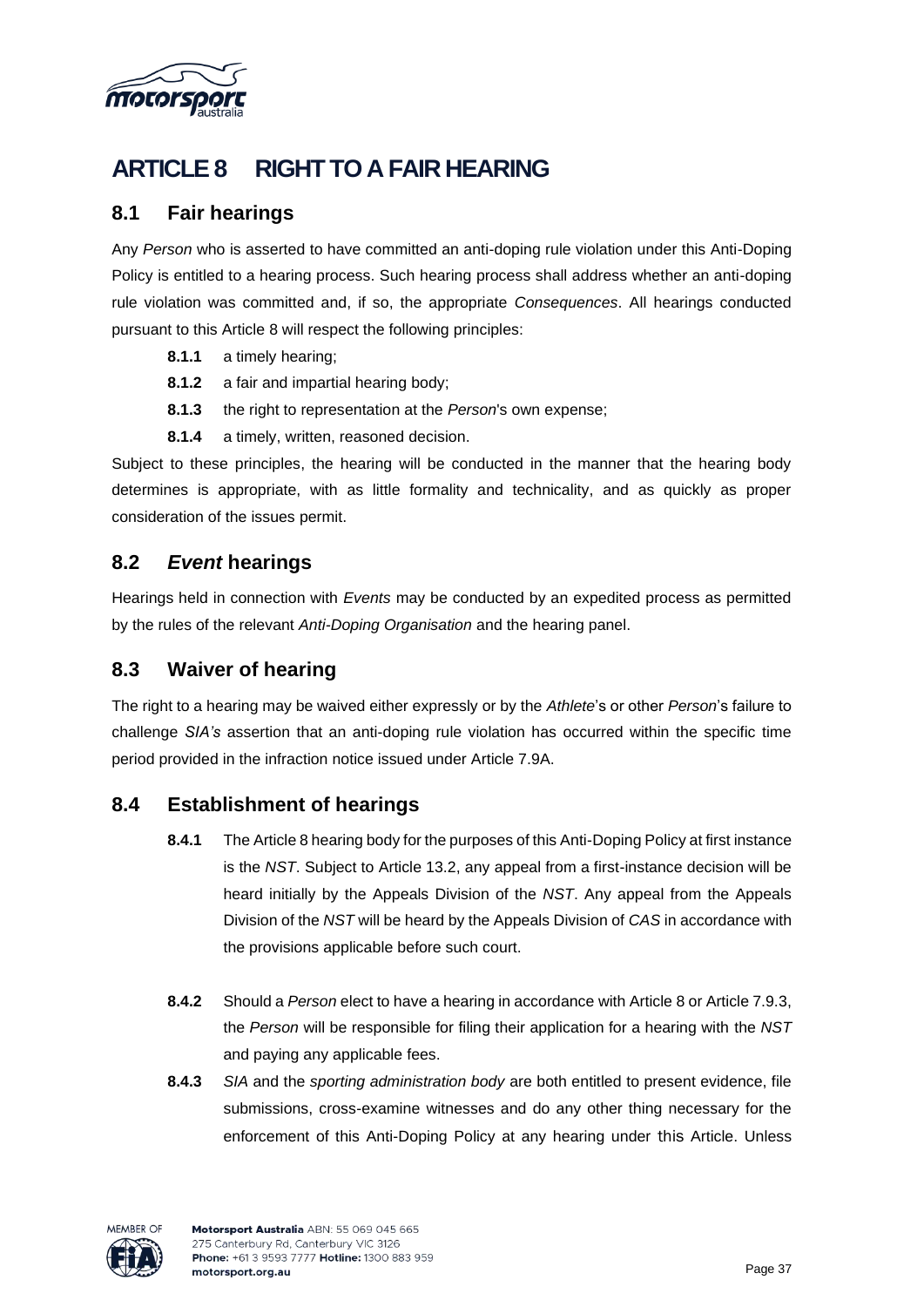# ARTICLE 8 RIGHT TO A FAIR HEARING

## 8.1 Fair hearings

Any *Person* who is asserted to have committed an anti-doping rule violation under this Anti-Doping Policy is entitled to a hearing process. Such hearing process shall address whether an anti-doping rule violation was committed and, if so, the appropriate *Consequences*. All hearings conducted pursuant to this Article 8 will respect the following principles:

- **8.1.1** a timely hearing;
- **8.1.2** a fair and impartial hearing body;
- **8.1.3** the right to representation at the *Person*'s own expense;
- **8.1.4** a timely, written, reasoned decision.

Subject to these principles, the hearing will be conducted in the manner that the hearing body determines is appropriate, with as little formality and technicality, and as quickly as proper consideration of the issues permit.

## 8.2 *Event* hearings

Hearings held in connection with *Events* may be conducted by an expedited process as permitted by the rules of the relevant *Anti-Doping Organisation* and the hearing panel.

## 8.3 Waiver of hearing

The right to a hearing may be waived either expressly or by the *Athlete*'s or other *Person*'s failure to challenge *SIA's* assertion that an anti-doping rule violation has occurred within the specific time period provided in the infraction notice issued under Article 7.9A.

## 8.4 Establishment of hearings

**8.4.1** The Article 8 hearing body for the purposes of this Anti-Doping Policy at first instance is the *NST*. Subject to Article 13.2, any appeal from a first-instance decision will be heard initially by the Appeals Division of the *NST*. Any appeal from the Appeals Division of the *NST* will be heard by the Appeals Division of *CAS* in accordance with the provisions applicable before such court.

**8.4.2** Should a *Person* elect to have a hearing in accordance with Article 8 or Article 7.9.3, the *Person* will be responsible for filing their application for a hearing with the *NST* and paying any applicable fees.

**8.4.3** *SIA* and the *sporting administration body* are both entitled to present evidence, file submissions, cross-examine witnesses and do any other thing necessary for the enforcement of this Anti-Doping Policy at any hearing under this Article. Unless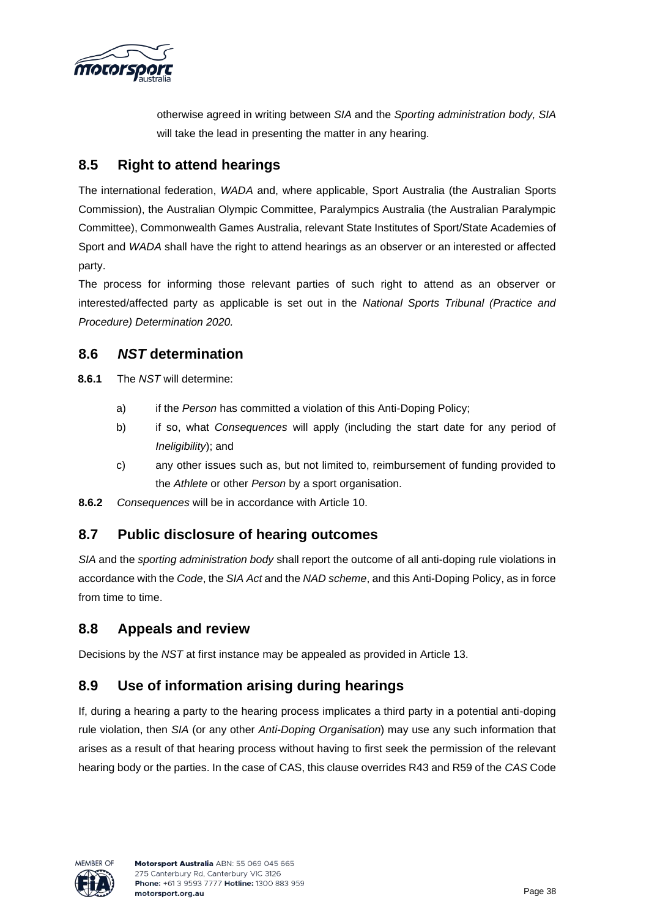otherwise agreed in writing between *SIA* and the *Sporting administration body, SIA* will take the lead in presenting the matter in any hearing.

## 8.5 Right to attend hearings

The international federation, *WADA* and, where applicable, Sport Australia (the Australian Sports Commission), the Australian Olympic Committee, Paralympics Australia (the Australian Paralympic Committee), Commonwealth Games Australia, relevant State Institutes of Sport/State Academies of Sport and *WADA* shall have the right to attend hearings as an observer or an interested or affected party.

The process for informing those relevant parties of such right to attend as an observer or interested/affected party as applicable is set out in the *National Sports Tribunal (Practice and Procedure) Determination 2020.*

## 8.6 *NST* determination

**8.6.1** The *NST* will determine:

a) if the *Person* has committed a violation of this Anti-Doping Policy;

b) if so, what *Consequences* will apply (including the start date for any period of *Ineligibility*); and

c) any other issues such as, but not limited to, reimbursement of funding provided to the *Athlete* or other *Person* by a sport organisation.

**8.6.2** *Consequences* will be in accordance with Article 10.

## 8.7 Public disclosure of hearing outcomes

*SIA* and the *sporting administration body* shall report the outcome of all anti-doping rule violations in accordance with the *Code*, the *SIA Act* and the *NAD scheme*, and this Anti-Doping Policy, as in force from time to time.

## 8.8 Appeals and review

Decisions by the *NST* at first instance may be appealed as provided in Article 13.

## 8.9 Use of information arising during hearings

If, during a hearing a party to the hearing process implicates a third party in a potential anti-doping rule violation, then *SIA* (or any other *Anti-Doping Organisation*) may use any such information that arises as a result of that hearing process without having to first seek the permission of the relevant hearing body or the parties. In the case of CAS, this clause overrides R43 and R59 of the *CAS* Code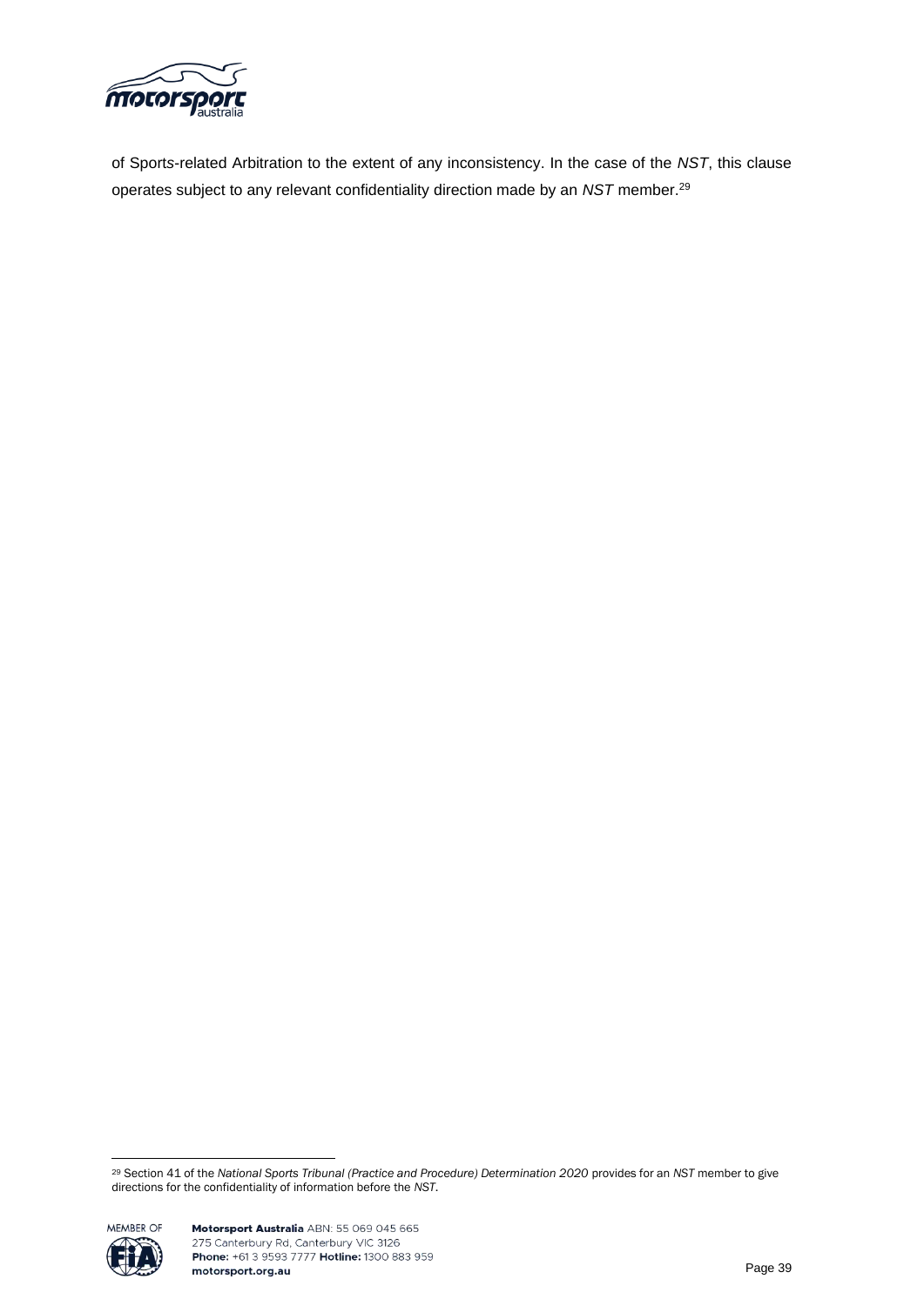of Sports-related Arbitration to the extent of any inconsistency. In the case of the *NST*, this clause operates subject to any relevant confidentiality direction made by an *NST* member.[29]

[29] Section 41 of the *National Sports Tribunal (Practice and Procedure) Determination 2020* provides for an *NST* member to give directions for the confidentiality of information before the *NST*.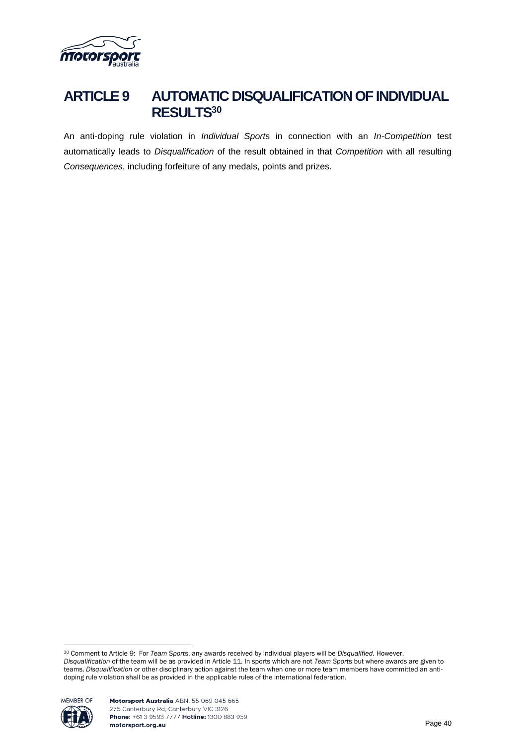# ARTICLE 9 AUTOMATIC DISQUALIFICATION OF INDIVIDUAL RESULTS[30]

An anti-doping rule violation in *Individual Sport*s in connection with an *In-Competition* test automatically leads to *Disqualification* of the result obtained in that *Competition* with all resulting *Consequences*, including forfeiture of any medals, points and prizes.

---

[30] Comment to Article 9: For *Team Sport*s, any awards received by individual players will be *Disqualified*. However, *Disqualification* of the team will be as provided in Article 11. In sports which are not *Team Sport*s but where awards are given to teams, *Disqualification* or other disciplinary action against the team when one or more team members have committed an anti-doping rule violation shall be as provided in the applicable rules of the international federation.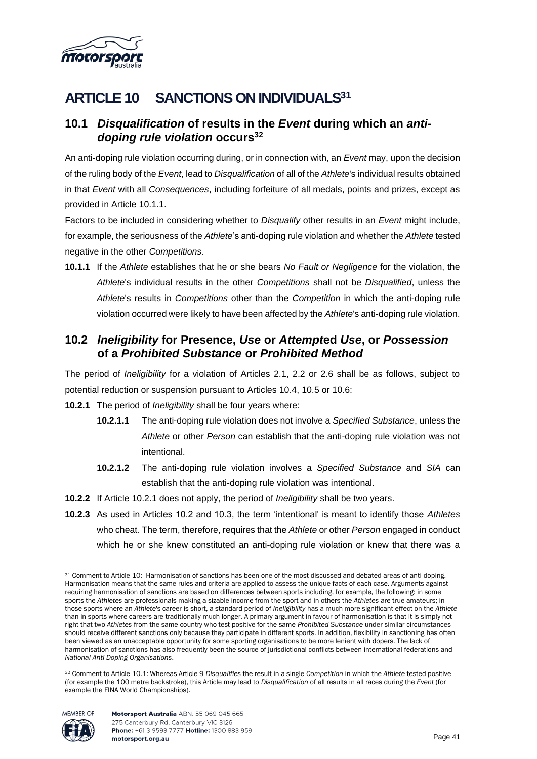# ARTICLE 10 SANCTIONS ON INDIVIDUALS[31]

## 10.1 *Disqualification* of results in the *Event* during which an *anti-doping rule violation* occurs[32]

An anti-doping rule violation occurring during, or in connection with, an *Event* may, upon the decision of the ruling body of the *Event*, lead to *Disqualification* of all of the *Athlete*'s individual results obtained in that *Event* with all *Consequences*, including forfeiture of all medals, points and prizes, except as provided in Article 10.1.1.

Factors to be included in considering whether to *Disqualify* other results in an *Event* might include, for example, the seriousness of the *Athlete*'s anti-doping rule violation and whether the *Athlete* tested negative in the other *Competitions*.

**10.1.1** If the *Athlete* establishes that he or she bears *No Fault or Negligence* for the violation, the *Athlete*'s individual results in the other *Competitions* shall not be *Disqualified*, unless the *Athlete*'s results in *Competitions* other than the *Competition* in which the anti-doping rule violation occurred were likely to have been affected by the *Athlete*'s anti-doping rule violation.

## 10.2 *Ineligibility* for Presence, *Use* or *Attempt*ed *Use*, or *Possession* of a *Prohibited Substance* or *Prohibited Method*

The period of *Ineligibility* for a violation of Articles 2.1, 2.2 or 2.6 shall be as follows, subject to potential reduction or suspension pursuant to Articles 10.4, 10.5 or 10.6:

**10.2.1** The period of *Ineligibility* shall be four years where:

**10.2.1.1** The anti-doping rule violation does not involve a *Specified Substance*, unless the *Athlete* or other *Person* can establish that the anti-doping rule violation was not intentional.

**10.2.1.2** The anti-doping rule violation involves a *Specified Substance* and *SIA* can establish that the anti-doping rule violation was intentional.

**10.2.2** If Article 10.2.1 does not apply, the period of *Ineligibility* shall be two years.

**10.2.3** As used in Articles 10.2 and 10.3, the term 'intentional' is meant to identify those *Athletes* who cheat. The term, therefore, requires that the *Athlete* or other *Person* engaged in conduct which he or she knew constituted an anti-doping rule violation or knew that there was a

---

[31] Comment to Article 10: Harmonisation of sanctions has been one of the most discussed and debated areas of anti-doping. Harmonisation means that the same rules and criteria are applied to assess the unique facts of each case. Arguments against requiring harmonisation of sanctions are based on differences between sports including, for example, the following: in some sports the *Athletes* are professionals making a sizable income from the sport and in others the *Athletes* are true amateurs; in those sports where an *Athlete*'s career is short, a standard period of *Ineligibility* has a much more significant effect on the *Athlete* than in sports where careers are traditionally much longer. A primary argument in favour of harmonisation is that it is simply not right that two *Athletes* from the same country who test positive for the same *Prohibited Substance* under similar circumstances should receive different sanctions only because they participate in different sports. In addition, flexibility in sanctioning has often been viewed as an unacceptable opportunity for some sporting organisations to be more lenient with dopers. The lack of harmonisation of sanctions has also frequently been the source of jurisdictional conflicts between international federations and *National Anti-Doping Organisations*.

[32] Comment to Article 10.1: Whereas Article 9 *Disqualifies* the result in a single *Competition* in which the *Athlete* tested positive (for example the 100 metre backstroke), this Article may lead to *Disqualification* of all results in all races during the *Event* (for example the FINA World Championships).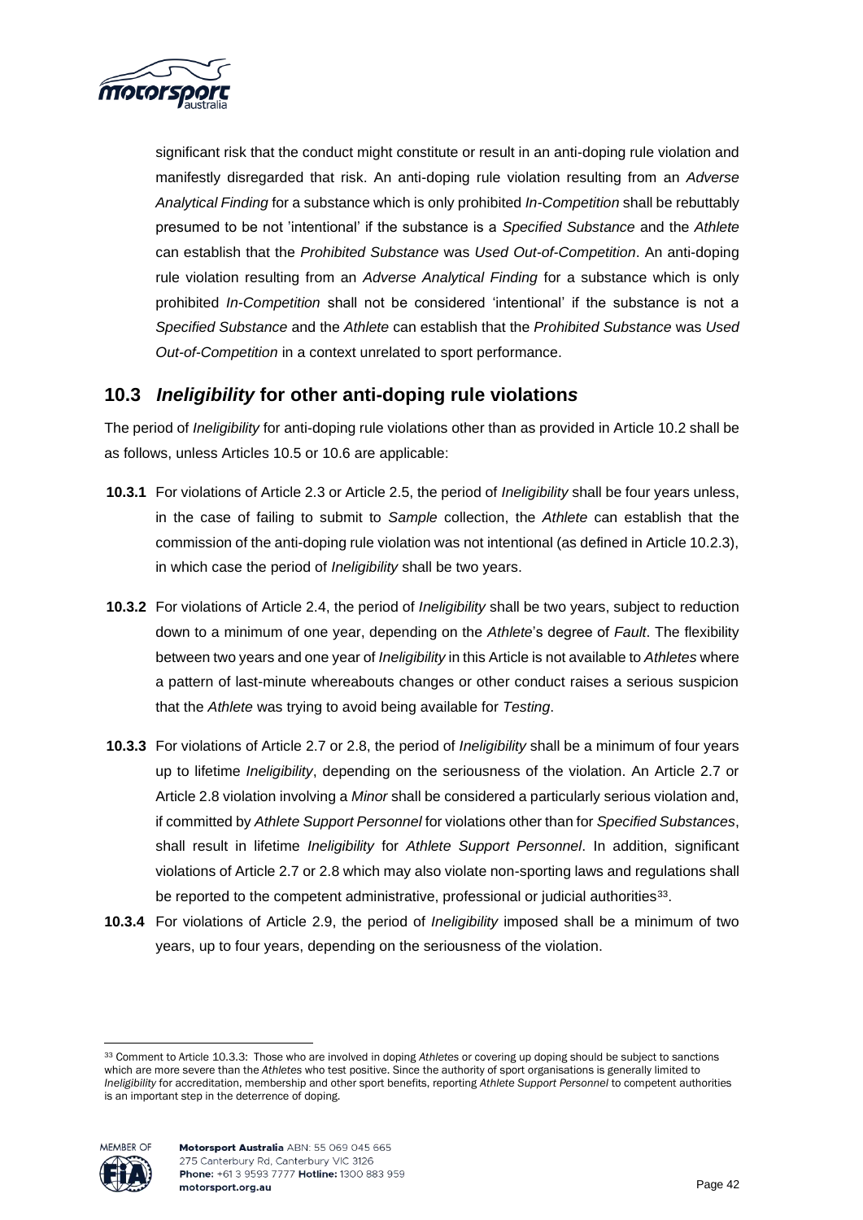significant risk that the conduct might constitute or result in an anti-doping rule violation and manifestly disregarded that risk. An anti-doping rule violation resulting from an *Adverse Analytical Finding* for a substance which is only prohibited *In-Competition* shall be rebuttably presumed to be not 'intentional' if the substance is a *Specified Substance* and the *Athlete* can establish that the *Prohibited Substance* was *Used Out-of-Competition*. An anti-doping rule violation resulting from an *Adverse Analytical Finding* for a substance which is only prohibited *In-Competition* shall not be considered 'intentional' if the substance is not a *Specified Substance* and the *Athlete* can establish that the *Prohibited Substance* was *Used Out-of-Competition* in a context unrelated to sport performance.

## 10.3 *Ineligibility* for other anti-doping rule violations

The period of *Ineligibility* for anti-doping rule violations other than as provided in Article 10.2 shall be as follows, unless Articles 10.5 or 10.6 are applicable:

**10.3.1** For violations of Article 2.3 or Article 2.5, the period of *Ineligibility* shall be four years unless, in the case of failing to submit to *Sample* collection, the *Athlete* can establish that the commission of the anti-doping rule violation was not intentional (as defined in Article 10.2.3), in which case the period of *Ineligibility* shall be two years.

**10.3.2** For violations of Article 2.4, the period of *Ineligibility* shall be two years, subject to reduction down to a minimum of one year, depending on the *Athlete*'s degree of *Fault*. The flexibility between two years and one year of *Ineligibility* in this Article is not available to *Athletes* where a pattern of last-minute whereabouts changes or other conduct raises a serious suspicion that the *Athlete* was trying to avoid being available for *Testing*.

**10.3.3** For violations of Article 2.7 or 2.8, the period of *Ineligibility* shall be a minimum of four years up to lifetime *Ineligibility*, depending on the seriousness of the violation. An Article 2.7 or Article 2.8 violation involving a *Minor* shall be considered a particularly serious violation and, if committed by *Athlete Support Personnel* for violations other than for *Specified Substances*, shall result in lifetime *Ineligibility* for *Athlete Support Personnel*. In addition, significant violations of Article 2.7 or 2.8 which may also violate non-sporting laws and regulations shall be reported to the competent administrative, professional or judicial authorities[33].

**10.3.4** For violations of Article 2.9, the period of *Ineligibility* imposed shall be a minimum of two years, up to four years, depending on the seriousness of the violation.

---

[33] Comment to Article 10.3.3: Those who are involved in doping *Athletes* or covering up doping should be subject to sanctions which are more severe than the *Athletes* who test positive. Since the authority of sport organisations is generally limited to *Ineligibility* for accreditation, membership and other sport benefits, reporting *Athlete Support Personnel* to competent authorities is an important step in the deterrence of doping.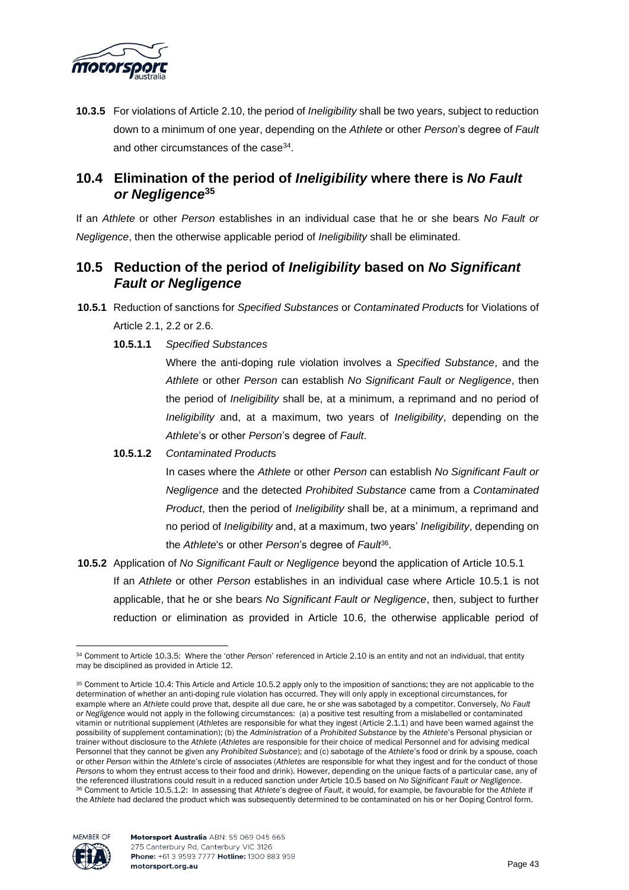**10.3.5** For violations of Article 2.10, the period of *Ineligibility* shall be two years, subject to reduction down to a minimum of one year, depending on the *Athlete* or other *Person*'s degree of *Fault* and other circumstances of the case[34].

## 10.4 Elimination of the period of *Ineligibility* where there is *No Fault or Negligence*[35]

If an *Athlete* or other *Person* establishes in an individual case that he or she bears *No Fault or Negligence*, then the otherwise applicable period of *Ineligibility* shall be eliminated.

## 10.5 Reduction of the period of *Ineligibility* based on *No Significant Fault or Negligence*

**10.5.1** Reduction of sanctions for *Specified Substances* or *Contaminated Product*s for Violations of Article 2.1, 2.2 or 2.6.

**10.5.1.1** *Specified Substances*

Where the anti-doping rule violation involves a *Specified Substance*, and the *Athlete* or other *Person* can establish *No Significant Fault or Negligence*, then the period of *Ineligibility* shall be, at a minimum, a reprimand and no period of *Ineligibility* and, at a maximum, two years of *Ineligibility*, depending on the *Athlete*'s or other *Person*'s degree of *Fault*.

**10.5.1.2** *Contaminated Product*s

In cases where the *Athlete* or other *Person* can establish *No Significant Fault or Negligence* and the detected *Prohibited Substance* came from a *Contaminated Product*, then the period of *Ineligibility* shall be, at a minimum, a reprimand and no period of *Ineligibility* and, at a maximum, two years' *Ineligibility*, depending on the *Athlete*'s or other *Person*'s degree of *Fault*[36].

**10.5.2** Application of *No Significant Fault or Negligence* beyond the application of Article 10.5.1

If an *Athlete* or other *Person* establishes in an individual case where Article 10.5.1 is not applicable, that he or she bears *No Significant Fault or Negligence*, then, subject to further reduction or elimination as provided in Article 10.6, the otherwise applicable period of

---

[34] Comment to Article 10.3.5: Where the 'other *Person*' referenced in Article 2.10 is an entity and not an individual, that entity may be disciplined as provided in Article 12.

[35] Comment to Article 10.4: This Article and Article 10.5.2 apply only to the imposition of sanctions; they are not applicable to the determination of whether an anti-doping rule violation has occurred. They will only apply in exceptional circumstances, for example where an *Athlete* could prove that, despite all due care, he or she was sabotaged by a competitor. Conversely, *No Fault or Negligence* would not apply in the following circumstances: (a) a positive test resulting from a mislabelled or contaminated vitamin or nutritional supplement (*Athletes* are responsible for what they ingest (Article 2.1.1) and have been warned against the possibility of supplement contamination); (b) the *Administration* of a *Prohibited Substance* by the *Athlete*'s Personal physician or trainer without disclosure to the *Athlete* (*Athletes* are responsible for their choice of medical Personnel and for advising medical Personnel that they cannot be given any *Prohibited Substance*); and (c) sabotage of the *Athlete*'s food or drink by a spouse, coach or other *Person* within the *Athlete*'s circle of associates (*Athletes* are responsible for what they ingest and for the conduct of those *Persons* to whom they entrust access to their food and drink). However, depending on the unique facts of a particular case, any of the referenced illustrations could result in a reduced sanction under Article 10.5 based on *No Significant Fault or Negligence*.

[36] Comment to Article 10.5.1.2: In assessing that *Athlete*'s degree of *Fault*, it would, for example, be favourable for the *Athlete* if the *Athlete* had declared the product which was subsequently determined to be contaminated on his or her Doping Control form.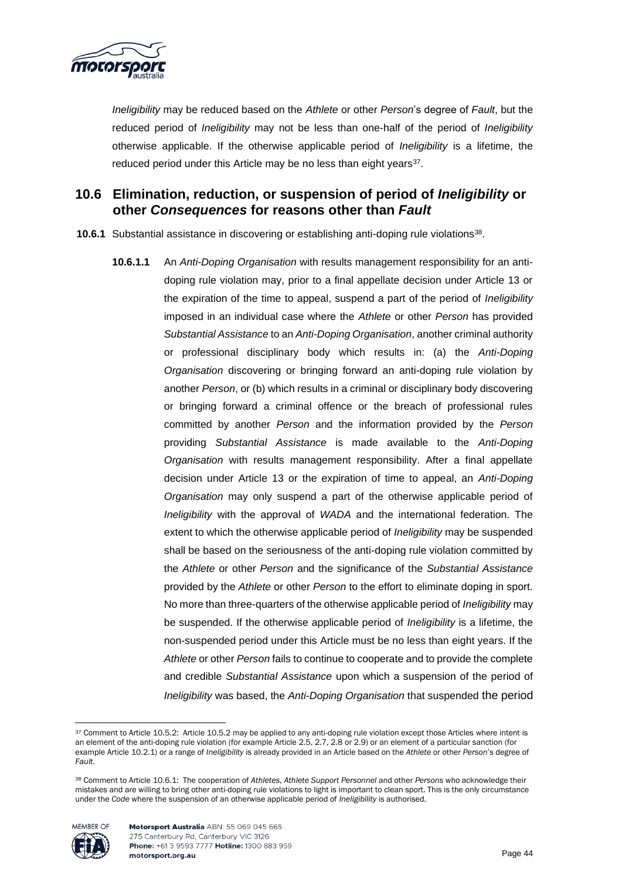*Ineligibility* may be reduced based on the *Athlete* or other *Person*'s degree of *Fault*, but the reduced period of *Ineligibility* may not be less than one-half of the period of *Ineligibility* otherwise applicable. If the otherwise applicable period of *Ineligibility* is a lifetime, the reduced period under this Article may be no less than eight years[37].

## 10.6 Elimination, reduction, or suspension of period of *Ineligibility* or other *Consequences* for reasons other than *Fault*

**10.6.1** Substantial assistance in discovering or establishing anti-doping rule violations[38].

**10.6.1.1** An *Anti-Doping Organisation* with results management responsibility for an anti-doping rule violation may, prior to a final appellate decision under Article 13 or the expiration of the time to appeal, suspend a part of the period of *Ineligibility* imposed in an individual case where the *Athlete* or other *Person* has provided *Substantial Assistance* to an *Anti-Doping Organisation*, another criminal authority or professional disciplinary body which results in: (a) the *Anti-Doping Organisation* discovering or bringing forward an anti-doping rule violation by another *Person*, or (b) which results in a criminal or disciplinary body discovering or bringing forward a criminal offence or the breach of professional rules committed by another *Person* and the information provided by the *Person* providing *Substantial Assistance* is made available to the *Anti-Doping Organisation* with results management responsibility. After a final appellate decision under Article 13 or the expiration of time to appeal, an *Anti-Doping Organisation* may only suspend a part of the otherwise applicable period of *Ineligibility* with the approval of *WADA* and the international federation. The extent to which the otherwise applicable period of *Ineligibility* may be suspended shall be based on the seriousness of the anti-doping rule violation committed by the *Athlete* or other *Person* and the significance of the *Substantial Assistance* provided by the *Athlete* or other *Person* to the effort to eliminate doping in sport. No more than three-quarters of the otherwise applicable period of *Ineligibility* may be suspended. If the otherwise applicable period of *Ineligibility* is a lifetime, the non-suspended period under this Article must be no less than eight years. If the *Athlete* or other *Person* fails to continue to cooperate and to provide the complete and credible *Substantial Assistance* upon which a suspension of the period of *Ineligibility* was based, the *Anti-Doping Organisation* that suspended the period

---

[37] Comment to Article 10.5.2: Article 10.5.2 may be applied to any anti-doping rule violation except those Articles where intent is an element of the anti-doping rule violation (for example Article 2.5, 2.7, 2.8 or 2.9) or an element of a particular sanction (for example Article 10.2.1) or a range of *Ineligibility* is already provided in an Article based on the *Athlete* or other *Person*'s degree of *Fault*.

[38] Comment to Article 10.6.1: The cooperation of *Athletes*, *Athlete Support Personnel* and other *Persons* who acknowledge their mistakes and are willing to bring other anti-doping rule violations to light is important to clean sport. This is the only circumstance under the *Code* where the suspension of an otherwise applicable period of *Ineligibility* is authorised.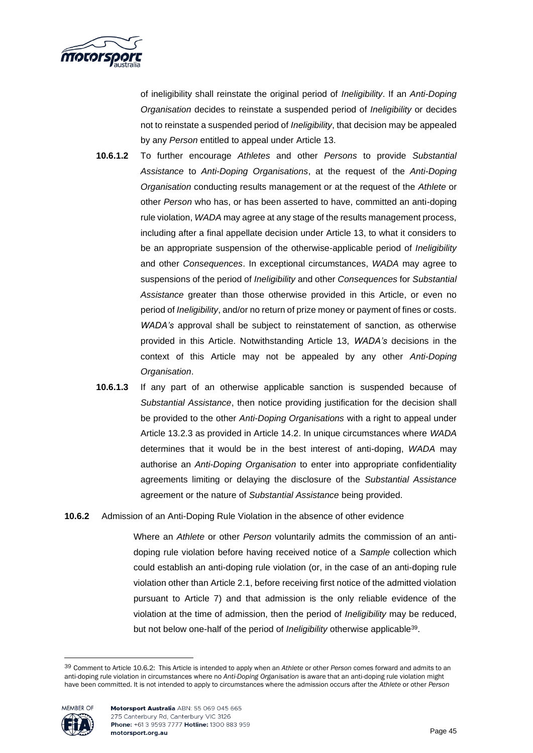of ineligibility shall reinstate the original period of *Ineligibility*. If an *Anti-Doping Organisation* decides to reinstate a suspended period of *Ineligibility* or decides not to reinstate a suspended period of *Ineligibility*, that decision may be appealed by any *Person* entitled to appeal under Article 13.

**10.6.1.2** To further encourage *Athletes* and other *Persons* to provide *Substantial Assistance* to *Anti-Doping Organisations*, at the request of the *Anti-Doping Organisation* conducting results management or at the request of the *Athlete* or other *Person* who has, or has been asserted to have, committed an anti-doping rule violation, *WADA* may agree at any stage of the results management process, including after a final appellate decision under Article 13, to what it considers to be an appropriate suspension of the otherwise-applicable period of *Ineligibility* and other *Consequences*. In exceptional circumstances, *WADA* may agree to suspensions of the period of *Ineligibility* and other *Consequences* for *Substantial Assistance* greater than those otherwise provided in this Article, or even no period of *Ineligibility*, and/or no return of prize money or payment of fines or costs. *WADA's* approval shall be subject to reinstatement of sanction, as otherwise provided in this Article. Notwithstanding Article 13, *WADA's* decisions in the context of this Article may not be appealed by any other *Anti-Doping Organisation*.

**10.6.1.3** If any part of an otherwise applicable sanction is suspended because of *Substantial Assistance*, then notice providing justification for the decision shall be provided to the other *Anti-Doping Organisations* with a right to appeal under Article 13.2.3 as provided in Article 14.2. In unique circumstances where *WADA* determines that it would be in the best interest of anti-doping, *WADA* may authorise an *Anti-Doping Organisation* to enter into appropriate confidentiality agreements limiting or delaying the disclosure of the *Substantial Assistance* agreement or the nature of *Substantial Assistance* being provided.

**10.6.2** Admission of an Anti-Doping Rule Violation in the absence of other evidence

Where an *Athlete* or other *Person* voluntarily admits the commission of an anti-doping rule violation before having received notice of a *Sample* collection which could establish an anti-doping rule violation (or, in the case of an anti-doping rule violation other than Article 2.1, before receiving first notice of the admitted violation pursuant to Article 7) and that admission is the only reliable evidence of the violation at the time of admission, then the period of *Ineligibility* may be reduced, but not below one-half of the period of *Ineligibility* otherwise applicable[39].

---

[39] Comment to Article 10.6.2: This Article is intended to apply when an *Athlete* or other *Person* comes forward and admits to an anti-doping rule violation in circumstances where no *Anti-Doping Organisation* is aware that an anti-doping rule violation might have been committed. It is not intended to apply to circumstances where the admission occurs after the *Athlete* or other *Person*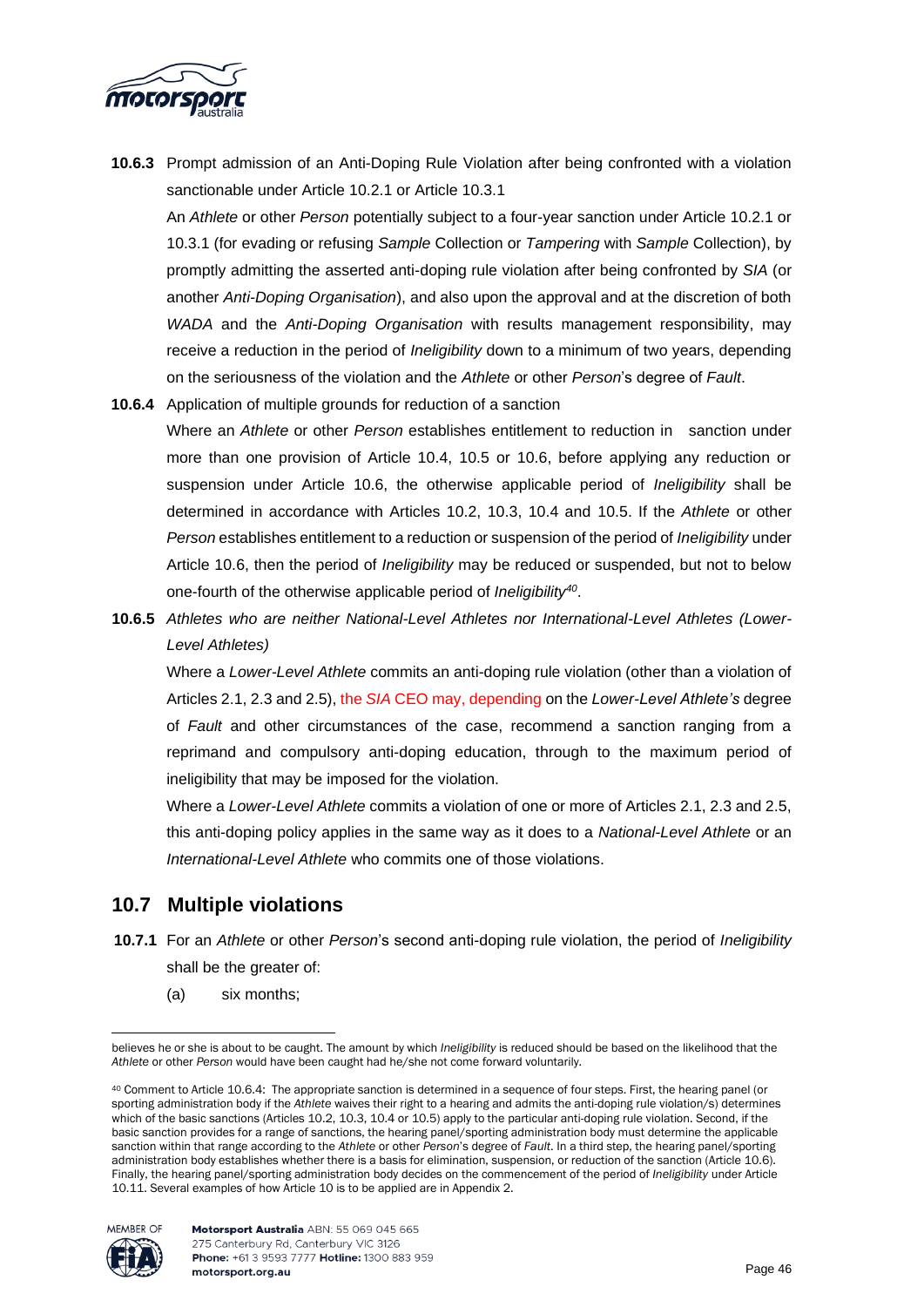**10.6.3** Prompt admission of an Anti-Doping Rule Violation after being confronted with a violation sanctionable under Article 10.2.1 or Article 10.3.1

An *Athlete* or other *Person* potentially subject to a four-year sanction under Article 10.2.1 or 10.3.1 (for evading or refusing *Sample* Collection or *Tampering* with *Sample* Collection), by promptly admitting the asserted anti-doping rule violation after being confronted by *SIA* (or another *Anti-Doping Organisation*), and also upon the approval and at the discretion of both *WADA* and the *Anti-Doping Organisation* with results management responsibility, may receive a reduction in the period of *Ineligibility* down to a minimum of two years, depending on the seriousness of the violation and the *Athlete* or other *Person*'s degree of *Fault*.

**10.6.4** Application of multiple grounds for reduction of a sanction

Where an *Athlete* or other *Person* establishes entitlement to reduction in sanction under more than one provision of Article 10.4, 10.5 or 10.6, before applying any reduction or suspension under Article 10.6, the otherwise applicable period of *Ineligibility* shall be determined in accordance with Articles 10.2, 10.3, 10.4 and 10.5. If the *Athlete* or other *Person* establishes entitlement to a reduction or suspension of the period of *Ineligibility* under Article 10.6, then the period of *Ineligibility* may be reduced or suspended, but not to below one-fourth of the otherwise applicable period of *Ineligibility*[40].

**10.6.5** *Athletes who are neither National-Level Athletes nor International-Level Athletes (Lower-Level Athletes)*

Where a *Lower-Level Athlete* commits an anti-doping rule violation (other than a violation of Articles 2.1, 2.3 and 2.5), the *SIA* CEO may, depending on the *Lower-Level Athlete's* degree of *Fault* and other circumstances of the case, recommend a sanction ranging from a reprimand and compulsory anti-doping education, through to the maximum period of ineligibility that may be imposed for the violation.

Where a *Lower-Level Athlete* commits a violation of one or more of Articles 2.1, 2.3 and 2.5, this anti-doping policy applies in the same way as it does to a *National-Level Athlete* or an *International-Level Athlete* who commits one of those violations.

## 10.7 Multiple violations

**10.7.1** For an *Athlete* or other *Person*'s second anti-doping rule violation, the period of *Ineligibility* shall be the greater of:

(a) six months;

---

believes he or she is about to be caught. The amount by which *Ineligibility* is reduced should be based on the likelihood that the *Athlete* or other *Person* would have been caught had he/she not come forward voluntarily.

[40] Comment to Article 10.6.4: The appropriate sanction is determined in a sequence of four steps. First, the hearing panel (or sporting administration body if the *Athlete* waives their right to a hearing and admits the anti-doping rule violation/s) determines which of the basic sanctions (Articles 10.2, 10.3, 10.4 or 10.5) apply to the particular anti-doping rule violation. Second, if the basic sanction provides for a range of sanctions, the hearing panel/sporting administration body must determine the applicable sanction within that range according to the *Athlete* or other *Person*'s degree of *Fault*. In a third step, the hearing panel/sporting administration body establishes whether there is a basis for elimination, suspension, or reduction of the sanction (Article 10.6). Finally, the hearing panel/sporting administration body decides on the commencement of the period of *Ineligibility* under Article 10.11. Several examples of how Article 10 is to be applied are in Appendix 2.

Motorsport Australia ABN: 55 069 045 665
275 Canterbury Rd, Canterbury VIC 3126
Phone: +61 3 9593 7777 Hotline: 1300 883 959
motorsport.org.au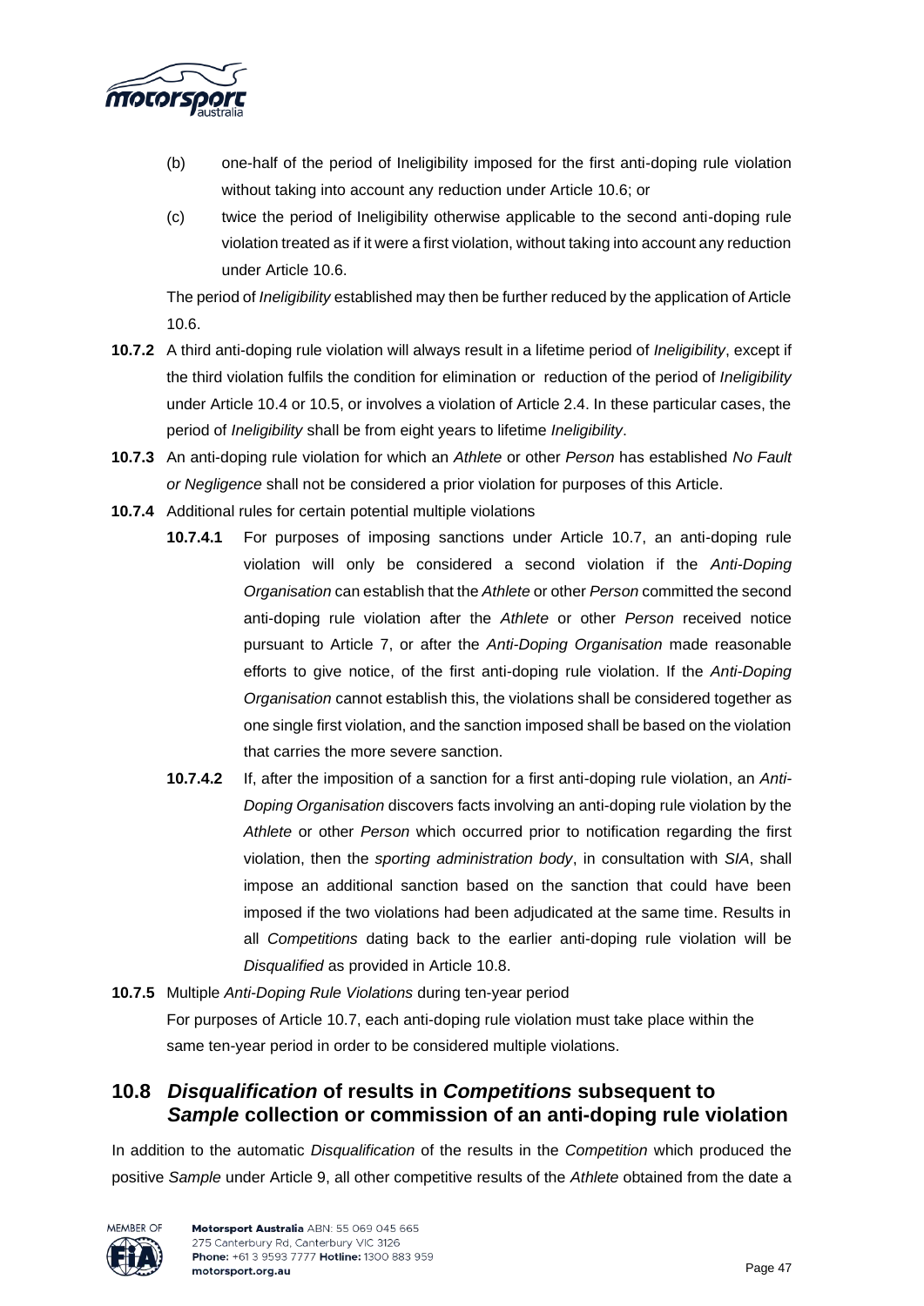(b) one-half of the period of Ineligibility imposed for the first anti-doping rule violation without taking into account any reduction under Article 10.6; or

(c) twice the period of Ineligibility otherwise applicable to the second anti-doping rule violation treated as if it were a first violation, without taking into account any reduction under Article 10.6.

The period of *Ineligibility* established may then be further reduced by the application of Article 10.6.

**10.7.2** A third anti-doping rule violation will always result in a lifetime period of *Ineligibility*, except if the third violation fulfils the condition for elimination or reduction of the period of *Ineligibility* under Article 10.4 or 10.5, or involves a violation of Article 2.4. In these particular cases, the period of *Ineligibility* shall be from eight years to lifetime *Ineligibility*.

**10.7.3** An anti-doping rule violation for which an *Athlete* or other *Person* has established *No Fault or Negligence* shall not be considered a prior violation for purposes of this Article.

**10.7.4** Additional rules for certain potential multiple violations

**10.7.4.1** For purposes of imposing sanctions under Article 10.7, an anti-doping rule violation will only be considered a second violation if the *Anti-Doping Organisation* can establish that the *Athlete* or other *Person* committed the second anti-doping rule violation after the *Athlete* or other *Person* received notice pursuant to Article 7, or after the *Anti-Doping Organisation* made reasonable efforts to give notice, of the first anti-doping rule violation. If the *Anti-Doping Organisation* cannot establish this, the violations shall be considered together as one single first violation, and the sanction imposed shall be based on the violation that carries the more severe sanction.

**10.7.4.2** If, after the imposition of a sanction for a first anti-doping rule violation, an *Anti-Doping Organisation* discovers facts involving an anti-doping rule violation by the *Athlete* or other *Person* which occurred prior to notification regarding the first violation, then the *sporting administration body*, in consultation with *SIA*, shall impose an additional sanction based on the sanction that could have been imposed if the two violations had been adjudicated at the same time. Results in all *Competitions* dating back to the earlier anti-doping rule violation will be *Disqualified* as provided in Article 10.8.

**10.7.5** Multiple *Anti-Doping Rule Violations* during ten-year period

For purposes of Article 10.7, each anti-doping rule violation must take place within the same ten-year period in order to be considered multiple violations.

## 10.8 *Disqualification* of results in *Competitions* subsequent to *Sample* collection or commission of an anti-doping rule violation

In addition to the automatic *Disqualification* of the results in the *Competition* which produced the positive *Sample* under Article 9, all other competitive results of the *Athlete* obtained from the date a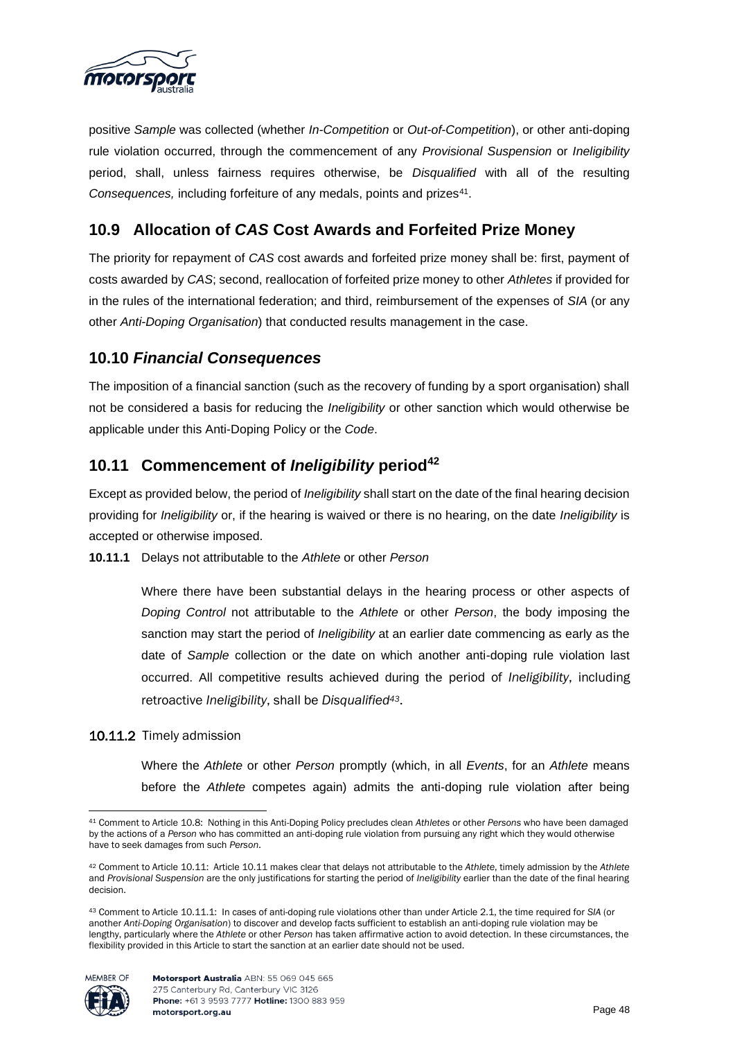positive *Sample* was collected (whether *In-Competition* or *Out-of-Competition*), or other anti-doping rule violation occurred, through the commencement of any *Provisional Suspension* or *Ineligibility* period, shall, unless fairness requires otherwise, be *Disqualified* with all of the resulting *Consequences,* including forfeiture of any medals, points and prizes[41].

## 10.9 Allocation of *CAS* Cost Awards and Forfeited Prize Money

The priority for repayment of *CAS* cost awards and forfeited prize money shall be: first, payment of costs awarded by *CAS*; second, reallocation of forfeited prize money to other *Athletes* if provided for in the rules of the international federation; and third, reimbursement of the expenses of *SIA* (or any other *Anti-Doping Organisation*) that conducted results management in the case.

## 10.10 *Financial Consequences*

The imposition of a financial sanction (such as the recovery of funding by a sport organisation) shall not be considered a basis for reducing the *Ineligibility* or other sanction which would otherwise be applicable under this Anti-Doping Policy or the *Code*.

## 10.11 Commencement of *Ineligibility* period[42]

Except as provided below, the period of *Ineligibility* shall start on the date of the final hearing decision providing for *Ineligibility* or, if the hearing is waived or there is no hearing, on the date *Ineligibility* is accepted or otherwise imposed.

**10.11.1** Delays not attributable to the *Athlete* or other *Person*

Where there have been substantial delays in the hearing process or other aspects of *Doping Control* not attributable to the *Athlete* or other *Person*, the body imposing the sanction may start the period of *Ineligibility* at an earlier date commencing as early as the date of *Sample* collection or the date on which another anti-doping rule violation last occurred. All competitive results achieved during the period of *Ineligibility*, including retroactive *Ineligibility*, shall be *Disqualified*[43].

**10.11.2** Timely admission

Where the *Athlete* or other *Person* promptly (which, in all *Events*, for an *Athlete* means before the *Athlete* competes again) admits the anti-doping rule violation after being

---

[41] Comment to Article 10.8: Nothing in this Anti-Doping Policy precludes clean *Athletes* or other *Persons* who have been damaged by the actions of a *Person* who has committed an anti-doping rule violation from pursuing any right which they would otherwise have to seek damages from such *Person*.

[42] Comment to Article 10.11: Article 10.11 makes clear that delays not attributable to the *Athlete*, timely admission by the *Athlete* and *Provisional Suspension* are the only justifications for starting the period of *Ineligibility* earlier than the date of the final hearing decision.

[43] Comment to Article 10.11.1: In cases of anti-doping rule violations other than under Article 2.1, the time required for *SIA* (or another *Anti-Doping Organisation*) to discover and develop facts sufficient to establish an anti-doping rule violation may be lengthy, particularly where the *Athlete* or other *Person* has taken affirmative action to avoid detection. In these circumstances, the flexibility provided in this Article to start the sanction at an earlier date should not be used.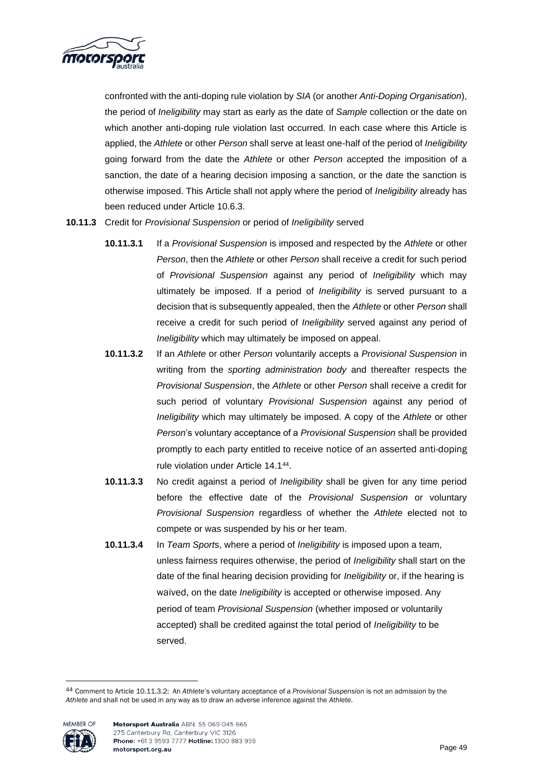confronted with the anti-doping rule violation by *SIA* (or another *Anti-Doping Organisation*), the period of *Ineligibility* may start as early as the date of *Sample* collection or the date on which another anti-doping rule violation last occurred. In each case where this Article is applied, the *Athlete* or other *Person* shall serve at least one-half of the period of *Ineligibility* going forward from the date the *Athlete* or other *Person* accepted the imposition of a sanction, the date of a hearing decision imposing a sanction, or the date the sanction is otherwise imposed. This Article shall not apply where the period of *Ineligibility* already has been reduced under Article 10.6.3.

**10.11.3** Credit for *Provisional Suspension* or period of *Ineligibility* served

**10.11.3.1** If a *Provisional Suspension* is imposed and respected by the *Athlete* or other *Person*, then the *Athlete* or other *Person* shall receive a credit for such period of *Provisional Suspension* against any period of *Ineligibility* which may ultimately be imposed. If a period of *Ineligibility* is served pursuant to a decision that is subsequently appealed, then the *Athlete* or other *Person* shall receive a credit for such period of *Ineligibility* served against any period of *Ineligibility* which may ultimately be imposed on appeal.

**10.11.3.2** If an *Athlete* or other *Person* voluntarily accepts a *Provisional Suspension* in writing from the *sporting administration body* and thereafter respects the *Provisional Suspension*, the *Athlete* or other *Person* shall receive a credit for such period of voluntary *Provisional Suspension* against any period of *Ineligibility* which may ultimately be imposed. A copy of the *Athlete* or other *Person*'s voluntary acceptance of a *Provisional Suspension* shall be provided promptly to each party entitled to receive notice of an asserted anti-doping rule violation under Article 14.1[44].

**10.11.3.3** No credit against a period of *Ineligibility* shall be given for any time period before the effective date of the *Provisional Suspension* or voluntary *Provisional Suspension* regardless of whether the *Athlete* elected not to compete or was suspended by his or her team.

**10.11.3.4** In *Team Sport*s, where a period of *Ineligibility* is imposed upon a team, unless fairness requires otherwise, the period of *Ineligibility* shall start on the date of the final hearing decision providing for *Ineligibility* or, if the hearing is waived, on the date *Ineligibility* is accepted or otherwise imposed. Any period of team *Provisional Suspension* (whether imposed or voluntarily accepted) shall be credited against the total period of *Ineligibility* to be served.

---

[44] Comment to Article 10.11.3.2: An *Athlete*'s voluntary acceptance of a *Provisional Suspension* is not an admission by the *Athlete* and shall not be used in any way as to draw an adverse inference against the *Athlete*.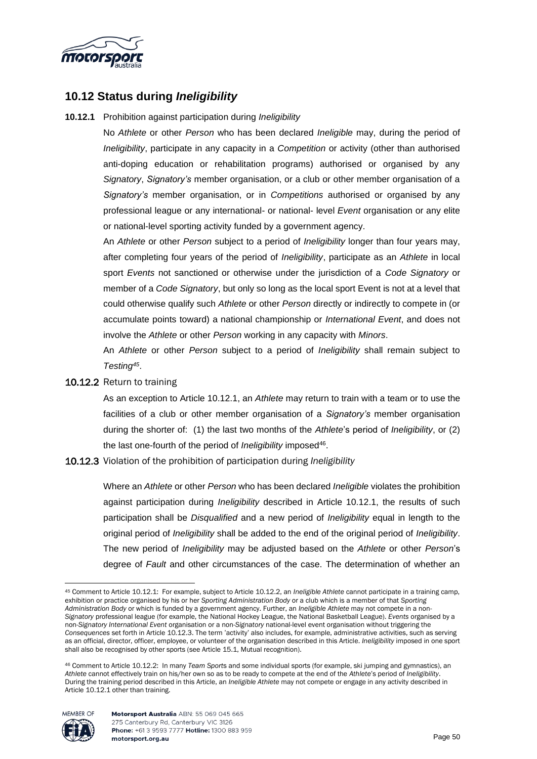## 10.12 Status during *Ineligibility*

**10.12.1** Prohibition against participation during *Ineligibility*

No *Athlete* or other *Person* who has been declared *Ineligible* may, during the period of *Ineligibility*, participate in any capacity in a *Competition* or activity (other than authorised anti-doping education or rehabilitation programs) authorised or organised by any *Signatory*, *Signatory's* member organisation, or a club or other member organisation of a *Signatory's* member organisation, or in *Competitions* authorised or organised by any professional league or any international- or national- level *Event* organisation or any elite or national-level sporting activity funded by a government agency.

An *Athlete* or other *Person* subject to a period of *Ineligibility* longer than four years may, after completing four years of the period of *Ineligibility*, participate as an *Athlete* in local sport *Events* not sanctioned or otherwise under the jurisdiction of a *Code Signatory* or member of a *Code Signatory*, but only so long as the local sport Event is not at a level that could otherwise qualify such *Athlete* or other *Person* directly or indirectly to compete in (or accumulate points toward) a national championship or *International Event*, and does not involve the *Athlete* or other *Person* working in any capacity with *Minors*.

An *Athlete* or other *Person* subject to a period of *Ineligibility* shall remain subject to *Testing*[45].

**10.12.2** Return to training

As an exception to Article 10.12.1, an *Athlete* may return to train with a team or to use the facilities of a club or other member organisation of a *Signatory's* member organisation during the shorter of: (1) the last two months of the *Athlete*'s period of *Ineligibility*, or (2) the last one-fourth of the period of *Ineligibility* imposed[46].

**10.12.3** Violation of the prohibition of participation during *Ineligibility*

Where an *Athlete* or other *Person* who has been declared *Ineligible* violates the prohibition against participation during *Ineligibility* described in Article 10.12.1, the results of such participation shall be *Disqualified* and a new period of *Ineligibility* equal in length to the original period of *Ineligibility* shall be added to the end of the original period of *Ineligibility*. The new period of *Ineligibility* may be adjusted based on the *Athlete* or other *Person*'s degree of *Fault* and other circumstances of the case. The determination of whether an

---

[45] Comment to Article 10.12.1: For example, subject to Article 10.12.2, an *Ineligible Athlete* cannot participate in a training camp, exhibition or practice organised by his or her *Sporting Administration Body* or a club which is a member of that *Sporting Administration Body* or which is funded by a government agency. Further, an *Ineligible Athlete* may not compete in a non-*Signatory* professional league (for example, the National Hockey League, the National Basketball League). *Events* organised by a non-*Signatory International Event* organisation or a non-*Signatory* national-level event organisation without triggering the *Consequences* set forth in Article 10.12.3. The term 'activity' also includes, for example, administrative activities, such as serving as an official, director, officer, employee, or volunteer of the organisation described in this Article. *Ineligibility* imposed in one sport shall also be recognised by other sports (see Article 15.1, Mutual recognition).

[46] Comment to Article 10.12.2: In many *Team Sports* and some individual sports (for example, ski jumping and gymnastics), an *Athlete* cannot effectively train on his/her own so as to be ready to compete at the end of the *Athlete*'s period of *Ineligibility*. During the training period described in this Article, an *Ineligible Athlete* may not compete or engage in any activity described in Article 10.12.1 other than training.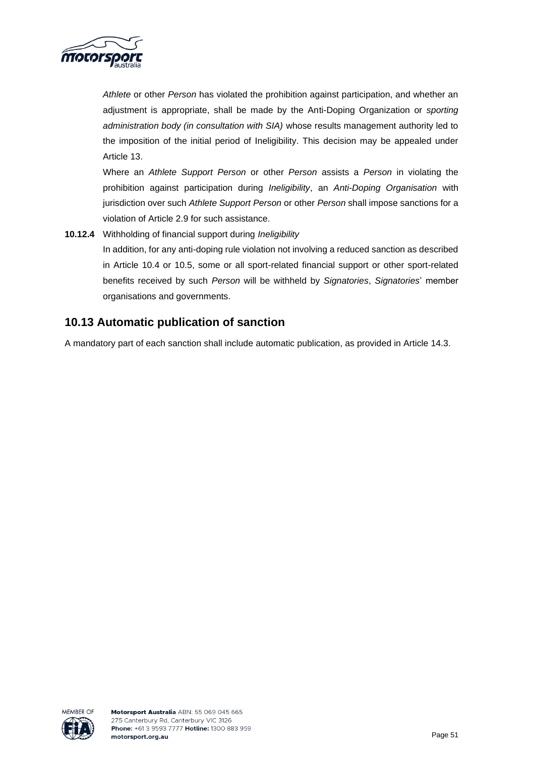*Athlete* or other *Person* has violated the prohibition against participation, and whether an adjustment is appropriate, shall be made by the Anti-Doping Organization or *sporting administration body (in consultation with SIA)* whose results management authority led to the imposition of the initial period of Ineligibility. This decision may be appealed under Article 13.

Where an *Athlete Support Person* or other *Person* assists a *Person* in violating the prohibition against participation during *Ineligibility*, an *Anti-Doping Organisation* with jurisdiction over such *Athlete Support Person* or other *Person* shall impose sanctions for a violation of Article 2.9 for such assistance.

**10.12.4** Withholding of financial support during *Ineligibility*

In addition, for any anti-doping rule violation not involving a reduced sanction as described in Article 10.4 or 10.5, some or all sport-related financial support or other sport-related benefits received by such *Person* will be withheld by *Signatories*, *Signatories*' member organisations and governments.

## 10.13 Automatic publication of sanction

A mandatory part of each sanction shall include automatic publication, as provided in Article 14.3.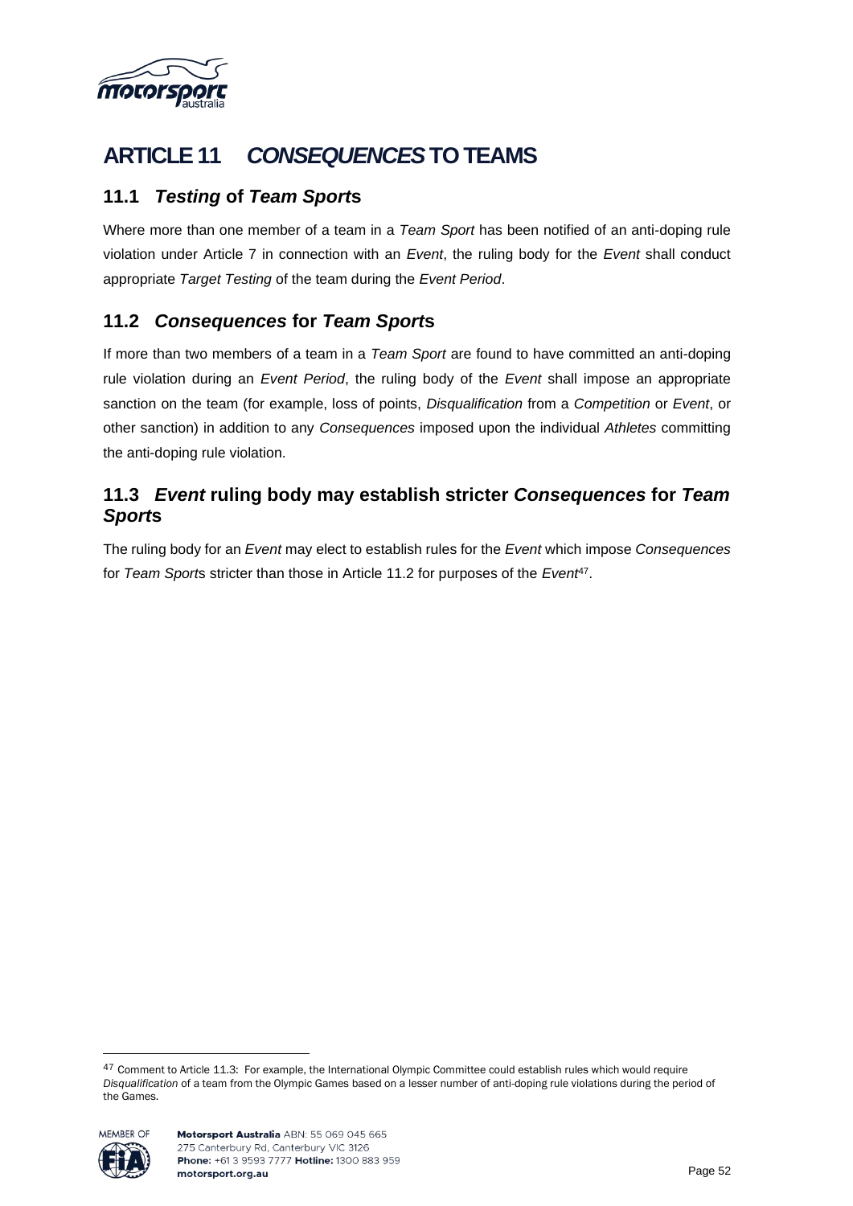# ARTICLE 11 *CONSEQUENCES* TO TEAMS

## 11.1 *Testing* of *Team Sport*s

Where more than one member of a team in a *Team Sport* has been notified of an anti-doping rule violation under Article 7 in connection with an *Event*, the ruling body for the *Event* shall conduct appropriate *Target Testing* of the team during the *Event Period*.

## 11.2 *Consequences* for *Team Sport*s

If more than two members of a team in a *Team Sport* are found to have committed an anti-doping rule violation during an *Event Period*, the ruling body of the *Event* shall impose an appropriate sanction on the team (for example, loss of points, *Disqualification* from a *Competition* or *Event*, or other sanction) in addition to any *Consequences* imposed upon the individual *Athletes* committing the anti-doping rule violation.

## 11.3 *Event* ruling body may establish stricter *Consequences* for *Team Sport*s

The ruling body for an *Event* may elect to establish rules for the *Event* which impose *Consequences* for *Team Sport*s stricter than those in Article 11.2 for purposes of the *Event*[47].

---

[47] Comment to Article 11.3: For example, the International Olympic Committee could establish rules which would require *Disqualification* of a team from the Olympic Games based on a lesser number of anti-doping rule violations during the period of the Games.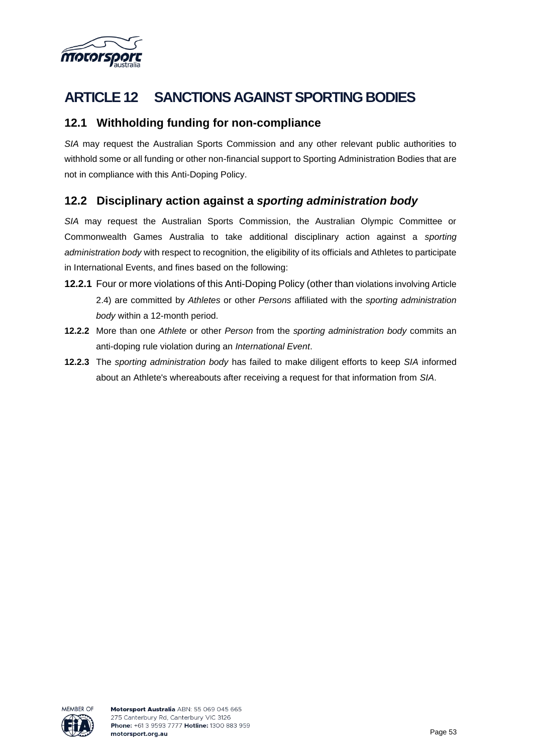# ARTICLE 12 SANCTIONS AGAINST SPORTING BODIES

## 12.1 Withholding funding for non-compliance

*SIA* may request the Australian Sports Commission and any other relevant public authorities to withhold some or all funding or other non-financial support to Sporting Administration Bodies that are not in compliance with this Anti-Doping Policy.

## 12.2 Disciplinary action against a *sporting administration body*

*SIA* may request the Australian Sports Commission, the Australian Olympic Committee or Commonwealth Games Australia to take additional disciplinary action against a *sporting administration body* with respect to recognition, the eligibility of its officials and Athletes to participate in International Events, and fines based on the following:

**12.2.1** Four or more violations of this Anti-Doping Policy (other than violations involving Article 2.4) are committed by *Athletes* or other *Persons* affiliated with the *sporting administration body* within a 12-month period.

**12.2.2** More than one *Athlete* or other *Person* from the *sporting administration body* commits an anti-doping rule violation during an *International Event*.

**12.2.3** The *sporting administration body* has failed to make diligent efforts to keep *SIA* informed about an Athlete's whereabouts after receiving a request for that information from *SIA*.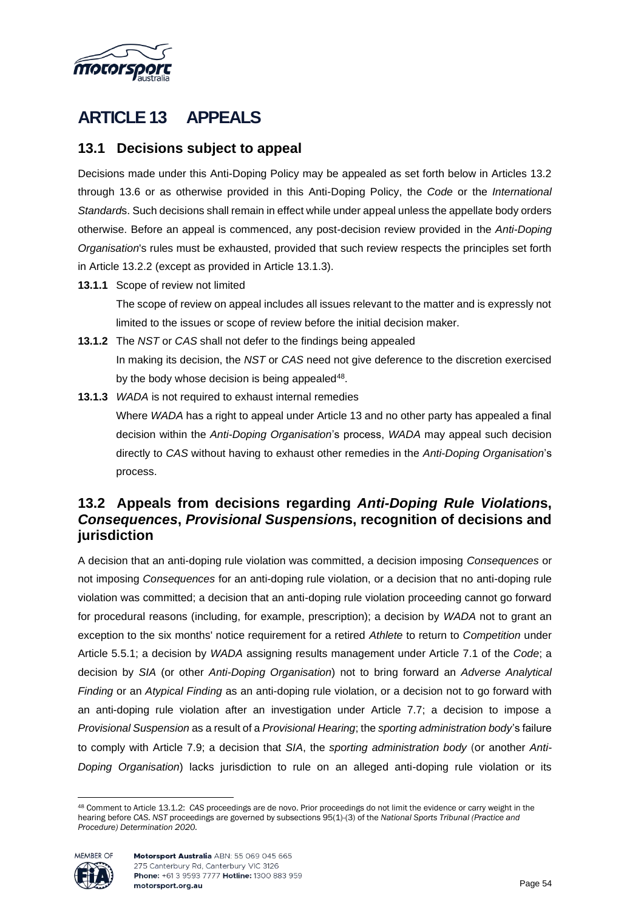# ARTICLE 13 APPEALS

## 13.1 Decisions subject to appeal

Decisions made under this Anti-Doping Policy may be appealed as set forth below in Articles 13.2 through 13.6 or as otherwise provided in this Anti-Doping Policy, the *Code* or the *International Standard*s. Such decisions shall remain in effect while under appeal unless the appellate body orders otherwise. Before an appeal is commenced, any post-decision review provided in the *Anti-Doping Organisation*'s rules must be exhausted, provided that such review respects the principles set forth in Article 13.2.2 (except as provided in Article 13.1.3).

**13.1.1** Scope of review not limited

The scope of review on appeal includes all issues relevant to the matter and is expressly not limited to the issues or scope of review before the initial decision maker.

**13.1.2** The *NST* or *CAS* shall not defer to the findings being appealed

In making its decision, the *NST* or *CAS* need not give deference to the discretion exercised by the body whose decision is being appealed[48].

**13.1.3** *WADA* is not required to exhaust internal remedies

Where *WADA* has a right to appeal under Article 13 and no other party has appealed a final decision within the *Anti-Doping Organisation*'s process, *WADA* may appeal such decision directly to *CAS* without having to exhaust other remedies in the *Anti-Doping Organisation*'s process.

## 13.2 Appeals from decisions regarding *Anti-Doping Rule Violation*s, *Consequences*, *Provisional Suspension*s, recognition of decisions and jurisdiction

A decision that an anti-doping rule violation was committed, a decision imposing *Consequences* or not imposing *Consequences* for an anti-doping rule violation, or a decision that no anti-doping rule violation was committed; a decision that an anti-doping rule violation proceeding cannot go forward for procedural reasons (including, for example, prescription); a decision by *WADA* not to grant an exception to the six months' notice requirement for a retired *Athlete* to return to *Competition* under Article 5.5.1; a decision by *WADA* assigning results management under Article 7.1 of the *Code*; a decision by *SIA* (or other *Anti-Doping Organisation*) not to bring forward an *Adverse Analytical Finding* or an *Atypical Finding* as an anti-doping rule violation, or a decision not to go forward with an anti-doping rule violation after an investigation under Article 7.7; a decision to impose a *Provisional Suspension* as a result of a *Provisional Hearing*; the *sporting administration body*'s failure to comply with Article 7.9; a decision that *SIA*, the *sporting administration body* (or another *Anti-Doping Organisation*) lacks jurisdiction to rule on an alleged anti-doping rule violation or its

---

[48] Comment to Article 13.1.2: *CAS* proceedings are de novo. Prior proceedings do not limit the evidence or carry weight in the hearing before *CAS*. *NST* proceedings are governed by subsections 95(1)-(3) of the *National Sports Tribunal (Practice and Procedure) Determination 2020*.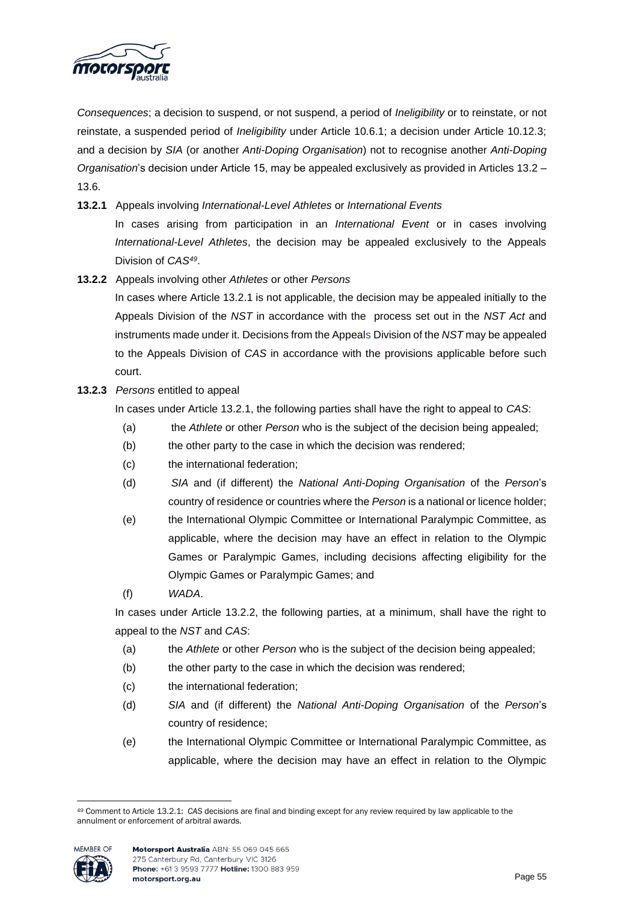*Consequences*; a decision to suspend, or not suspend, a period of *Ineligibility* or to reinstate, or not reinstate, a suspended period of *Ineligibility* under Article 10.6.1; a decision under Article 10.12.3; and a decision by *SIA* (or another *Anti-Doping Organisation*) not to recognise another *Anti-Doping Organisation*'s decision under Article 15, may be appealed exclusively as provided in Articles 13.2 – 13.6.

**13.2.1** Appeals involving *International-Level Athletes* or *International Events*

In cases arising from participation in an *International Event* or in cases involving *International-Level Athletes*, the decision may be appealed exclusively to the Appeals Division of *CAS*[49].

**13.2.2** Appeals involving other *Athletes* or other *Persons*

In cases where Article 13.2.1 is not applicable, the decision may be appealed initially to the Appeals Division of the *NST* in accordance with the process set out in the *NST Act* and instruments made under it. Decisions from the Appeals Division of the *NST* may be appealed to the Appeals Division of *CAS* in accordance with the provisions applicable before such court.

**13.2.3** *Persons* entitled to appeal

In cases under Article 13.2.1, the following parties shall have the right to appeal to *CAS*:

(a) the *Athlete* or other *Person* who is the subject of the decision being appealed;

(b) the other party to the case in which the decision was rendered;

(c) the international federation;

(d) *SIA* and (if different) the *National Anti-Doping Organisation* of the *Person*'s country of residence or countries where the *Person* is a national or licence holder;

(e) the International Olympic Committee or International Paralympic Committee, as applicable, where the decision may have an effect in relation to the Olympic Games or Paralympic Games, including decisions affecting eligibility for the Olympic Games or Paralympic Games; and

(f) *WADA*.

In cases under Article 13.2.2, the following parties, at a minimum, shall have the right to appeal to the *NST* and *CAS*:

(a) the *Athlete* or other *Person* who is the subject of the decision being appealed;

(b) the other party to the case in which the decision was rendered;

(c) the international federation;

(d) *SIA* and (if different) the *National Anti-Doping Organisation* of the *Person*'s country of residence;

(e) the International Olympic Committee or International Paralympic Committee, as applicable, where the decision may have an effect in relation to the Olympic

[49] Comment to Article 13.2.1: *CAS* decisions are final and binding except for any review required by law applicable to the annulment or enforcement of arbitral awards.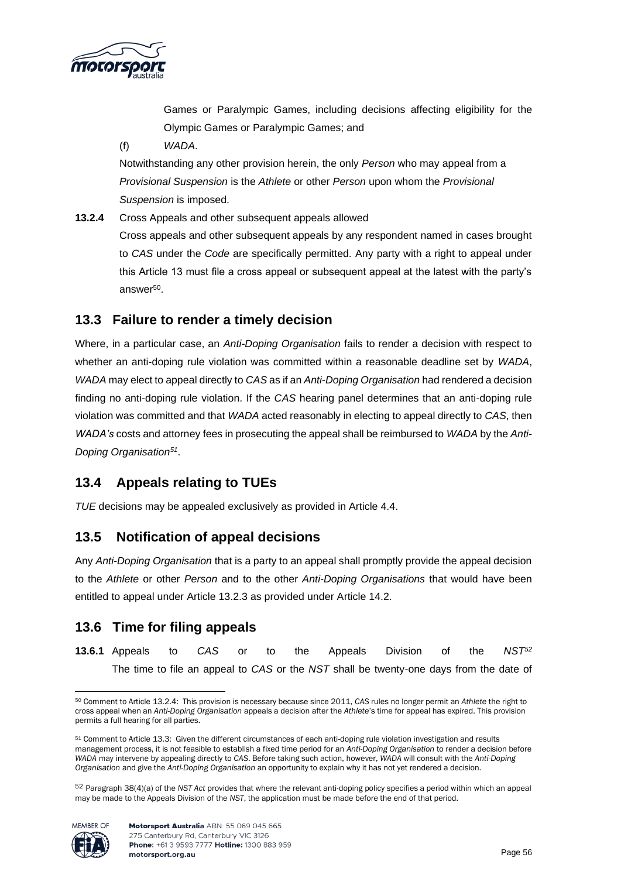Games or Paralympic Games, including decisions affecting eligibility for the Olympic Games or Paralympic Games; and

(f) *WADA*.

Notwithstanding any other provision herein, the only *Person* who may appeal from a *Provisional Suspension* is the *Athlete* or other *Person* upon whom the *Provisional Suspension* is imposed.

**13.2.4** Cross Appeals and other subsequent appeals allowed

Cross appeals and other subsequent appeals by any respondent named in cases brought to *CAS* under the *Code* are specifically permitted. Any party with a right to appeal under this Article 13 must file a cross appeal or subsequent appeal at the latest with the party's answer[50].

## 13.3 Failure to render a timely decision

Where, in a particular case, an *Anti-Doping Organisation* fails to render a decision with respect to whether an anti-doping rule violation was committed within a reasonable deadline set by *WADA*, *WADA* may elect to appeal directly to *CAS* as if an *Anti-Doping Organisation* had rendered a decision finding no anti-doping rule violation. If the *CAS* hearing panel determines that an anti-doping rule violation was committed and that *WADA* acted reasonably in electing to appeal directly to *CAS*, then *WADA's* costs and attorney fees in prosecuting the appeal shall be reimbursed to *WADA* by the *Anti-Doping Organisation*[51].

## 13.4 Appeals relating to TUEs

*TUE* decisions may be appealed exclusively as provided in Article 4.4.

## 13.5 Notification of appeal decisions

Any *Anti-Doping Organisation* that is a party to an appeal shall promptly provide the appeal decision to the *Athlete* or other *Person* and to the other *Anti-Doping Organisations* that would have been entitled to appeal under Article 13.2.3 as provided under Article 14.2.

## 13.6 Time for filing appeals

**13.6.1** Appeals to *CAS* or to the Appeals Division of the *NST*[52]

The time to file an appeal to *CAS* or the *NST* shall be twenty-one days from the date of

---

[50] Comment to Article 13.2.4: This provision is necessary because since 2011, *CAS* rules no longer permit an *Athlete* the right to cross appeal when an *Anti-Doping Organisation* appeals a decision after the *Athlete*'s time for appeal has expired. This provision permits a full hearing for all parties.

[51] Comment to Article 13.3: Given the different circumstances of each anti-doping rule violation investigation and results management process, it is not feasible to establish a fixed time period for an *Anti-Doping Organisation* to render a decision before *WADA* may intervene by appealing directly to *CAS*. Before taking such action, however, *WADA* will consult with the *Anti-Doping Organisation* and give the *Anti-Doping Organisation* an opportunity to explain why it has not yet rendered a decision.

[52] Paragraph 38(4)(a) of the *NST Act* provides that where the relevant anti-doping policy specifies a period within which an appeal may be made to the Appeals Division of the *NST*, the application must be made before the end of that period.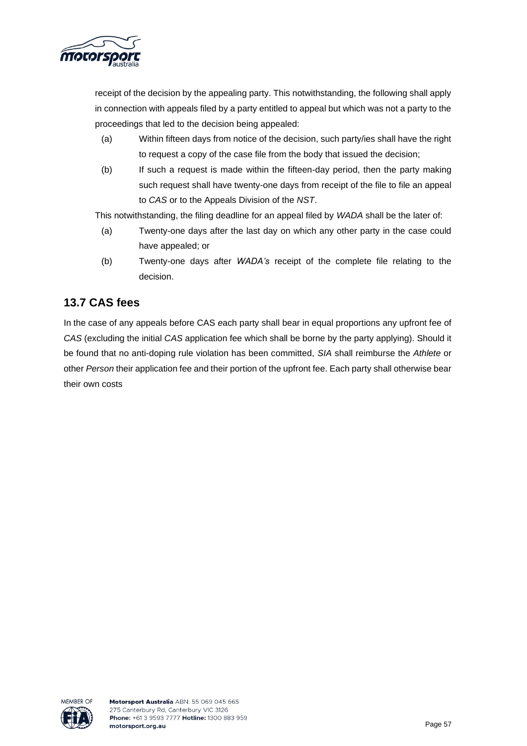receipt of the decision by the appealing party. This notwithstanding, the following shall apply in connection with appeals filed by a party entitled to appeal but which was not a party to the proceedings that led to the decision being appealed:

(a) Within fifteen days from notice of the decision, such party/ies shall have the right to request a copy of the case file from the body that issued the decision;

(b) If such a request is made within the fifteen-day period, then the party making such request shall have twenty-one days from receipt of the file to file an appeal to *CAS* or to the Appeals Division of the *NST*.

This notwithstanding, the filing deadline for an appeal filed by *WADA* shall be the later of:

(a) Twenty-one days after the last day on which any other party in the case could have appealed; or

(b) Twenty-one days after *WADA's* receipt of the complete file relating to the decision.

## 13.7 CAS fees

In the case of any appeals before CAS each party shall bear in equal proportions any upfront fee of *CAS* (excluding the initial *CAS* application fee which shall be borne by the party applying). Should it be found that no anti-doping rule violation has been committed, *SIA* shall reimburse the *Athlete* or other *Person* their application fee and their portion of the upfront fee. Each party shall otherwise bear their own costs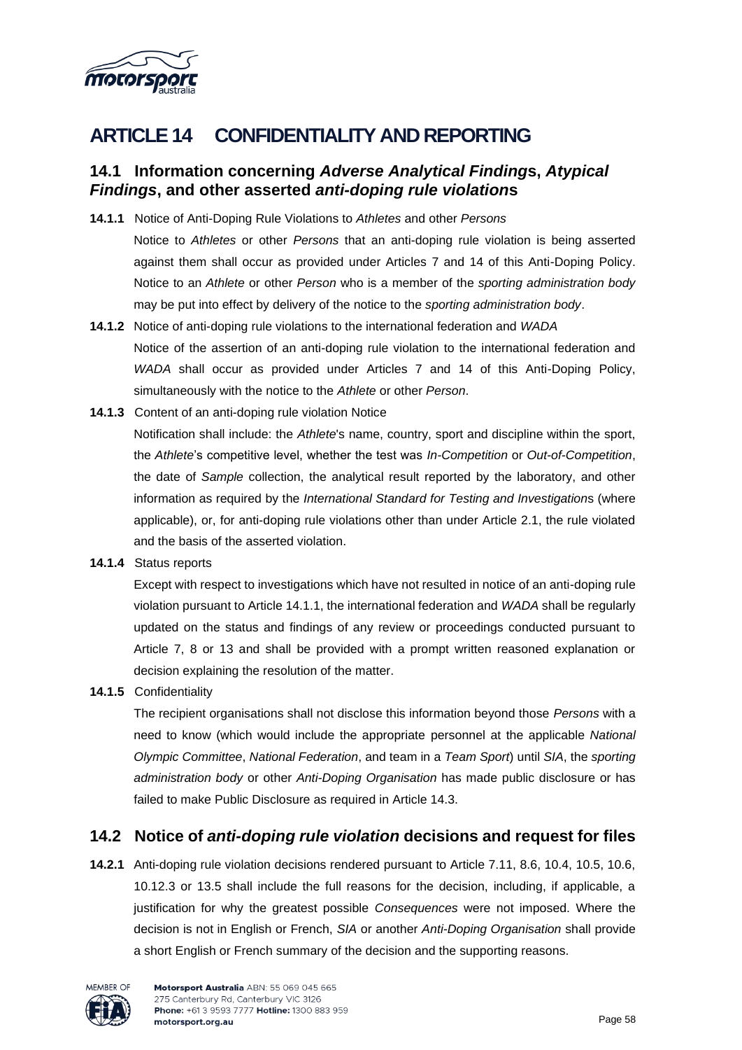# ARTICLE 14 CONFIDENTIALITY AND REPORTING

## 14.1 Information concerning *Adverse Analytical Finding*s, *Atypical Findings*, and other asserted *anti-doping rule violation*s

**14.1.1** Notice of Anti-Doping Rule Violations to *Athletes* and other *Persons*

Notice to *Athletes* or other *Persons* that an anti-doping rule violation is being asserted against them shall occur as provided under Articles 7 and 14 of this Anti-Doping Policy. Notice to an *Athlete* or other *Person* who is a member of the *sporting administration body* may be put into effect by delivery of the notice to the *sporting administration body*.

**14.1.2** Notice of anti-doping rule violations to the international federation and *WADA*

Notice of the assertion of an anti-doping rule violation to the international federation and *WADA* shall occur as provided under Articles 7 and 14 of this Anti-Doping Policy, simultaneously with the notice to the *Athlete* or other *Person*.

**14.1.3** Content of an anti-doping rule violation Notice

Notification shall include: the *Athlete*'s name, country, sport and discipline within the sport, the *Athlete*'s competitive level, whether the test was *In-Competition* or *Out-of-Competition*, the date of *Sample* collection, the analytical result reported by the laboratory, and other information as required by the *International Standard for Testing and Investigation*s (where applicable), or, for anti-doping rule violations other than under Article 2.1, the rule violated and the basis of the asserted violation.

**14.1.4** Status reports

Except with respect to investigations which have not resulted in notice of an anti-doping rule violation pursuant to Article 14.1.1, the international federation and *WADA* shall be regularly updated on the status and findings of any review or proceedings conducted pursuant to Article 7, 8 or 13 and shall be provided with a prompt written reasoned explanation or decision explaining the resolution of the matter.

**14.1.5** Confidentiality

The recipient organisations shall not disclose this information beyond those *Persons* with a need to know (which would include the appropriate personnel at the applicable *National Olympic Committee*, *National Federation*, and team in a *Team Sport*) until *SIA*, the *sporting administration body* or other *Anti-Doping Organisation* has made public disclosure or has failed to make Public Disclosure as required in Article 14.3.

## 14.2 Notice of *anti-doping rule violation* decisions and request for files

**14.2.1** Anti-doping rule violation decisions rendered pursuant to Article 7.11, 8.6, 10.4, 10.5, 10.6, 10.12.3 or 13.5 shall include the full reasons for the decision, including, if applicable, a justification for why the greatest possible *Consequences* were not imposed. Where the decision is not in English or French, *SIA* or another *Anti-Doping Organisation* shall provide a short English or French summary of the decision and the supporting reasons.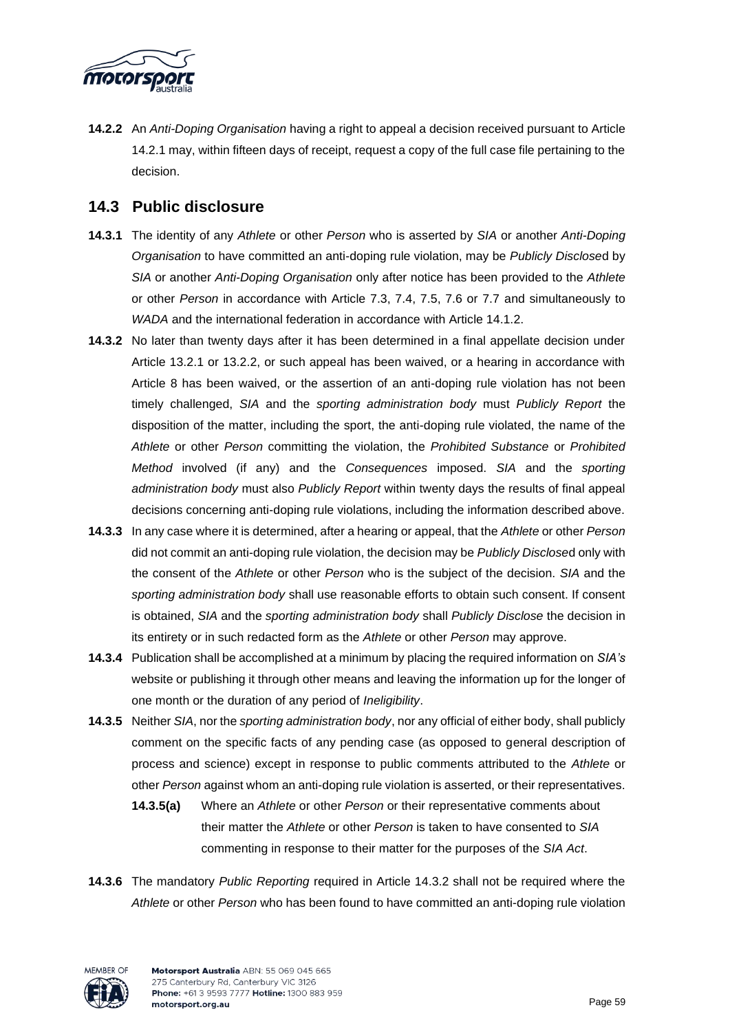**14.2.2** An *Anti-Doping Organisation* having a right to appeal a decision received pursuant to Article 14.2.1 may, within fifteen days of receipt, request a copy of the full case file pertaining to the decision.

## 14.3 Public disclosure

**14.3.1** The identity of any *Athlete* or other *Person* who is asserted by *SIA* or another *Anti-Doping Organisation* to have committed an anti-doping rule violation, may be *Publicly Disclose*d by *SIA* or another *Anti-Doping Organisation* only after notice has been provided to the *Athlete* or other *Person* in accordance with Article 7.3, 7.4, 7.5, 7.6 or 7.7 and simultaneously to *WADA* and the international federation in accordance with Article 14.1.2.

**14.3.2** No later than twenty days after it has been determined in a final appellate decision under Article 13.2.1 or 13.2.2, or such appeal has been waived, or a hearing in accordance with Article 8 has been waived, or the assertion of an anti-doping rule violation has not been timely challenged, *SIA* and the *sporting administration body* must *Publicly Report* the disposition of the matter, including the sport, the anti-doping rule violated, the name of the *Athlete* or other *Person* committing the violation, the *Prohibited Substance* or *Prohibited Method* involved (if any) and the *Consequences* imposed. *SIA* and the *sporting administration body* must also *Publicly Report* within twenty days the results of final appeal decisions concerning anti-doping rule violations, including the information described above.

**14.3.3** In any case where it is determined, after a hearing or appeal, that the *Athlete* or other *Person* did not commit an anti-doping rule violation, the decision may be *Publicly Disclose*d only with the consent of the *Athlete* or other *Person* who is the subject of the decision. *SIA* and the *sporting administration body* shall use reasonable efforts to obtain such consent. If consent is obtained, *SIA* and the *sporting administration body* shall *Publicly Disclose* the decision in its entirety or in such redacted form as the *Athlete* or other *Person* may approve.

**14.3.4** Publication shall be accomplished at a minimum by placing the required information on *SIA's* website or publishing it through other means and leaving the information up for the longer of one month or the duration of any period of *Ineligibility*.

**14.3.5** Neither *SIA*, nor the *sporting administration body*, nor any official of either body, shall publicly comment on the specific facts of any pending case (as opposed to general description of process and science) except in response to public comments attributed to the *Athlete* or other *Person* against whom an anti-doping rule violation is asserted, or their representatives.

**14.3.5(a)** Where an *Athlete* or other *Person* or their representative comments about their matter the *Athlete* or other *Person* is taken to have consented to *SIA* commenting in response to their matter for the purposes of the *SIA Act*.

**14.3.6** The mandatory *Public Reporting* required in Article 14.3.2 shall not be required where the *Athlete* or other *Person* who has been found to have committed an anti-doping rule violation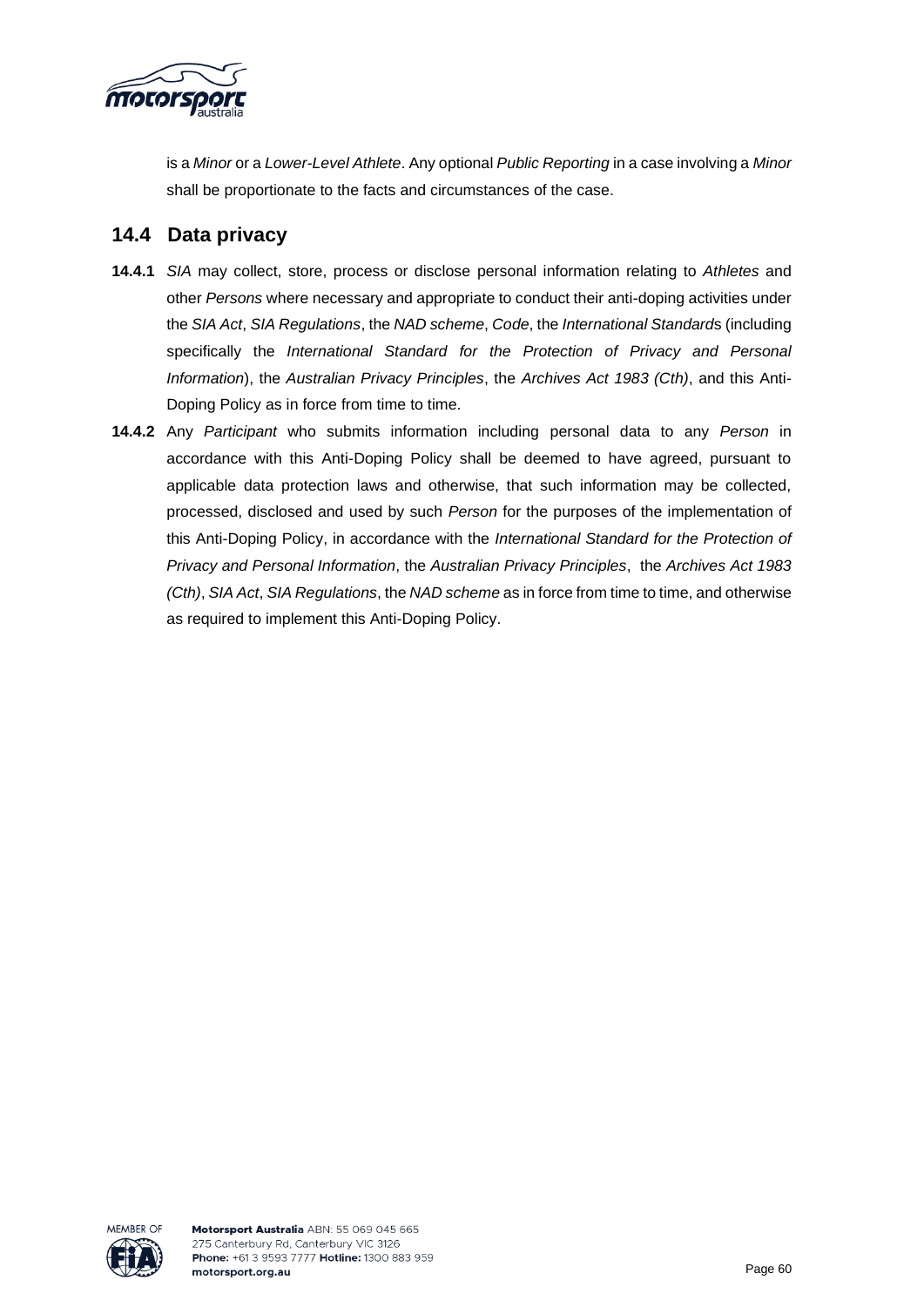is a *Minor* or a *Lower-Level Athlete*. Any optional *Public Reporting* in a case involving a *Minor* shall be proportionate to the facts and circumstances of the case.

## 14.4 Data privacy

**14.4.1** *SIA* may collect, store, process or disclose personal information relating to *Athletes* and other *Persons* where necessary and appropriate to conduct their anti-doping activities under the *SIA Act*, *SIA Regulations*, the *NAD scheme*, *Code*, the *International Standard*s (including specifically the *International Standard for the Protection of Privacy and Personal Information*), the *Australian Privacy Principles*, the *Archives Act 1983 (Cth)*, and this Anti-Doping Policy as in force from time to time.

**14.4.2** Any *Participant* who submits information including personal data to any *Person* in accordance with this Anti-Doping Policy shall be deemed to have agreed, pursuant to applicable data protection laws and otherwise, that such information may be collected, processed, disclosed and used by such *Person* for the purposes of the implementation of this Anti-Doping Policy, in accordance with the *International Standard for the Protection of Privacy and Personal Information*, the *Australian Privacy Principles*, the *Archives Act 1983 (Cth)*, *SIA Act*, *SIA Regulations*, the *NAD scheme* as in force from time to time, and otherwise as required to implement this Anti-Doping Policy.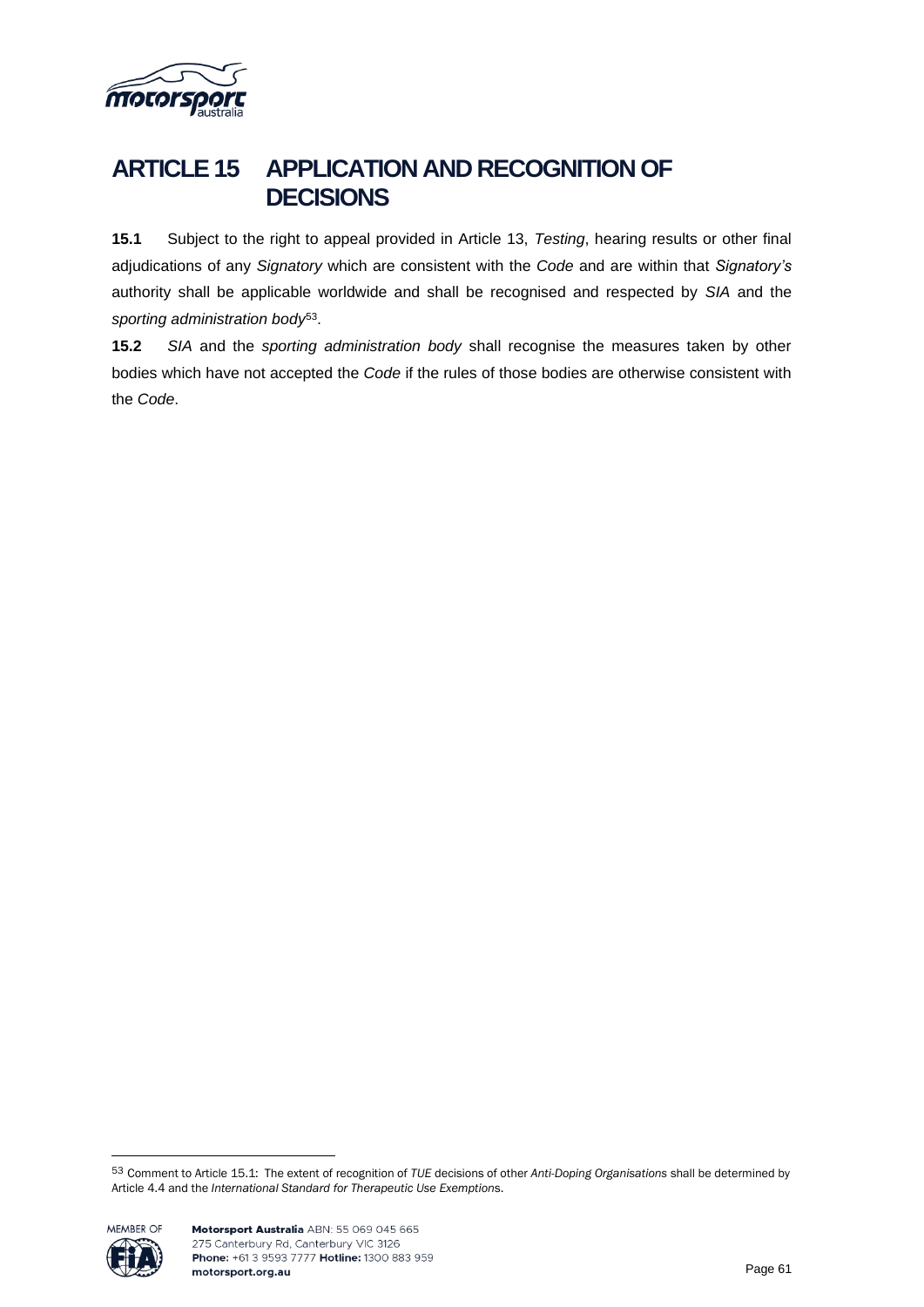# ARTICLE 15 APPLICATION AND RECOGNITION OF DECISIONS

**15.1** Subject to the right to appeal provided in Article 13, *Testing*, hearing results or other final adjudications of any *Signatory* which are consistent with the *Code* and are within that *Signatory's* authority shall be applicable worldwide and shall be recognised and respected by *SIA* and the *sporting administration body*[53].

**15.2** *SIA* and the *sporting administration body* shall recognise the measures taken by other bodies which have not accepted the *Code* if the rules of those bodies are otherwise consistent with the *Code*.

---

[53] Comment to Article 15.1: The extent of recognition of *TUE* decisions of other *Anti-Doping Organisations* shall be determined by Article 4.4 and the *International Standard for Therapeutic Use Exemption*s.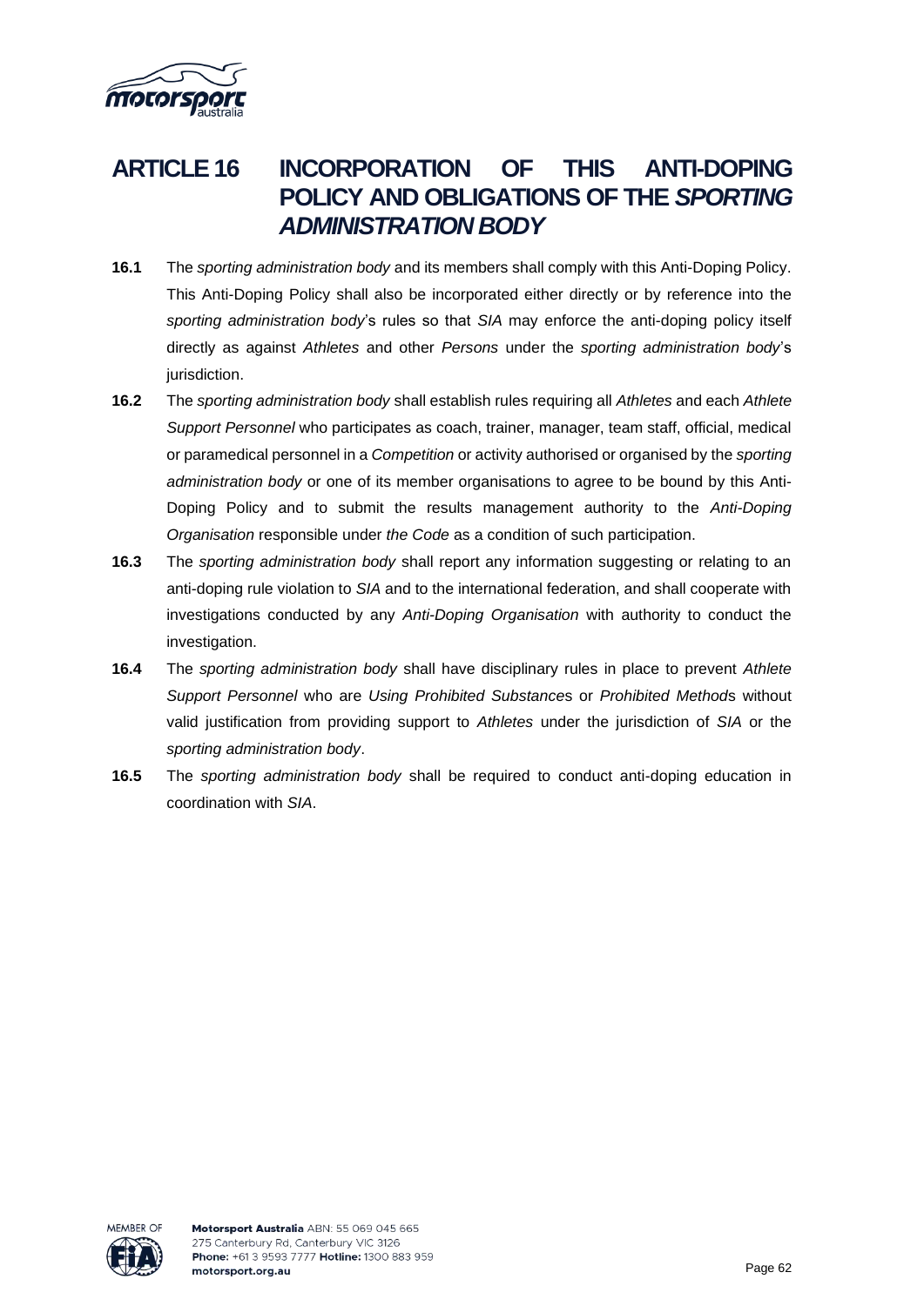# ARTICLE 16 INCORPORATION OF THIS ANTI-DOPING POLICY AND OBLIGATIONS OF THE *SPORTING ADMINISTRATION BODY*

**16.1** The *sporting administration body* and its members shall comply with this Anti-Doping Policy. This Anti-Doping Policy shall also be incorporated either directly or by reference into the *sporting administration body*'s rules so that *SIA* may enforce the anti-doping policy itself directly as against *Athletes* and other *Persons* under the *sporting administration body*'s jurisdiction.

**16.2** The *sporting administration body* shall establish rules requiring all *Athletes* and each *Athlete Support Personnel* who participates as coach, trainer, manager, team staff, official, medical or paramedical personnel in a *Competition* or activity authorised or organised by the *sporting administration body* or one of its member organisations to agree to be bound by this Anti-Doping Policy and to submit the results management authority to the *Anti-Doping Organisation* responsible under *the Code* as a condition of such participation.

**16.3** The *sporting administration body* shall report any information suggesting or relating to an anti-doping rule violation to *SIA* and to the international federation, and shall cooperate with investigations conducted by any *Anti-Doping Organisation* with authority to conduct the investigation.

**16.4** The *sporting administration body* shall have disciplinary rules in place to prevent *Athlete Support Personnel* who are *Using Prohibited Substance*s or *Prohibited Method*s without valid justification from providing support to *Athletes* under the jurisdiction of *SIA* or the *sporting administration body*.

**16.5** The *sporting administration body* shall be required to conduct anti-doping education in coordination with *SIA*.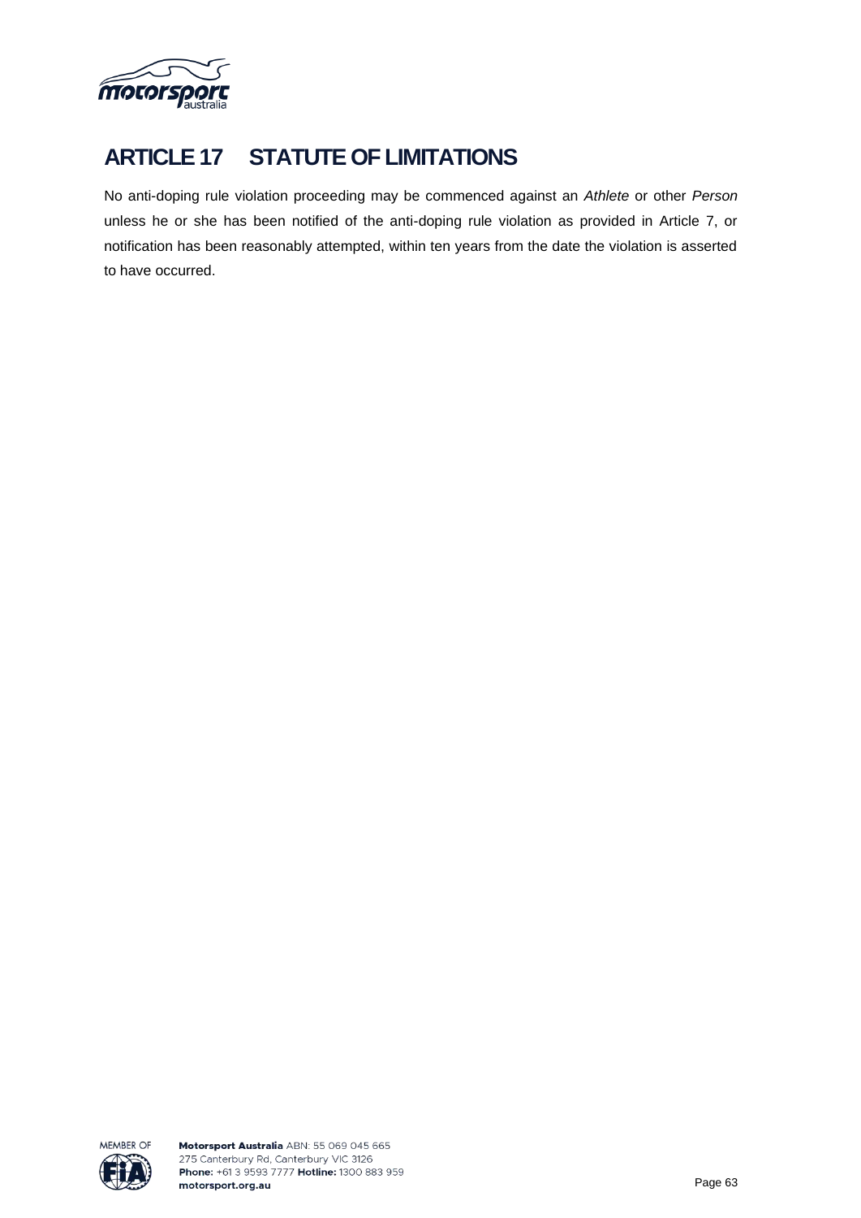# ARTICLE 17 STATUTE OF LIMITATIONS

No anti-doping rule violation proceeding may be commenced against an *Athlete* or other *Person* unless he or she has been notified of the anti-doping rule violation as provided in Article 7, or notification has been reasonably attempted, within ten years from the date the violation is asserted to have occurred.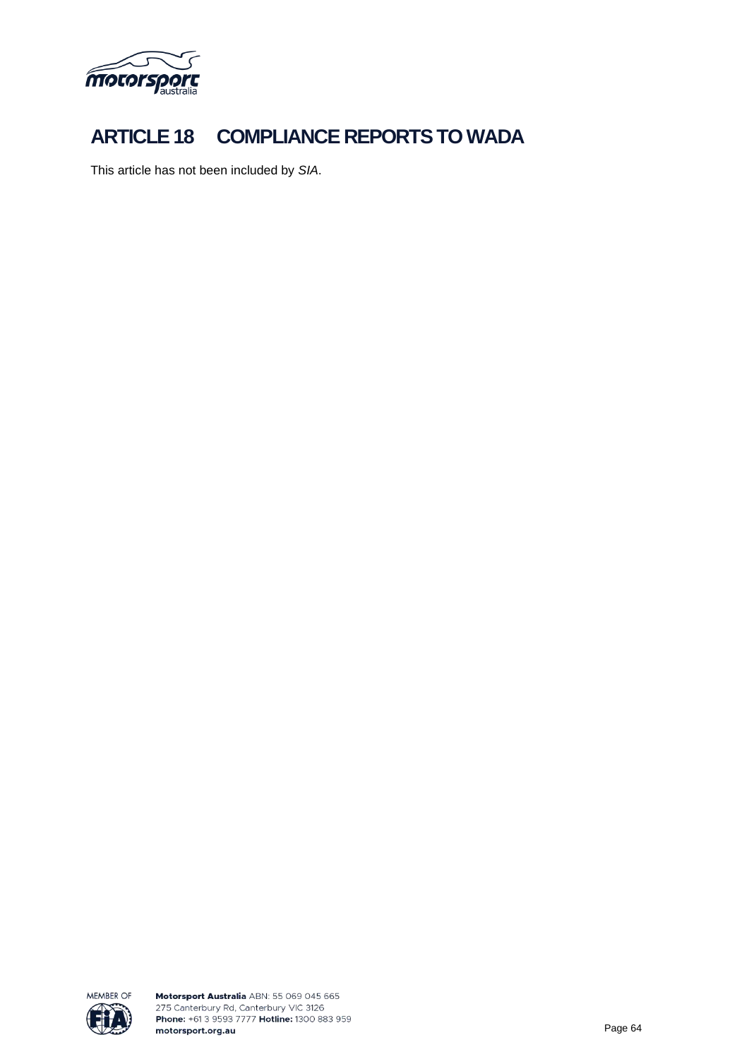# ARTICLE 18 COMPLIANCE REPORTS TO WADA

This article has not been included by *SIA*.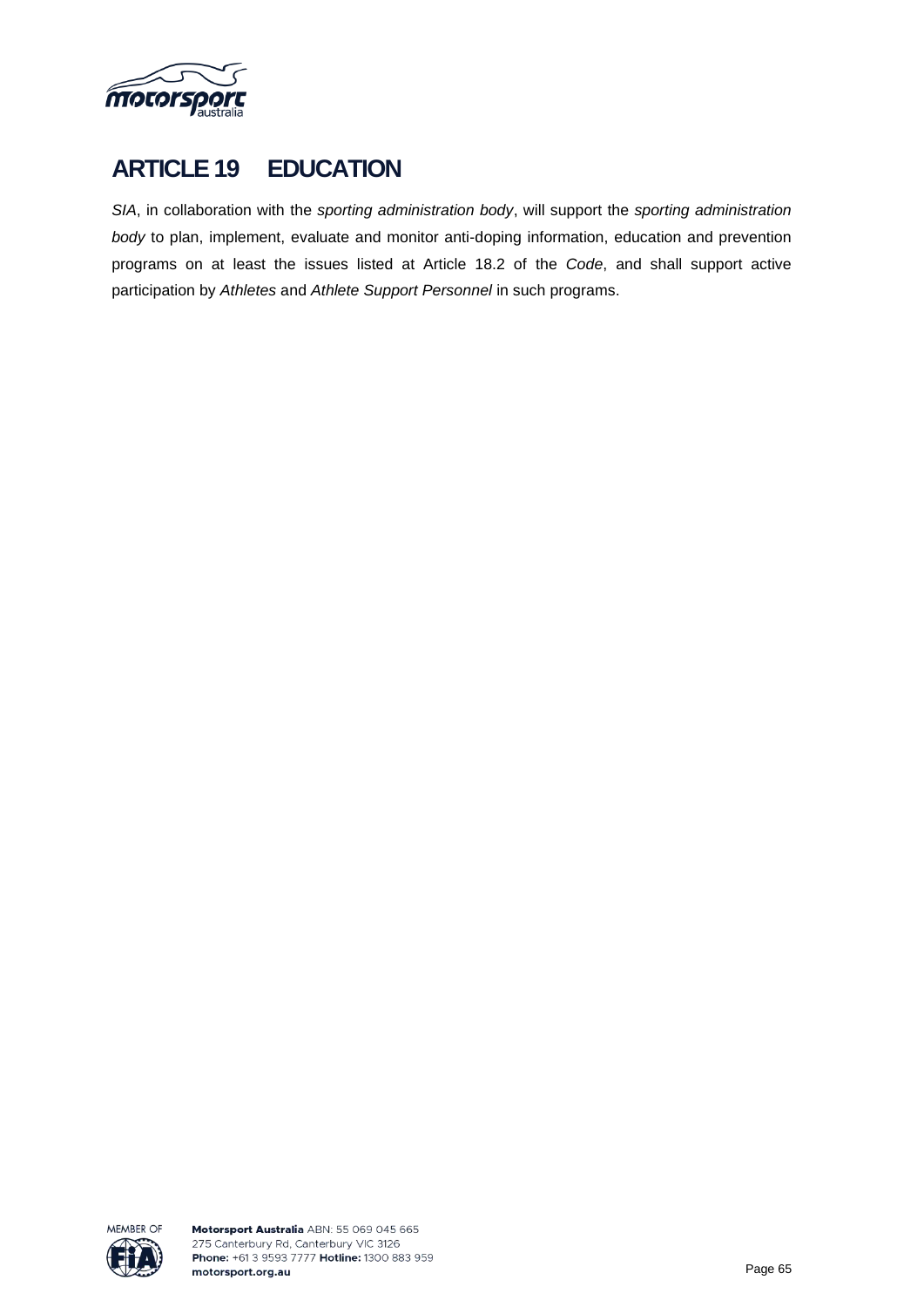# ARTICLE 19 EDUCATION

*SIA*, in collaboration with the *sporting administration body*, will support the *sporting administration body* to plan, implement, evaluate and monitor anti-doping information, education and prevention programs on at least the issues listed at Article 18.2 of the *Code*, and shall support active participation by *Athletes* and *Athlete Support Personnel* in such programs.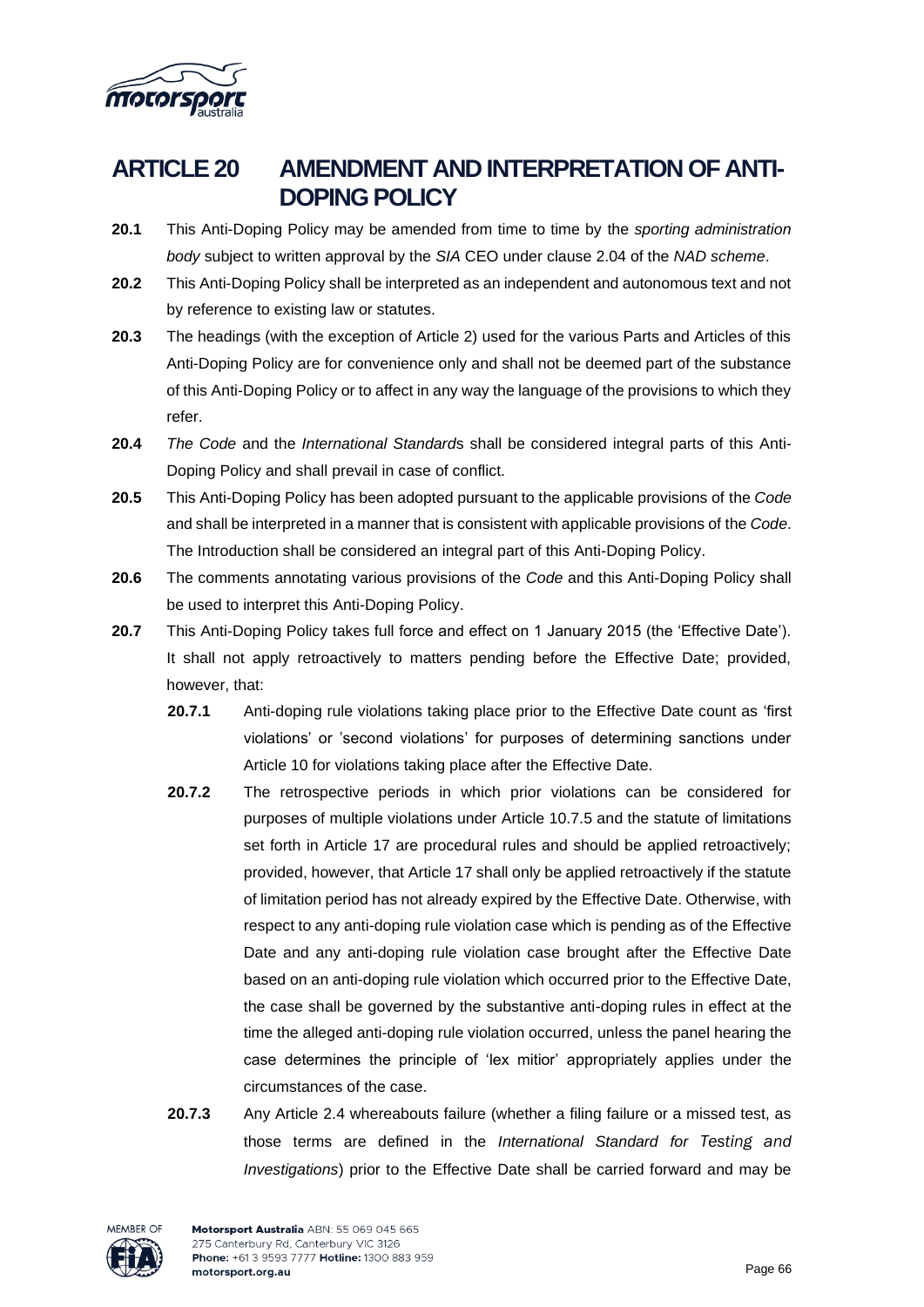# ARTICLE 20 AMENDMENT AND INTERPRETATION OF ANTI-DOPING POLICY

**20.1** This Anti-Doping Policy may be amended from time to time by the *sporting administration body* subject to written approval by the *SIA* CEO under clause 2.04 of the *NAD scheme*.

**20.2** This Anti-Doping Policy shall be interpreted as an independent and autonomous text and not by reference to existing law or statutes.

**20.3** The headings (with the exception of Article 2) used for the various Parts and Articles of this Anti-Doping Policy are for convenience only and shall not be deemed part of the substance of this Anti-Doping Policy or to affect in any way the language of the provisions to which they refer.

**20.4** *The Code* and the *International Standard*s shall be considered integral parts of this Anti-Doping Policy and shall prevail in case of conflict.

**20.5** This Anti-Doping Policy has been adopted pursuant to the applicable provisions of the *Code* and shall be interpreted in a manner that is consistent with applicable provisions of the *Code*. The Introduction shall be considered an integral part of this Anti-Doping Policy.

**20.6** The comments annotating various provisions of the *Code* and this Anti-Doping Policy shall be used to interpret this Anti-Doping Policy.

**20.7** This Anti-Doping Policy takes full force and effect on 1 January 2015 (the 'Effective Date'). It shall not apply retroactively to matters pending before the Effective Date; provided, however, that:

**20.7.1** Anti-doping rule violations taking place prior to the Effective Date count as 'first violations' or 'second violations' for purposes of determining sanctions under Article 10 for violations taking place after the Effective Date.

**20.7.2** The retrospective periods in which prior violations can be considered for purposes of multiple violations under Article 10.7.5 and the statute of limitations set forth in Article 17 are procedural rules and should be applied retroactively; provided, however, that Article 17 shall only be applied retroactively if the statute of limitation period has not already expired by the Effective Date. Otherwise, with respect to any anti-doping rule violation case which is pending as of the Effective Date and any anti-doping rule violation case brought after the Effective Date based on an anti-doping rule violation which occurred prior to the Effective Date, the case shall be governed by the substantive anti-doping rules in effect at the time the alleged anti-doping rule violation occurred, unless the panel hearing the case determines the principle of 'lex mitior' appropriately applies under the circumstances of the case.

**20.7.3** Any Article 2.4 whereabouts failure (whether a filing failure or a missed test, as those terms are defined in the *International Standard for Testing and Investigations*) prior to the Effective Date shall be carried forward and may be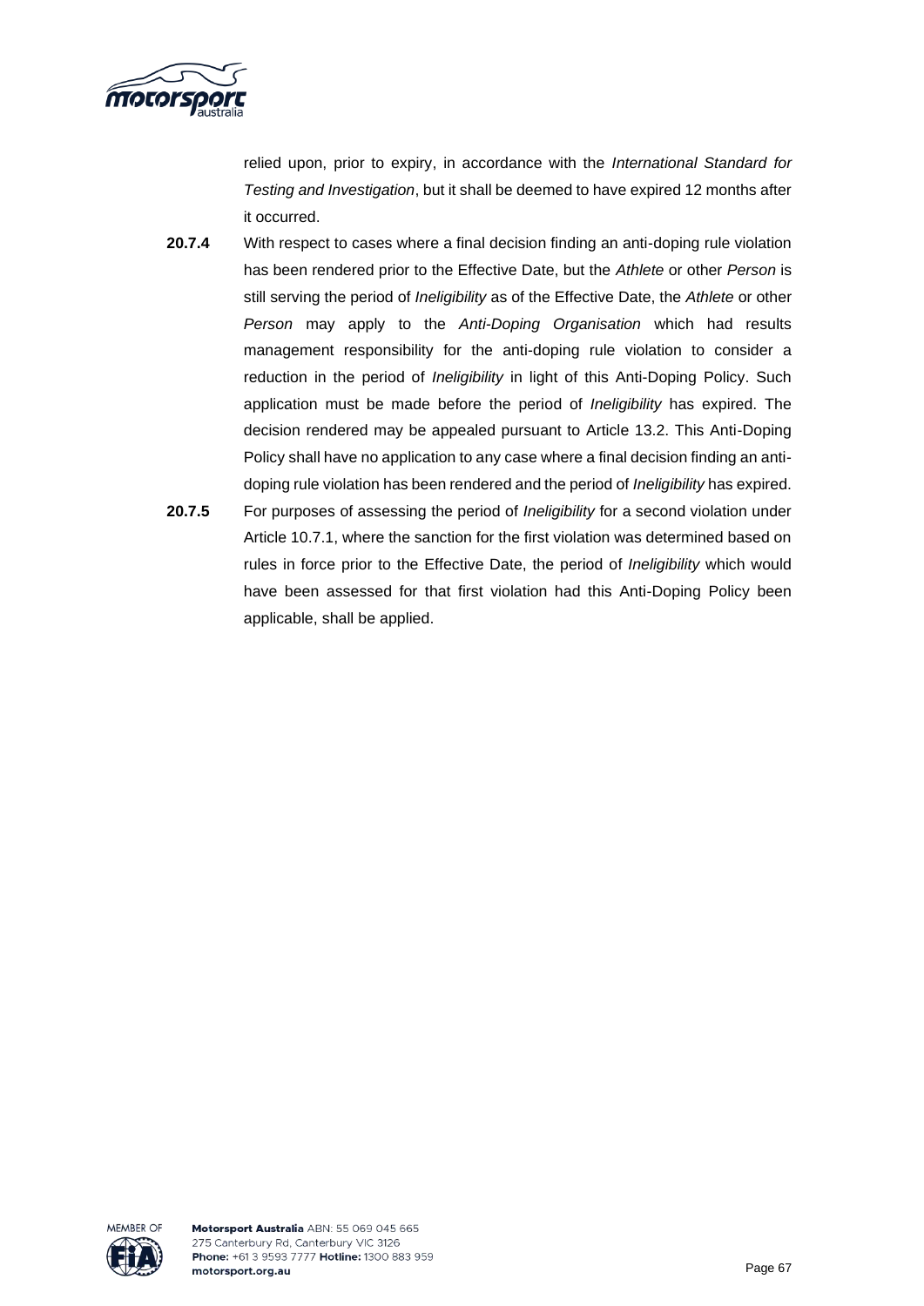relied upon, prior to expiry, in accordance with the *International Standard for Testing and Investigation*, but it shall be deemed to have expired 12 months after it occurred.

**20.7.4** With respect to cases where a final decision finding an anti-doping rule violation has been rendered prior to the Effective Date, but the *Athlete* or other *Person* is still serving the period of *Ineligibility* as of the Effective Date, the *Athlete* or other *Person* may apply to the *Anti-Doping Organisation* which had results management responsibility for the anti-doping rule violation to consider a reduction in the period of *Ineligibility* in light of this Anti-Doping Policy. Such application must be made before the period of *Ineligibility* has expired. The decision rendered may be appealed pursuant to Article 13.2. This Anti-Doping Policy shall have no application to any case where a final decision finding an anti-doping rule violation has been rendered and the period of *Ineligibility* has expired.

**20.7.5** For purposes of assessing the period of *Ineligibility* for a second violation under Article 10.7.1, where the sanction for the first violation was determined based on rules in force prior to the Effective Date, the period of *Ineligibility* which would have been assessed for that first violation had this Anti-Doping Policy been applicable, shall be applied.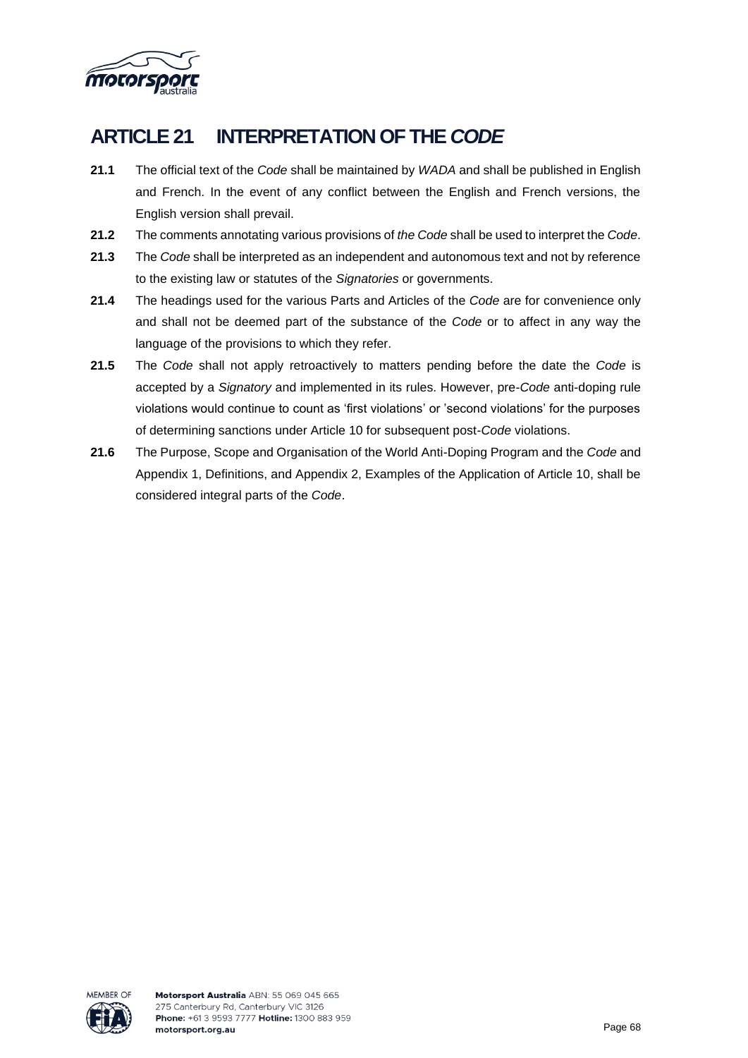# ARTICLE 21 INTERPRETATION OF THE *CODE*

**21.1** The official text of the *Code* shall be maintained by *WADA* and shall be published in English and French. In the event of any conflict between the English and French versions, the English version shall prevail.

**21.2** The comments annotating various provisions of *the Code* shall be used to interpret the *Code*.

**21.3** The *Code* shall be interpreted as an independent and autonomous text and not by reference to the existing law or statutes of the *Signatories* or governments.

**21.4** The headings used for the various Parts and Articles of the *Code* are for convenience only and shall not be deemed part of the substance of the *Code* or to affect in any way the language of the provisions to which they refer.

**21.5** The *Code* shall not apply retroactively to matters pending before the date the *Code* is accepted by a *Signatory* and implemented in its rules. However, pre-*Code* anti-doping rule violations would continue to count as 'first violations' or 'second violations' for the purposes of determining sanctions under Article 10 for subsequent post-*Code* violations.

**21.6** The Purpose, Scope and Organisation of the World Anti-Doping Program and the *Code* and Appendix 1, Definitions, and Appendix 2, Examples of the Application of Article 10, shall be considered integral parts of the *Code*.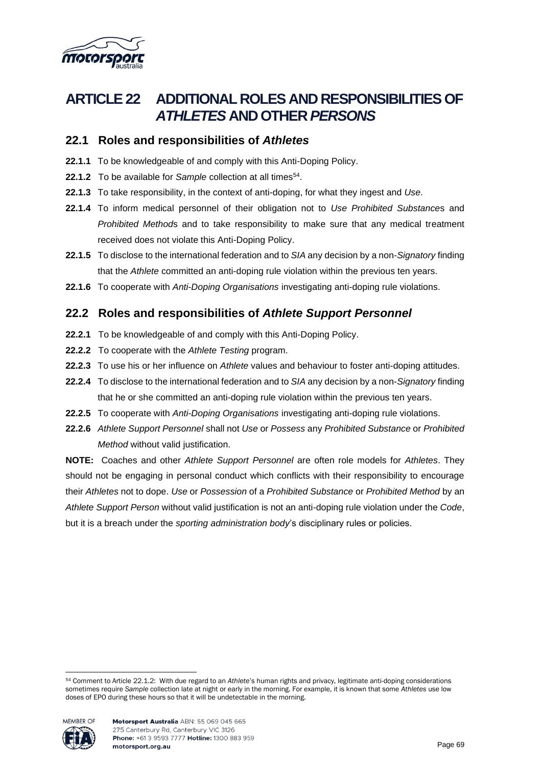# ARTICLE 22 ADDITIONAL ROLES AND RESPONSIBILITIES OF *ATHLETES* AND OTHER *PERSONS*

## 22.1 Roles and responsibilities of *Athletes*

**22.1.1** To be knowledgeable of and comply with this Anti-Doping Policy.

**22.1.2** To be available for *Sample* collection at all times[54].

**22.1.3** To take responsibility, in the context of anti-doping, for what they ingest and *Use*.

**22.1.4** To inform medical personnel of their obligation not to *Use Prohibited Substance*s and *Prohibited Method*s and to take responsibility to make sure that any medical treatment received does not violate this Anti-Doping Policy.

**22.1.5** To disclose to the international federation and to *SIA* any decision by a non-*Signatory* finding that the *Athlete* committed an anti-doping rule violation within the previous ten years.

**22.1.6** To cooperate with *Anti-Doping Organisations* investigating anti-doping rule violations.

## 22.2 Roles and responsibilities of *Athlete Support Personnel*

**22.2.1** To be knowledgeable of and comply with this Anti-Doping Policy.

**22.2.2** To cooperate with the *Athlete Testing* program.

**22.2.3** To use his or her influence on *Athlete* values and behaviour to foster anti-doping attitudes.

**22.2.4** To disclose to the international federation and to *SIA* any decision by a non-*Signatory* finding that he or she committed an anti-doping rule violation within the previous ten years.

**22.2.5** To cooperate with *Anti-Doping Organisations* investigating anti-doping rule violations.

**22.2.6** *Athlete Support Personnel* shall not *Use* or *Possess* any *Prohibited Substance* or *Prohibited Method* without valid justification.

**NOTE:** Coaches and other *Athlete Support Personnel* are often role models for *Athletes*. They should not be engaging in personal conduct which conflicts with their responsibility to encourage their *Athletes* not to dope. *Use* or *Possession* of a *Prohibited Substance* or *Prohibited Method* by an *Athlete Support Person* without valid justification is not an anti-doping rule violation under the *Code*, but it is a breach under the *sporting administration body*'s disciplinary rules or policies.

---

[54] Comment to Article 22.1.2: With due regard to an *Athlete*'s human rights and privacy, legitimate anti-doping considerations sometimes require *Sample* collection late at night or early in the morning. For example, it is known that some *Athletes* use low doses of EPO during these hours so that it will be undetectable in the morning.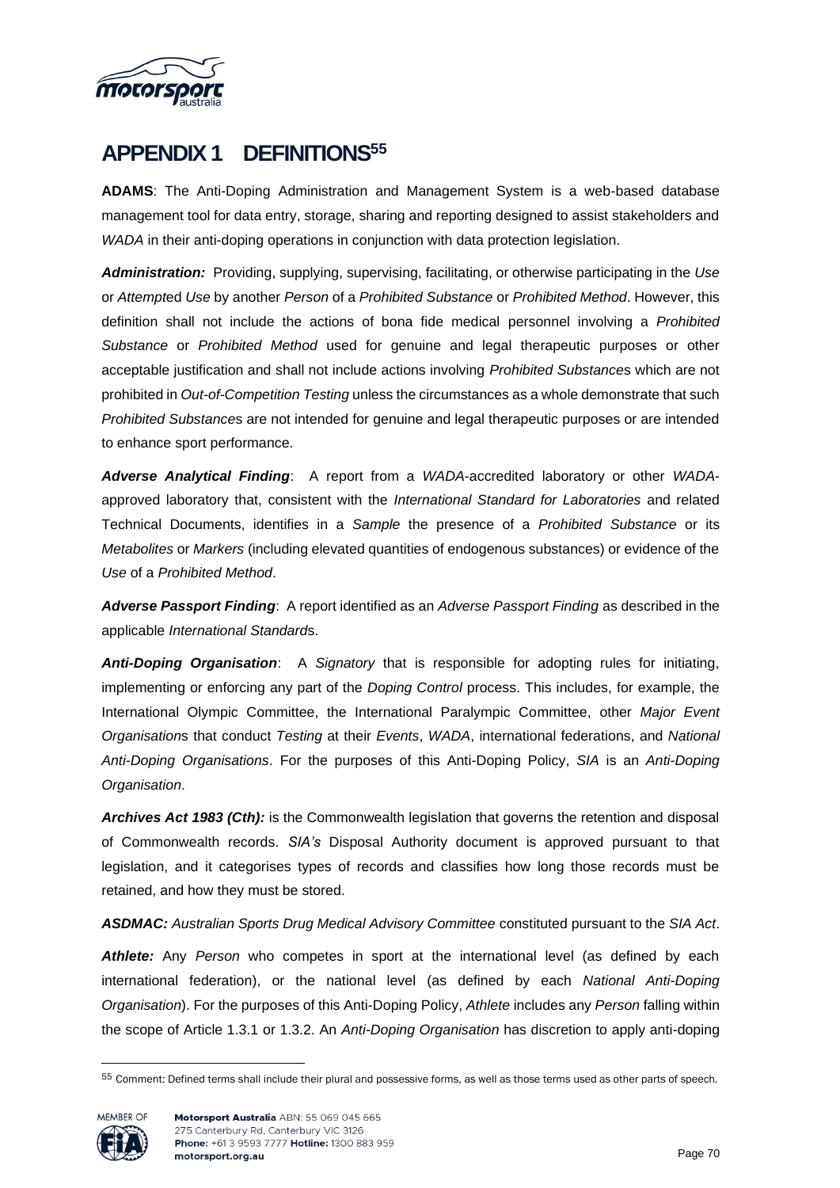# APPENDIX 1 DEFINITIONS[55]

**ADAMS**: The Anti-Doping Administration and Management System is a web-based database management tool for data entry, storage, sharing and reporting designed to assist stakeholders and *WADA* in their anti-doping operations in conjunction with data protection legislation.

***Administration:*** Providing, supplying, supervising, facilitating, or otherwise participating in the *Use* or *Attempt*ed *Use* by another *Person* of a *Prohibited Substance* or *Prohibited Method*. However, this definition shall not include the actions of bona fide medical personnel involving a *Prohibited Substance* or *Prohibited Method* used for genuine and legal therapeutic purposes or other acceptable justification and shall not include actions involving *Prohibited Substance*s which are not prohibited in *Out-of-Competition Testing* unless the circumstances as a whole demonstrate that such *Prohibited Substance*s are not intended for genuine and legal therapeutic purposes or are intended to enhance sport performance.

***Adverse Analytical Finding***: A report from a *WADA*-accredited laboratory or other *WADA*-approved laboratory that, consistent with the *International Standard for Laboratories* and related Technical Documents, identifies in a *Sample* the presence of a *Prohibited Substance* or its *Metabolites* or *Markers* (including elevated quantities of endogenous substances) or evidence of the *Use* of a *Prohibited Method*.

***Adverse Passport Finding***: A report identified as an *Adverse Passport Finding* as described in the applicable *International Standard*s.

***Anti-Doping Organisation***: A *Signatory* that is responsible for adopting rules for initiating, implementing or enforcing any part of the *Doping Control* process. This includes, for example, the International Olympic Committee, the International Paralympic Committee, other *Major Event Organisation*s that conduct *Testing* at their *Events*, *WADA*, international federations, and *National Anti-Doping Organisations*. For the purposes of this Anti-Doping Policy, *SIA* is an *Anti-Doping Organisation*.

***Archives Act 1983 (Cth):*** is the Commonwealth legislation that governs the retention and disposal of Commonwealth records. *SIA's* Disposal Authority document is approved pursuant to that legislation, and it categorises types of records and classifies how long those records must be retained, and how they must be stored.

***ASDMAC:*** *Australian Sports Drug Medical Advisory Committee* constituted pursuant to the *SIA Act*.

***Athlete:*** Any *Person* who competes in sport at the international level (as defined by each international federation), or the national level (as defined by each *National Anti-Doping Organisation*). For the purposes of this Anti-Doping Policy, *Athlete* includes any *Person* falling within the scope of Article 1.3.1 or 1.3.2. An *Anti-Doping Organisation* has discretion to apply anti-doping

[55] Comment: Defined terms shall include their plural and possessive forms, as well as those terms used as other parts of speech.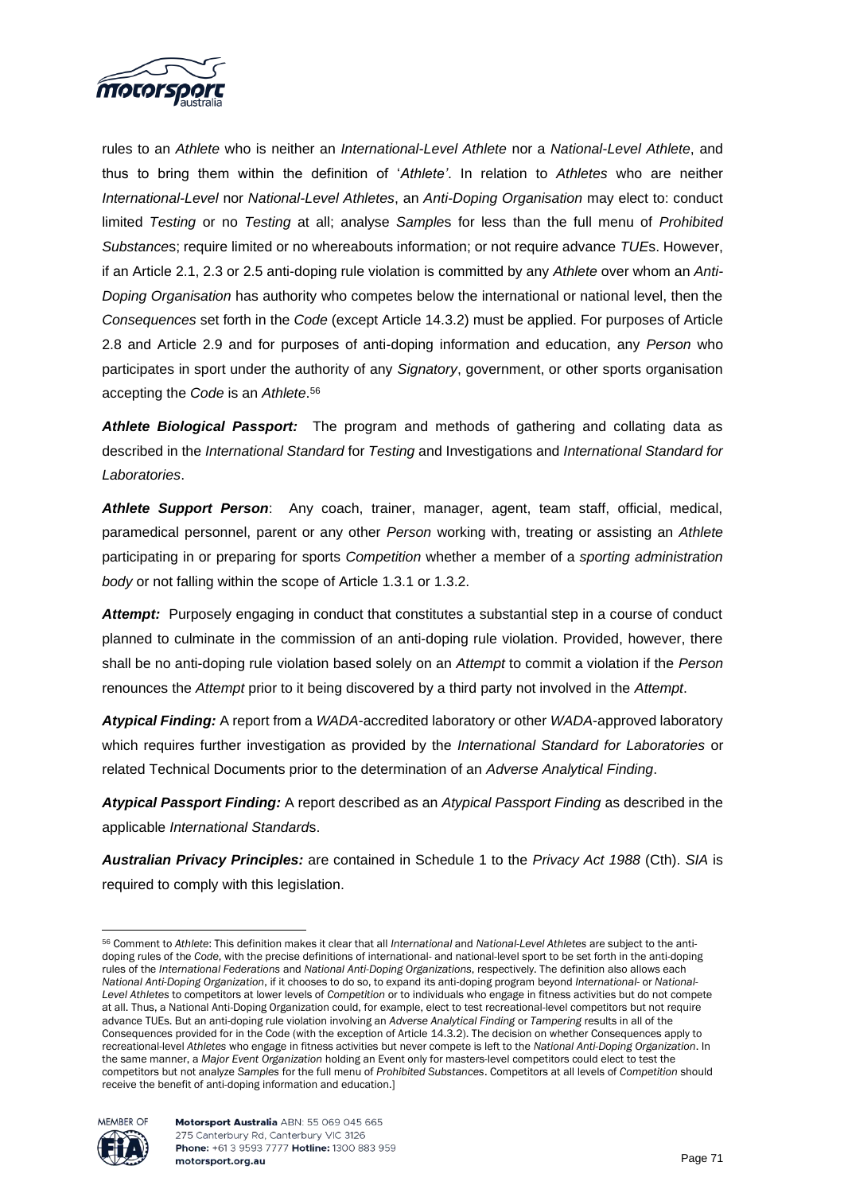rules to an *Athlete* who is neither an *International-Level Athlete* nor a *National-Level Athlete*, and thus to bring them within the definition of '*Athlete'*. In relation to *Athletes* who are neither *International-Level* nor *National-Level Athletes*, an *Anti-Doping Organisation* may elect to: conduct limited *Testing* or no *Testing* at all; analyse *Sample*s for less than the full menu of *Prohibited Substance*s; require limited or no whereabouts information; or not require advance *TUE*s. However, if an Article 2.1, 2.3 or 2.5 anti-doping rule violation is committed by any *Athlete* over whom an *Anti-Doping Organisation* has authority who competes below the international or national level, then the *Consequences* set forth in the *Code* (except Article 14.3.2) must be applied. For purposes of Article 2.8 and Article 2.9 and for purposes of anti-doping information and education, any *Person* who participates in sport under the authority of any *Signatory*, government, or other sports organisation accepting the *Code* is an *Athlete*.[56]

***Athlete Biological Passport:*** The program and methods of gathering and collating data as described in the *International Standard* for *Testing* and Investigations and *International Standard for Laboratories*.

***Athlete Support Person***: Any coach, trainer, manager, agent, team staff, official, medical, paramedical personnel, parent or any other *Person* working with, treating or assisting an *Athlete* participating in or preparing for sports *Competition* whether a member of a *sporting administration body* or not falling within the scope of Article 1.3.1 or 1.3.2.

***Attempt:*** Purposely engaging in conduct that constitutes a substantial step in a course of conduct planned to culminate in the commission of an anti-doping rule violation. Provided, however, there shall be no anti-doping rule violation based solely on an *Attempt* to commit a violation if the *Person* renounces the *Attempt* prior to it being discovered by a third party not involved in the *Attempt*.

***Atypical Finding:*** A report from a *WADA*-accredited laboratory or other *WADA*-approved laboratory which requires further investigation as provided by the *International Standard for Laboratories* or related Technical Documents prior to the determination of an *Adverse Analytical Finding*.

***Atypical Passport Finding:*** A report described as an *Atypical Passport Finding* as described in the applicable *International Standard*s.

***Australian Privacy Principles:*** are contained in Schedule 1 to the *Privacy Act 1988* (Cth). *SIA* is required to comply with this legislation.

---

[56] Comment to *Athlete*: This definition makes it clear that all *International* and *National-Level Athletes* are subject to the anti-doping rules of the *Code*, with the precise definitions of international- and national-level sport to be set forth in the anti-doping rules of the *International Federations* and *National Anti-Doping Organizations*, respectively. The definition also allows each *National Anti-Doping Organization*, if it chooses to do so, to expand its anti-doping program beyond *International-* or *National-Level Athletes* to competitors at lower levels of *Competition* or to individuals who engage in fitness activities but do not compete at all. Thus, a National Anti-Doping Organization could, for example, elect to test recreational-level competitors but not require advance TUEs. But an anti-doping rule violation involving an *Adverse Analytical Finding* or *Tampering* results in all of the Consequences provided for in the Code (with the exception of Article 14.3.2). The decision on whether Consequences apply to recreational-level *Athletes* who engage in fitness activities but never compete is left to the *National Anti-Doping Organization*. In the same manner, a *Major Event Organization* holding an Event only for masters-level competitors could elect to test the competitors but not analyze *Samples* for the full menu of *Prohibited Substances*. Competitors at all levels of *Competition* should receive the benefit of anti-doping information and education.]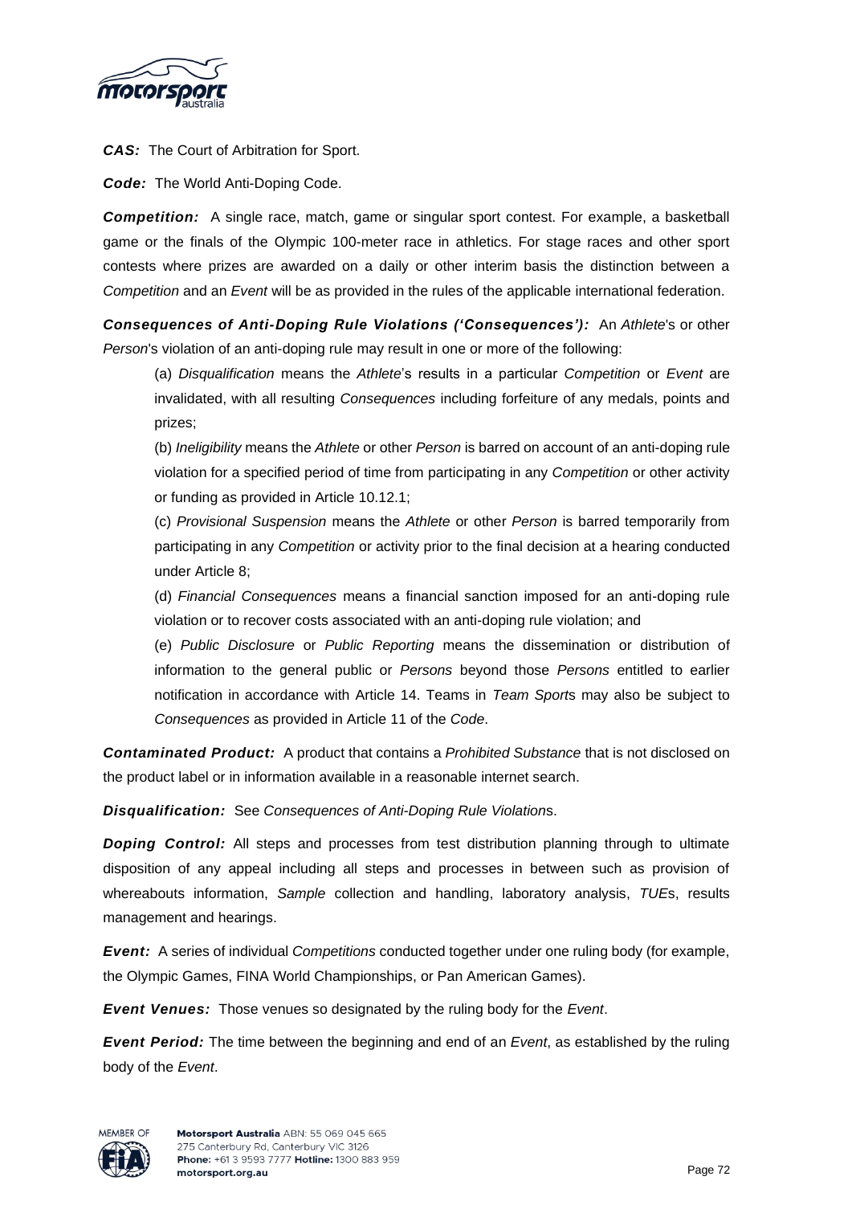***CAS:*** The Court of Arbitration for Sport.

***Code:*** The World Anti-Doping Code.

***Competition:*** A single race, match, game or singular sport contest. For example, a basketball game or the finals of the Olympic 100-meter race in athletics. For stage races and other sport contests where prizes are awarded on a daily or other interim basis the distinction between a *Competition* and an *Event* will be as provided in the rules of the applicable international federation.

***Consequences of Anti-Doping Rule Violations ('Consequences'):*** An *Athlete*'s or other *Person*'s violation of an anti-doping rule may result in one or more of the following:

(a) *Disqualification* means the *Athlete*'s results in a particular *Competition* or *Event* are invalidated, with all resulting *Consequences* including forfeiture of any medals, points and prizes;

(b) *Ineligibility* means the *Athlete* or other *Person* is barred on account of an anti-doping rule violation for a specified period of time from participating in any *Competition* or other activity or funding as provided in Article 10.12.1;

(c) *Provisional Suspension* means the *Athlete* or other *Person* is barred temporarily from participating in any *Competition* or activity prior to the final decision at a hearing conducted under Article 8;

(d) *Financial Consequences* means a financial sanction imposed for an anti-doping rule violation or to recover costs associated with an anti-doping rule violation; and

(e) *Public Disclosure* or *Public Reporting* means the dissemination or distribution of information to the general public or *Persons* beyond those *Persons* entitled to earlier notification in accordance with Article 14. Teams in *Team Sport*s may also be subject to *Consequences* as provided in Article 11 of the *Code*.

***Contaminated Product:*** A product that contains a *Prohibited Substance* that is not disclosed on the product label or in information available in a reasonable internet search.

***Disqualification:*** See *Consequences of Anti-Doping Rule Violation*s.

***Doping Control:*** All steps and processes from test distribution planning through to ultimate disposition of any appeal including all steps and processes in between such as provision of whereabouts information, *Sample* collection and handling, laboratory analysis, *TUE*s, results management and hearings.

***Event:*** A series of individual *Competitions* conducted together under one ruling body (for example, the Olympic Games, FINA World Championships, or Pan American Games).

***Event Venues:*** Those venues so designated by the ruling body for the *Event*.

***Event Period:*** The time between the beginning and end of an *Event*, as established by the ruling body of the *Event*.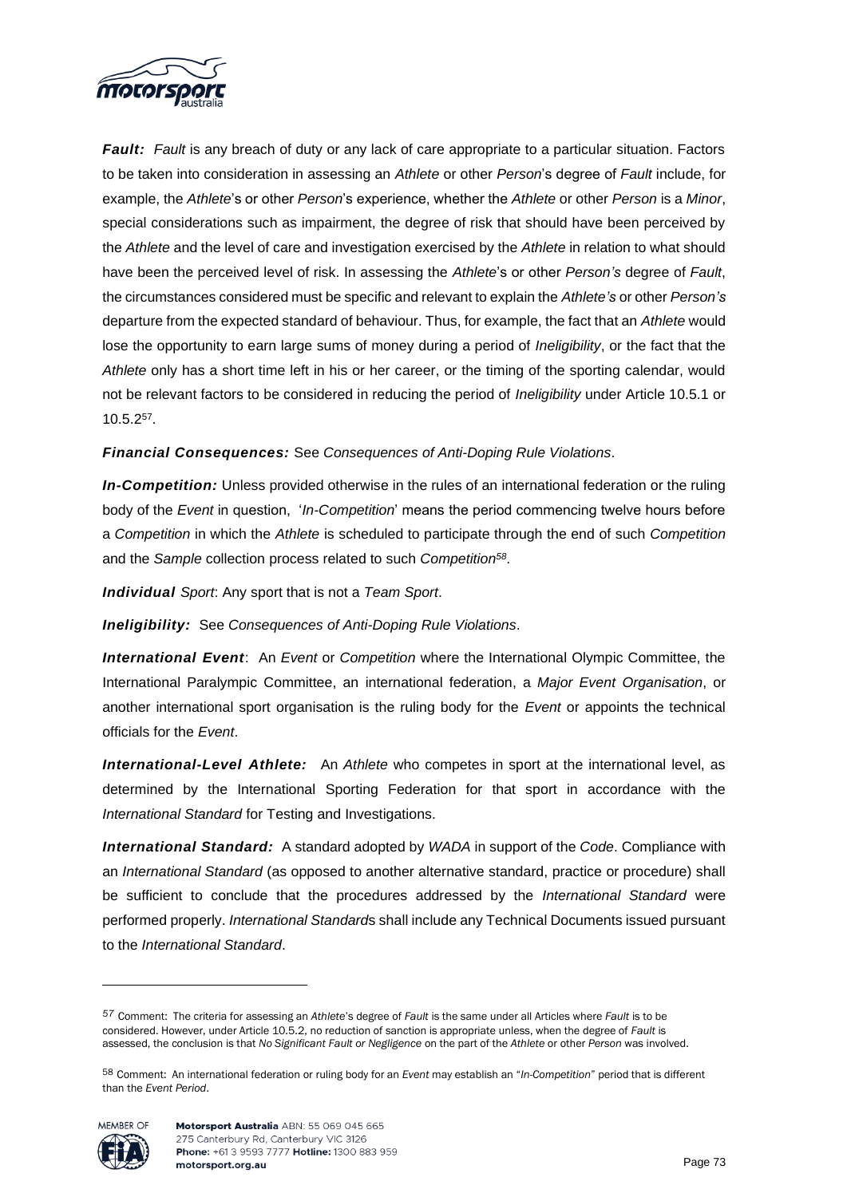***Fault:*** *Fault* is any breach of duty or any lack of care appropriate to a particular situation. Factors to be taken into consideration in assessing an *Athlete* or other *Person*'s degree of *Fault* include, for example, the *Athlete*'s or other *Person*'s experience, whether the *Athlete* or other *Person* is a *Minor*, special considerations such as impairment, the degree of risk that should have been perceived by the *Athlete* and the level of care and investigation exercised by the *Athlete* in relation to what should have been the perceived level of risk. In assessing the *Athlete*'s or other *Person's* degree of *Fault*, the circumstances considered must be specific and relevant to explain the *Athlete's* or other *Person's* departure from the expected standard of behaviour. Thus, for example, the fact that an *Athlete* would lose the opportunity to earn large sums of money during a period of *Ineligibility*, or the fact that the *Athlete* only has a short time left in his or her career, or the timing of the sporting calendar, would not be relevant factors to be considered in reducing the period of *Ineligibility* under Article 10.5.1 or 10.5.2[57].

***Financial Consequences:*** See *Consequences of Anti-Doping Rule Violations*.

***In-Competition:*** Unless provided otherwise in the rules of an international federation or the ruling body of the *Event* in question, '*In-Competition*' means the period commencing twelve hours before a *Competition* in which the *Athlete* is scheduled to participate through the end of such *Competition* and the *Sample* collection process related to such *Competition*[58].

***Individual** Sport*: Any sport that is not a *Team Sport*.

***Ineligibility:*** See *Consequences of Anti-Doping Rule Violations*.

***International Event***: An *Event* or *Competition* where the International Olympic Committee, the International Paralympic Committee, an international federation, a *Major Event Organisation*, or another international sport organisation is the ruling body for the *Event* or appoints the technical officials for the *Event*.

***International-Level Athlete:*** An *Athlete* who competes in sport at the international level, as determined by the International Sporting Federation for that sport in accordance with the *International Standard* for Testing and Investigations.

***International Standard:*** A standard adopted by *WADA* in support of the *Code*. Compliance with an *International Standard* (as opposed to another alternative standard, practice or procedure) shall be sufficient to conclude that the procedures addressed by the *International Standard* were performed properly. *International Standard*s shall include any Technical Documents issued pursuant to the *International Standard*.

---

[57] Comment: The criteria for assessing an *Athlete*'s degree of *Fault* is the same under all Articles where *Fault* is to be considered. However, under Article 10.5.2, no reduction of sanction is appropriate unless, when the degree of *Fault* is assessed, the conclusion is that *No Significant Fault or Negligence* on the part of the *Athlete* or other *Person* was involved.

[58] Comment: An international federation or ruling body for an *Event* may establish an "*In-Competition*" period that is different than the *Event Period*.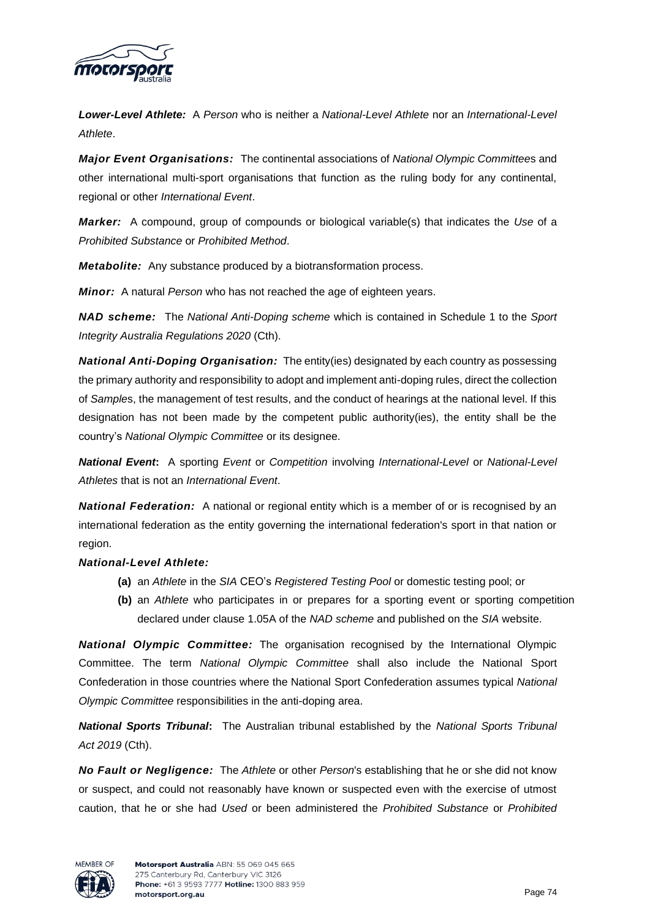***Lower-Level Athlete:*** A *Person* who is neither a *National-Level Athlete* nor an *International-Level Athlete*.

***Major Event Organisations:*** The continental associations of *National Olympic Committee*s and other international multi-sport organisations that function as the ruling body for any continental, regional or other *International Event*.

***Marker:*** A compound, group of compounds or biological variable(s) that indicates the *Use* of a *Prohibited Substance* or *Prohibited Method*.

***Metabolite:*** Any substance produced by a biotransformation process.

***Minor:*** A natural *Person* who has not reached the age of eighteen years.

***NAD scheme:*** The *National Anti-Doping scheme* which is contained in Schedule 1 to the *Sport Integrity Australia Regulations 2020* (Cth).

***National Anti-Doping Organisation:*** The entity(ies) designated by each country as possessing the primary authority and responsibility to adopt and implement anti-doping rules, direct the collection of *Sample*s, the management of test results, and the conduct of hearings at the national level. If this designation has not been made by the competent public authority(ies), the entity shall be the country's *National Olympic Committee* or its designee.

***National Event*:** A sporting *Event* or *Competition* involving *International-Level* or *National-Level Athletes* that is not an *International Event*.

***National Federation:*** A national or regional entity which is a member of or is recognised by an international federation as the entity governing the international federation's sport in that nation or region.

***National-Level Athlete:***

- **(a)** an *Athlete* in the *SIA* CEO's *Registered Testing Pool* or domestic testing pool; or
- **(b)** an *Athlete* who participates in or prepares for a sporting event or sporting competition declared under clause 1.05A of the *NAD scheme* and published on the *SIA* website.

***National Olympic Committee:*** The organisation recognised by the International Olympic Committee. The term *National Olympic Committee* shall also include the National Sport Confederation in those countries where the National Sport Confederation assumes typical *National Olympic Committee* responsibilities in the anti-doping area.

***National Sports Tribunal*:** The Australian tribunal established by the *National Sports Tribunal Act 2019* (Cth).

***No Fault or Negligence:*** The *Athlete* or other *Person*'s establishing that he or she did not know or suspect, and could not reasonably have known or suspected even with the exercise of utmost caution, that he or she had *Used* or been administered the *Prohibited Substance* or *Prohibited*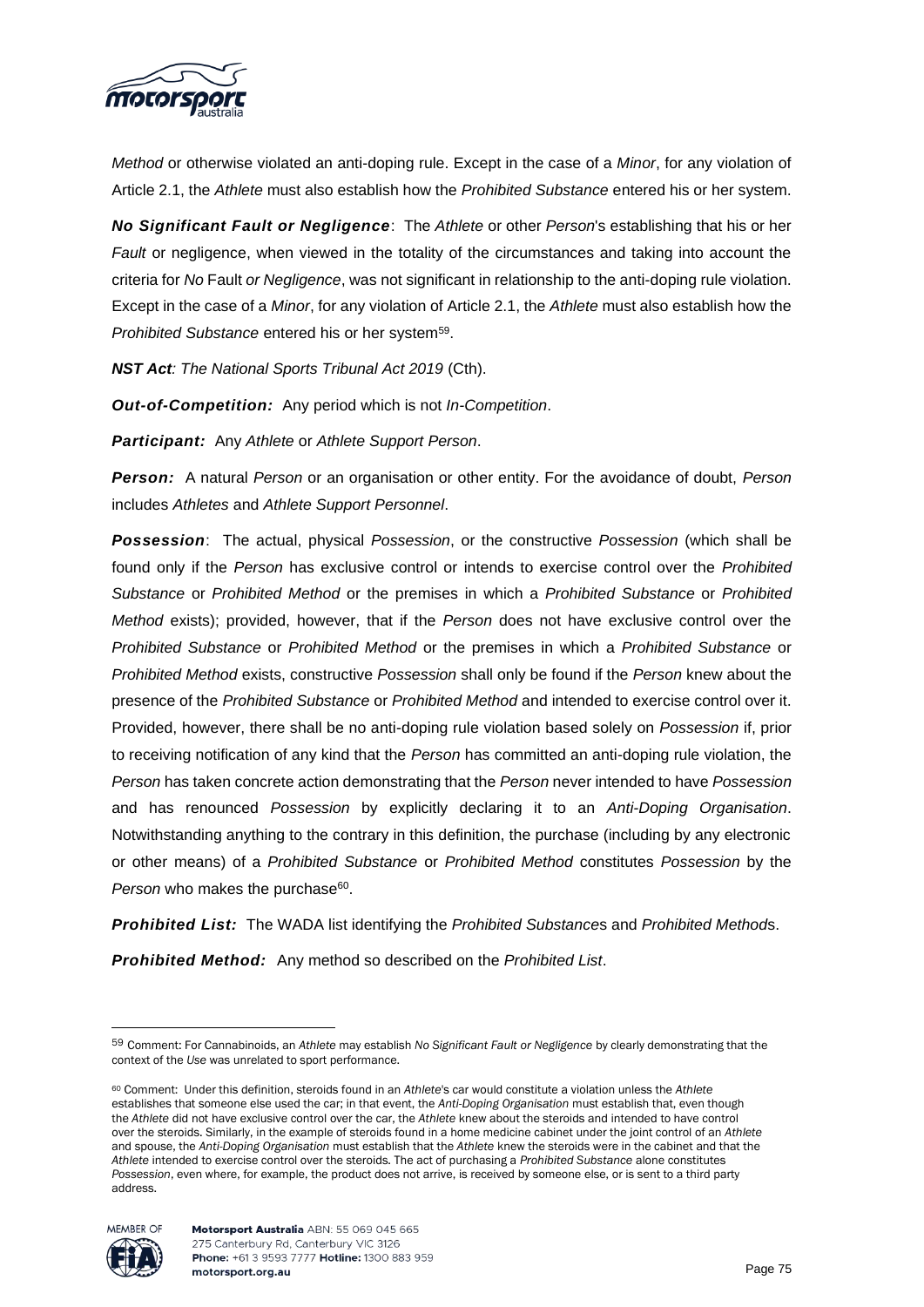*Method* or otherwise violated an anti-doping rule. Except in the case of a *Minor*, for any violation of Article 2.1, the *Athlete* must also establish how the *Prohibited Substance* entered his or her system.

***No Significant Fault or Negligence***: The *Athlete* or other *Person*'s establishing that his or her *Fault* or negligence, when viewed in the totality of the circumstances and taking into account the criteria for *No* Fault *or Negligence*, was not significant in relationship to the anti-doping rule violation. Except in the case of a *Minor*, for any violation of Article 2.1, the *Athlete* must also establish how the *Prohibited Substance* entered his or her system[59].

***NST Act****: The National Sports Tribunal Act 2019* (Cth).

***Out-of-Competition:*** Any period which is not *In-Competition*.

***Participant:*** Any *Athlete* or *Athlete Support Person*.

***Person:*** A natural *Person* or an organisation or other entity. For the avoidance of doubt, *Person* includes *Athletes* and *Athlete Support Personnel*.

***Possession***: The actual, physical *Possession*, or the constructive *Possession* (which shall be found only if the *Person* has exclusive control or intends to exercise control over the *Prohibited Substance* or *Prohibited Method* or the premises in which a *Prohibited Substance* or *Prohibited Method* exists); provided, however, that if the *Person* does not have exclusive control over the *Prohibited Substance* or *Prohibited Method* or the premises in which a *Prohibited Substance* or *Prohibited Method* exists, constructive *Possession* shall only be found if the *Person* knew about the presence of the *Prohibited Substance* or *Prohibited Method* and intended to exercise control over it. Provided, however, there shall be no anti-doping rule violation based solely on *Possession* if, prior to receiving notification of any kind that the *Person* has committed an anti-doping rule violation, the *Person* has taken concrete action demonstrating that the *Person* never intended to have *Possession* and has renounced *Possession* by explicitly declaring it to an *Anti-Doping Organisation*. Notwithstanding anything to the contrary in this definition, the purchase (including by any electronic or other means) of a *Prohibited Substance* or *Prohibited Method* constitutes *Possession* by the *Person* who makes the purchase[60].

***Prohibited List:*** The WADA list identifying the *Prohibited Substance*s and *Prohibited Method*s.

***Prohibited Method:*** Any method so described on the *Prohibited List*.

---

[59] Comment: For Cannabinoids, an *Athlete* may establish *No Significant Fault or Negligence* by clearly demonstrating that the context of the *Use* was unrelated to sport performance.

[60] Comment: Under this definition, steroids found in an *Athlete*'s car would constitute a violation unless the *Athlete* establishes that someone else used the car; in that event, the *Anti-Doping Organisation* must establish that, even though the *Athlete* did not have exclusive control over the car, the *Athlete* knew about the steroids and intended to have control over the steroids. Similarly, in the example of steroids found in a home medicine cabinet under the joint control of an *Athlete* and spouse, the *Anti-Doping Organisation* must establish that the *Athlete* knew the steroids were in the cabinet and that the *Athlete* intended to exercise control over the steroids. The act of purchasing a *Prohibited Substance* alone constitutes *Possession*, even where, for example, the product does not arrive, is received by someone else, or is sent to a third party address.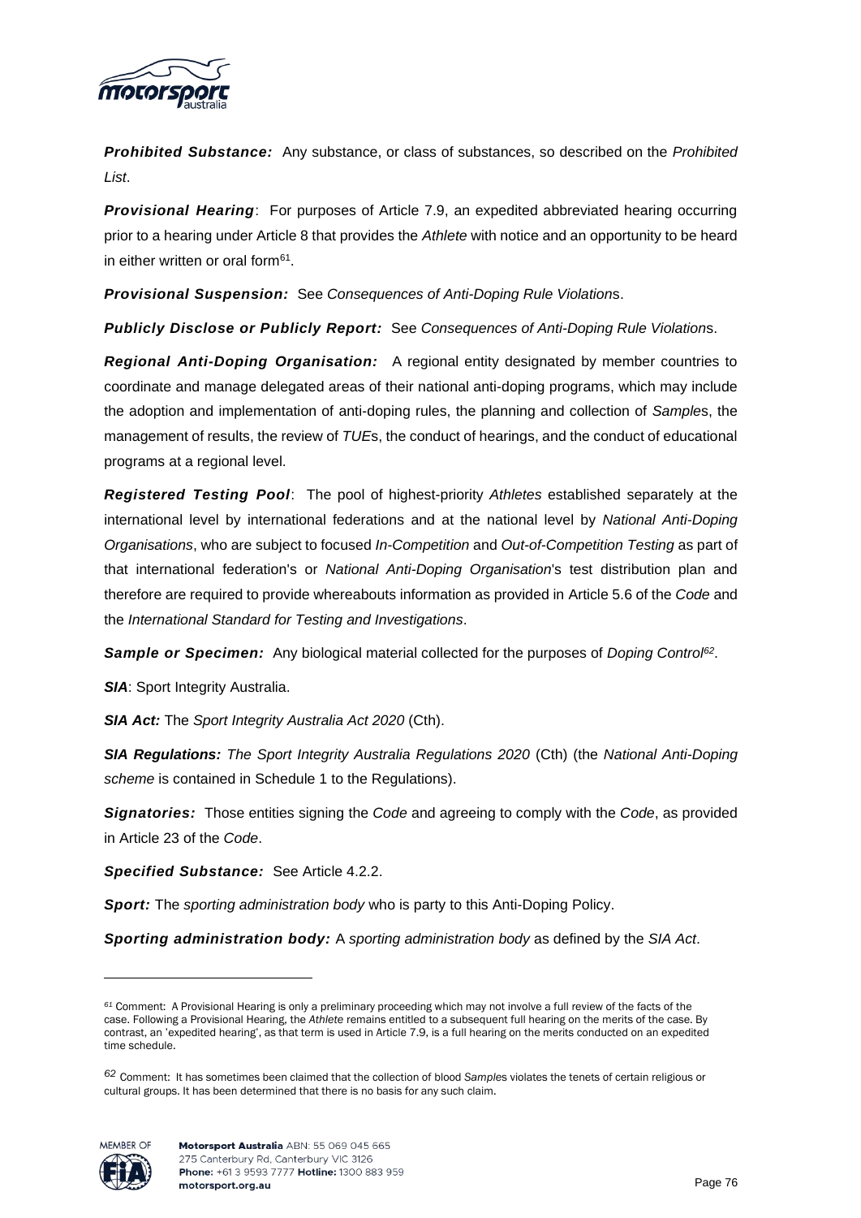***Prohibited Substance:*** Any substance, or class of substances, so described on the *Prohibited List*.

***Provisional Hearing***: For purposes of Article 7.9, an expedited abbreviated hearing occurring prior to a hearing under Article 8 that provides the *Athlete* with notice and an opportunity to be heard in either written or oral form[61].

***Provisional Suspension:*** See *Consequences of Anti-Doping Rule Violation*s.

***Publicly Disclose or Publicly Report:*** See *Consequences of Anti-Doping Rule Violation*s.

***Regional Anti-Doping Organisation:*** A regional entity designated by member countries to coordinate and manage delegated areas of their national anti-doping programs, which may include the adoption and implementation of anti-doping rules, the planning and collection of *Sample*s, the management of results, the review of *TUE*s, the conduct of hearings, and the conduct of educational programs at a regional level.

***Registered Testing Pool***: The pool of highest-priority *Athletes* established separately at the international level by international federations and at the national level by *National Anti-Doping Organisations*, who are subject to focused *In-Competition* and *Out-of-Competition Testing* as part of that international federation's or *National Anti-Doping Organisation*'s test distribution plan and therefore are required to provide whereabouts information as provided in Article 5.6 of the *Code* and the *International Standard for Testing and Investigations*.

***Sample or Specimen:*** Any biological material collected for the purposes of *Doping Control*[62].

***SIA***: Sport Integrity Australia.

***SIA Act:*** The *Sport Integrity Australia Act 2020* (Cth).

***SIA Regulations:*** *The Sport Integrity Australia Regulations 2020* (Cth) (the *National Anti-Doping scheme* is contained in Schedule 1 to the Regulations).

***Signatories:*** Those entities signing the *Code* and agreeing to comply with the *Code*, as provided in Article 23 of the *Code*.

***Specified Substance:*** See Article 4.2.2.

***Sport:*** The *sporting administration body* who is party to this Anti-Doping Policy.

***Sporting administration body:*** A *sporting administration body* as defined by the *SIA Act*.

---

[61] Comment: A Provisional Hearing is only a preliminary proceeding which may not involve a full review of the facts of the case. Following a Provisional Hearing, the *Athlete* remains entitled to a subsequent full hearing on the merits of the case. By contrast, an 'expedited hearing', as that term is used in Article 7.9, is a full hearing on the merits conducted on an expedited time schedule.

[62] Comment: It has sometimes been claimed that the collection of blood *Sample*s violates the tenets of certain religious or cultural groups. It has been determined that there is no basis for any such claim.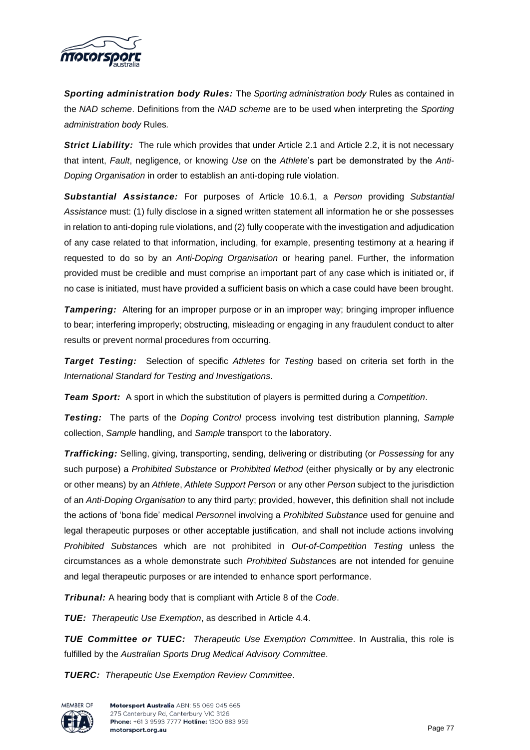***Sporting administration body Rules:*** The *Sporting administration body* Rules as contained in the *NAD scheme*. Definitions from the *NAD scheme* are to be used when interpreting the *Sporting administration body* Rules*.*

***Strict Liability:*** The rule which provides that under Article 2.1 and Article 2.2, it is not necessary that intent, *Fault*, negligence, or knowing *Use* on the *Athlete*'s part be demonstrated by the *Anti-Doping Organisation* in order to establish an anti-doping rule violation.

***Substantial Assistance:*** For purposes of Article 10.6.1, a *Person* providing *Substantial Assistance* must: (1) fully disclose in a signed written statement all information he or she possesses in relation to anti-doping rule violations, and (2) fully cooperate with the investigation and adjudication of any case related to that information, including, for example, presenting testimony at a hearing if requested to do so by an *Anti-Doping Organisation* or hearing panel. Further, the information provided must be credible and must comprise an important part of any case which is initiated or, if no case is initiated, must have provided a sufficient basis on which a case could have been brought.

***Tampering:*** Altering for an improper purpose or in an improper way; bringing improper influence to bear; interfering improperly; obstructing, misleading or engaging in any fraudulent conduct to alter results or prevent normal procedures from occurring.

***Target Testing:*** Selection of specific *Athletes* for *Testing* based on criteria set forth in the *International Standard for Testing and Investigations*.

***Team Sport:*** A sport in which the substitution of players is permitted during a *Competition*.

***Testing:*** The parts of the *Doping Control* process involving test distribution planning, *Sample* collection, *Sample* handling, and *Sample* transport to the laboratory.

***Trafficking:*** Selling, giving, transporting, sending, delivering or distributing (or *Possessing* for any such purpose) a *Prohibited Substance* or *Prohibited Method* (either physically or by any electronic or other means) by an *Athlete*, *Athlete Support Person* or any other *Person* subject to the jurisdiction of an *Anti-Doping Organisation* to any third party; provided, however, this definition shall not include the actions of 'bona fide' medical *Person*nel involving a *Prohibited Substance* used for genuine and legal therapeutic purposes or other acceptable justification, and shall not include actions involving *Prohibited Substance*s which are not prohibited in *Out-of-Competition Testing* unless the circumstances as a whole demonstrate such *Prohibited Substance*s are not intended for genuine and legal therapeutic purposes or are intended to enhance sport performance.

***Tribunal:*** A hearing body that is compliant with Article 8 of the *Code*.

***TUE:*** *Therapeutic Use Exemption*, as described in Article 4.4.

***TUE Committee or TUEC:*** *Therapeutic Use Exemption Committee*. In Australia, this role is fulfilled by the *Australian Sports Drug Medical Advisory Committee*.

***TUERC:*** *Therapeutic Use Exemption Review Committee*.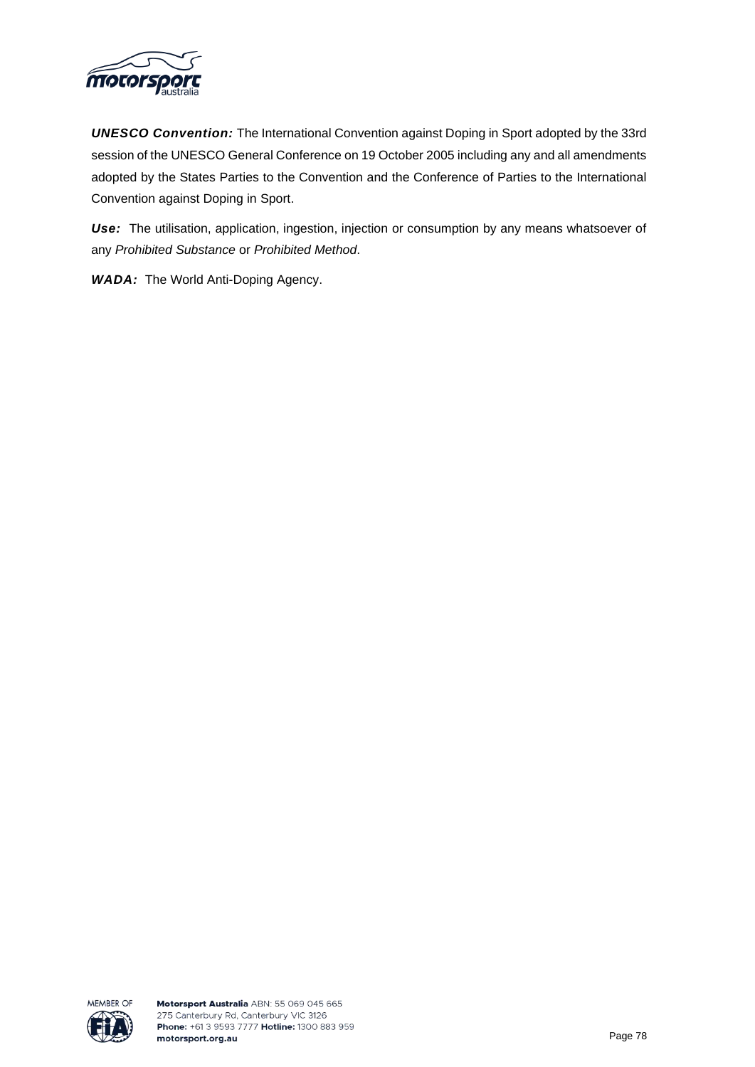***UNESCO Convention:*** The International Convention against Doping in Sport adopted by the 33rd session of the UNESCO General Conference on 19 October 2005 including any and all amendments adopted by the States Parties to the Convention and the Conference of Parties to the International Convention against Doping in Sport.

***Use:*** The utilisation, application, ingestion, injection or consumption by any means whatsoever of any *Prohibited Substance* or *Prohibited Method*.

***WADA:*** The World Anti-Doping Agency.